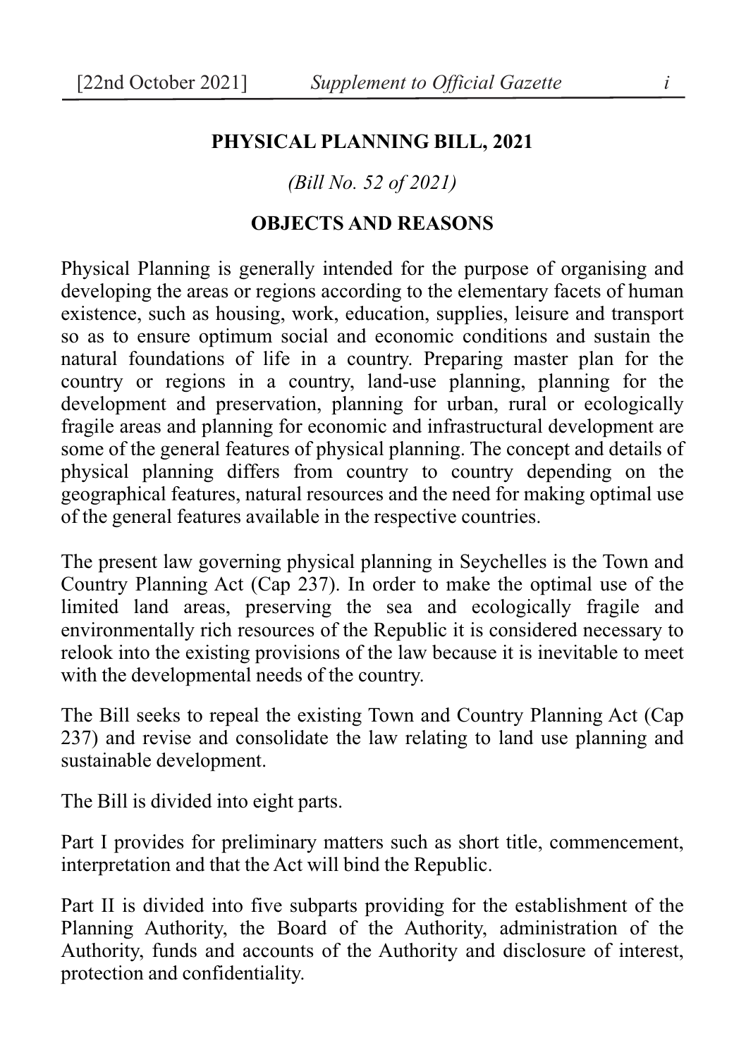# PHYSICAL PLANNING BILL, 2021

*(Bill No. 52 of 2021)*

## OBJECTS AND REASONS

Physical Planning is generally intended for the purpose of organising and developing the areas or regions according to the elementary facets of human existence, such as housing, work, education, supplies, leisure and transport so as to ensure optimum social and economic conditions and sustain the natural foundations of life in a country. Preparing master plan for the country or regions in a country, land-use planning, planning for the development and preservation, planning for urban, rural or ecologically fragile areas and planning for economic and infrastructural development are some of the general features of physical planning. The concept and details of physical planning differs from country to country depending on the geographical features, natural resources and the need for making optimal use of the general features available in the respective countries.

The present law governing physical planning in Seychelles is the Town and Country Planning Act (Cap 237). In order to make the optimal use of the limited land areas, preserving the sea and ecologically fragile and environmentally rich resources of the Republic it is considered necessary to relook into the existing provisions of the law because it is inevitable to meet with the developmental needs of the country.

The Bill seeks to repeal the existing Town and Country Planning Act (Cap 237) and revise and consolidate the law relating to land use planning and sustainable development.

The Bill is divided into eight parts.

Part I provides for preliminary matters such as short title, commencement, interpretation and that the Act will bind the Republic.

Part II is divided into five subparts providing for the establishment of the Planning Authority, the Board of the Authority, administration of the Authority, funds and accounts of the Authority and disclosure of interest, protection and confidentiality.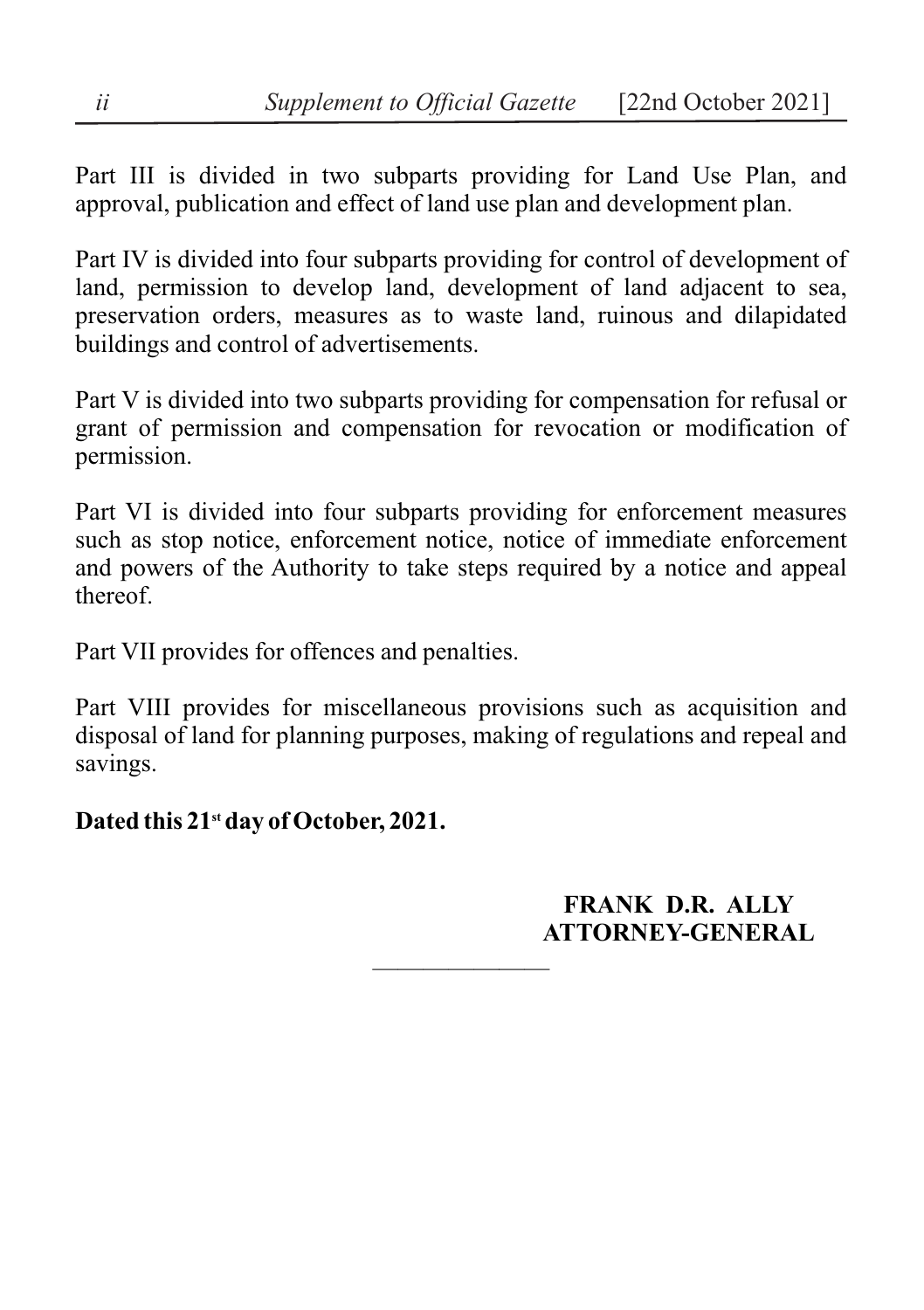Part III is divided in two subparts providing for Land Use Plan, and approval, publication and effect of land use plan and development plan.

Part IV is divided into four subparts providing for control of development of land, permission to develop land, development of land adjacent to sea, preservation orders, measures as to waste land, ruinous and dilapidated buildings and control of advertisements.

Part V is divided into two subparts providing for compensation for refusal or grant of permission and compensation for revocation or modification of permission.

Part VI is divided into four subparts providing for enforcement measures such as stop notice, enforcement notice, notice of immediate enforcement and powers of the Authority to take steps required by a notice and appeal thereof.

Part VII provides for offences and penalties.

Part VIII provides for miscellaneous provisions such as acquisition and disposal of land for planning purposes, making of regulations and repeal and savings.

**Dated this 21st day of October, 2021.**

**FRANK D.R. ALLY**
**ATTORNEY-GENERAL**

---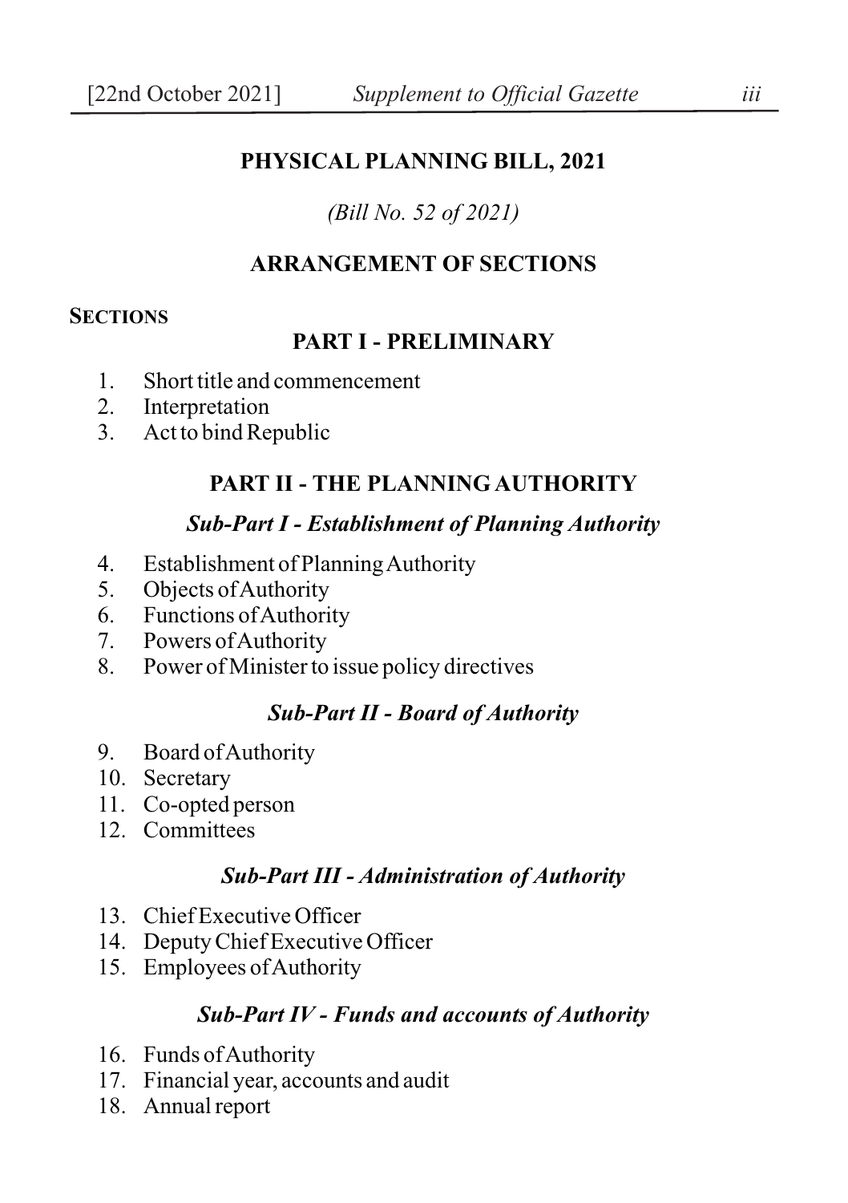# PHYSICAL PLANNING BILL, 2021

*(Bill No. 52 of 2021)*

## ARRANGEMENT OF SECTIONS

**SECTIONS**

### PART I - PRELIMINARY

1. Short title and commencement
2. Interpretation
3. Act to bind Republic

### PART II - THE PLANNING AUTHORITY

#### *Sub-Part I - Establishment of Planning Authority*

4. Establishment of Planning Authority
5. Objects of Authority
6. Functions of Authority
7. Powers of Authority
8. Power of Minister to issue policy directives

#### *Sub-Part II - Board of Authority*

9. Board of Authority
10. Secretary
11. Co-opted person
12. Committees

#### *Sub-Part III - Administration of Authority*

13. Chief Executive Officer
14. Deputy Chief Executive Officer
15. Employees of Authority

#### *Sub-Part IV - Funds and accounts of Authority*

16. Funds of Authority
17. Financial year, accounts and audit
18. Annual report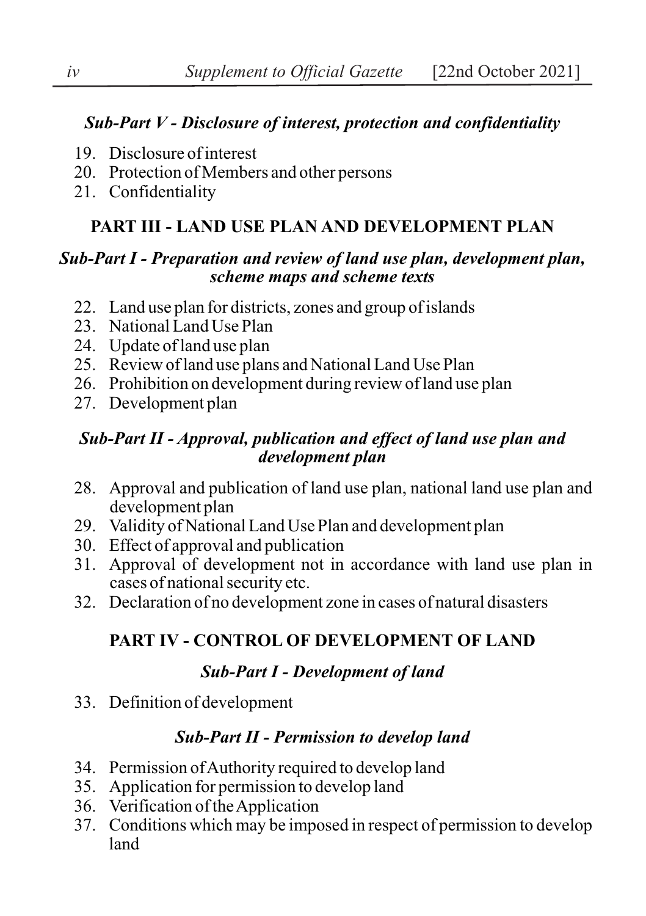### *Sub-Part V - Disclosure of interest, protection and confidentiality*

19. Disclosure of interest
20. Protection of Members and other persons
21. Confidentiality

## PART III - LAND USE PLAN AND DEVELOPMENT PLAN

### *Sub-Part I - Preparation and review of land use plan, development plan, scheme maps and scheme texts*

22. Land use plan for districts, zones and group of islands
23. National Land Use Plan
24. Update of land use plan
25. Review of land use plans and National Land Use Plan
26. Prohibition on development during review of land use plan
27. Development plan

### *Sub-Part II - Approval, publication and effect of land use plan and development plan*

28. Approval and publication of land use plan, national land use plan and development plan
29. Validity of National Land Use Plan and development plan
30. Effect of approval and publication
31. Approval of development not in accordance with land use plan in cases of national security etc.
32. Declaration of no development zone in cases of natural disasters

## PART IV - CONTROL OF DEVELOPMENT OF LAND

### *Sub-Part I - Development of land*

33. Definition of development

### *Sub-Part II - Permission to develop land*

34. Permission of Authority required to develop land
35. Application for permission to develop land
36. Verification of the Application
37. Conditions which may be imposed in respect of permission to develop land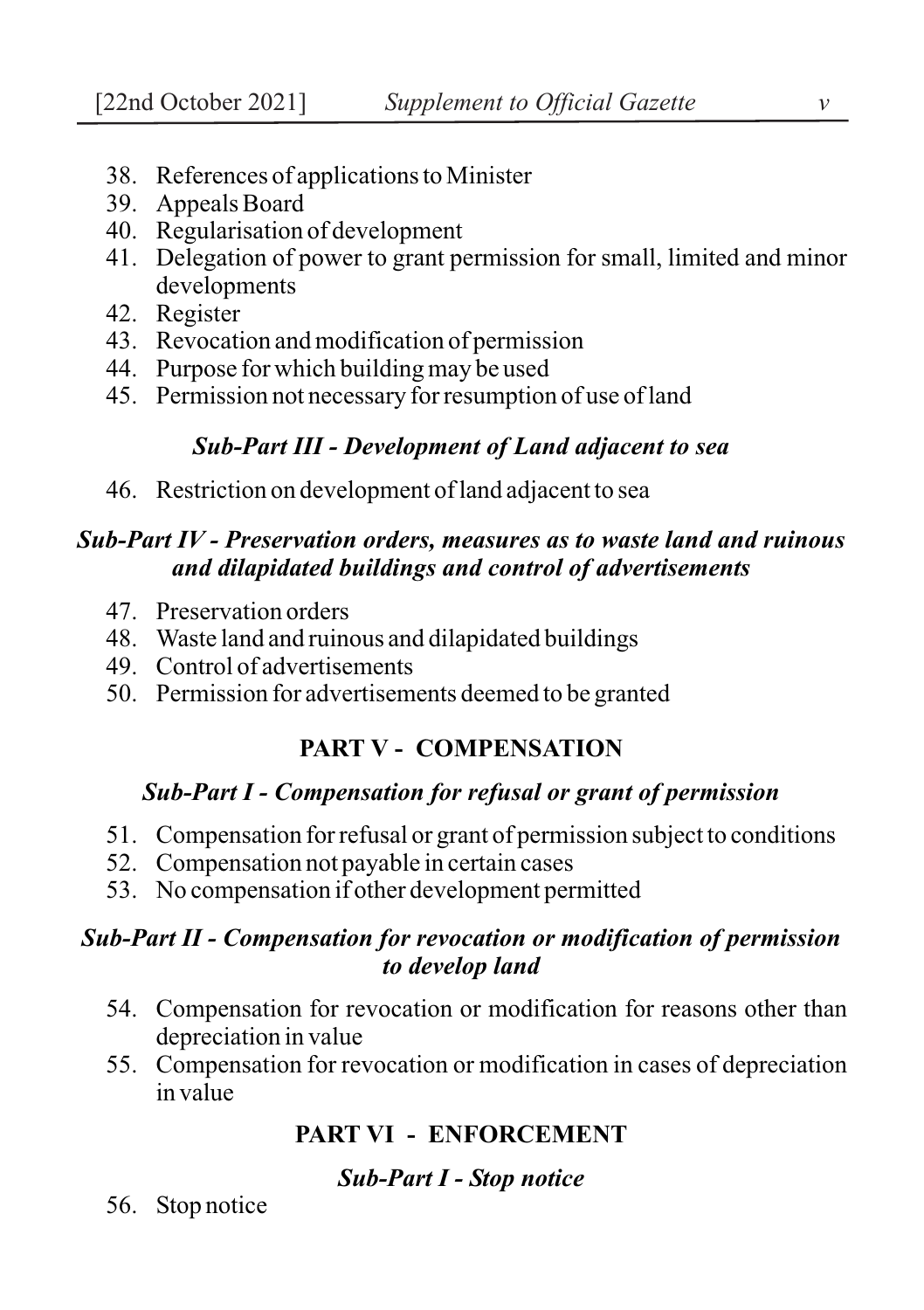38. References of applications to Minister
39. Appeals Board
40. Regularisation of development
41. Delegation of power to grant permission for small, limited and minor developments
42. Register
43. Revocation and modification of permission
44. Purpose for which building may be used
45. Permission not necessary for resumption of use of land

### *Sub-Part III - Development of Land adjacent to sea*

46. Restriction on development of land adjacent to sea

### *Sub-Part IV - Preservation orders, measures as to waste land and ruinous and dilapidated buildings and control of advertisements*

47. Preservation orders
48. Waste land and ruinous and dilapidated buildings
49. Control of advertisements
50. Permission for advertisements deemed to be granted

## PART V - COMPENSATION

### *Sub-Part I - Compensation for refusal or grant of permission*

51. Compensation for refusal or grant of permission subject to conditions
52. Compensation not payable in certain cases
53. No compensation if other development permitted

### *Sub-Part II - Compensation for revocation or modification of permission to develop land*

54. Compensation for revocation or modification for reasons other than depreciation in value
55. Compensation for revocation or modification in cases of depreciation in value

## PART VI - ENFORCEMENT

### *Sub-Part I - Stop notice*

56. Stop notice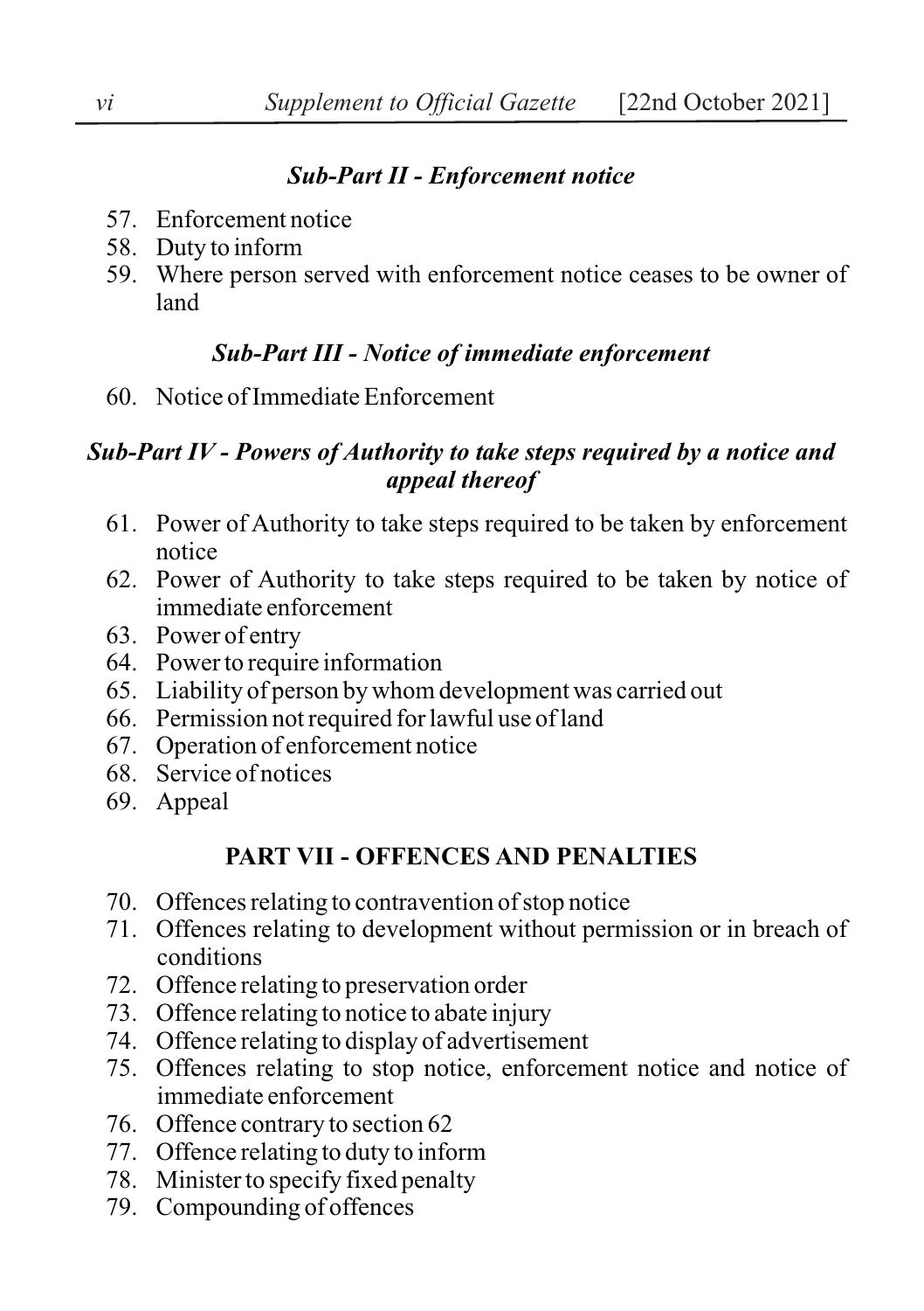### *Sub-Part II - Enforcement notice*

57. Enforcement notice
58. Duty to inform
59. Where person served with enforcement notice ceases to be owner of land

### *Sub-Part III - Notice of immediate enforcement*

60. Notice of Immediate Enforcement

### *Sub-Part IV - Powers of Authority to take steps required by a notice and appeal thereof*

61. Power of Authority to take steps required to be taken by enforcement notice
62. Power of Authority to take steps required to be taken by notice of immediate enforcement
63. Power of entry
64. Power to require information
65. Liability of person by whom development was carried out
66. Permission not required for lawful use of land
67. Operation of enforcement notice
68. Service of notices
69. Appeal

## PART VII - OFFENCES AND PENALTIES

70. Offences relating to contravention of stop notice
71. Offences relating to development without permission or in breach of conditions
72. Offence relating to preservation order
73. Offence relating to notice to abate injury
74. Offence relating to display of advertisement
75. Offences relating to stop notice, enforcement notice and notice of immediate enforcement
76. Offence contrary to section 62
77. Offence relating to duty to inform
78. Minister to specify fixed penalty
79. Compounding of offences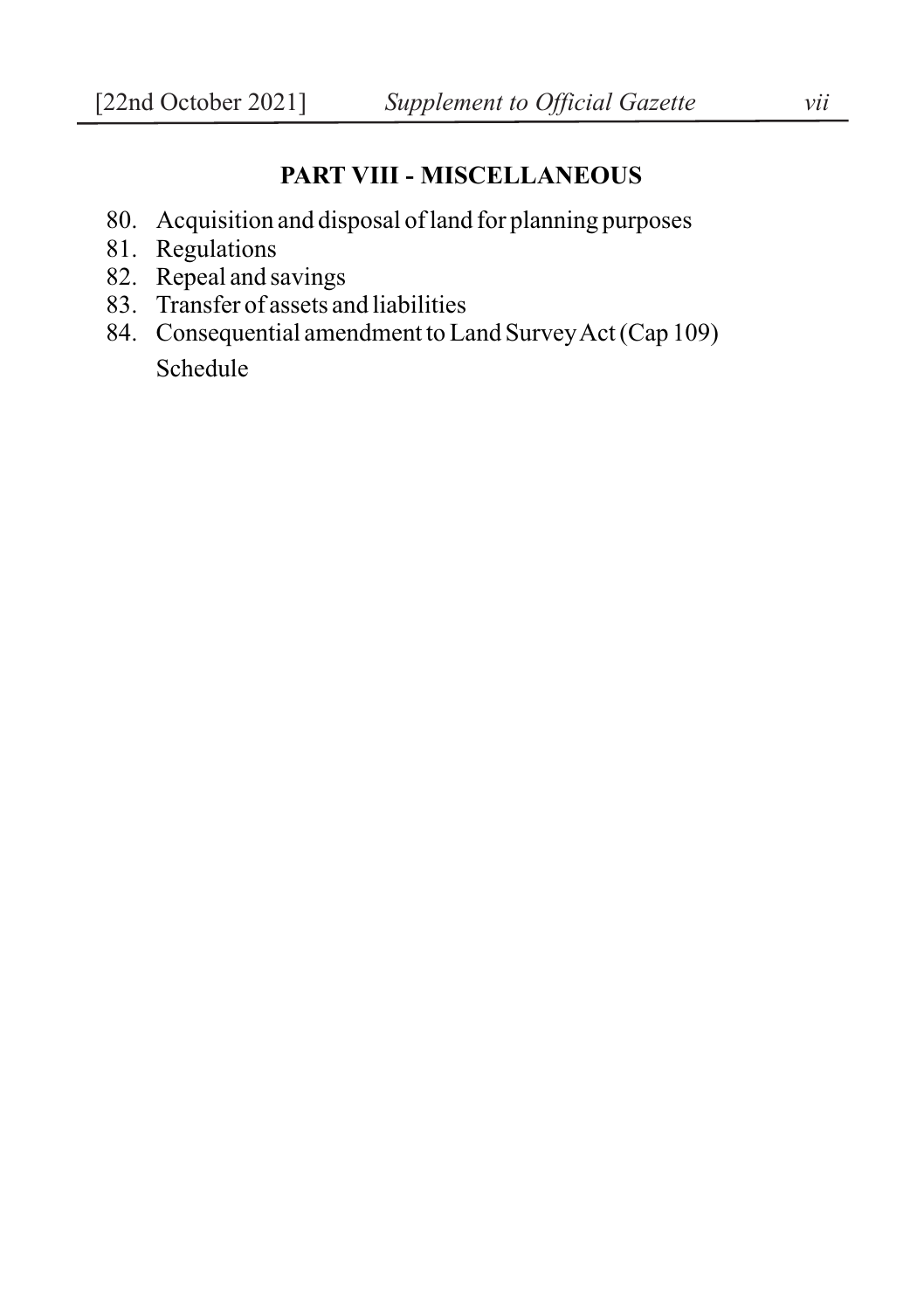## PART VIII - MISCELLANEOUS

80. Acquisition and disposal of land for planning purposes
81. Regulations
82. Repeal and savings
83. Transfer of assets and liabilities
84. Consequential amendment to Land Survey Act (Cap 109)

Schedule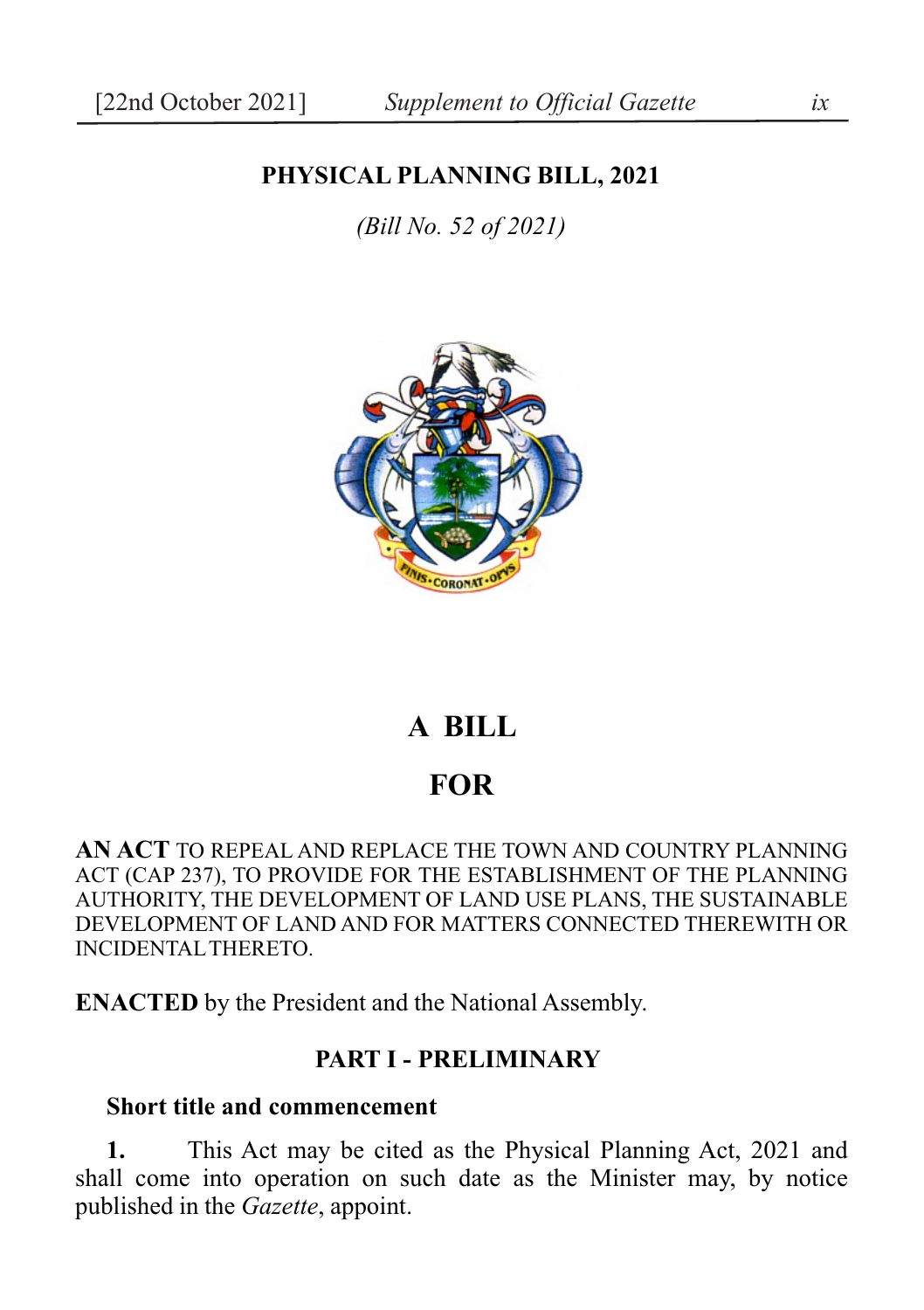# PHYSICAL PLANNING BILL, 2021

*(Bill No. 52 of 2021)*

# A BILL

# FOR

**AN ACT** TO REPEAL AND REPLACE THE TOWN AND COUNTRY PLANNING ACT (CAP 237), TO PROVIDE FOR THE ESTABLISHMENT OF THE PLANNING AUTHORITY, THE DEVELOPMENT OF LAND USE PLANS, THE SUSTAINABLE DEVELOPMENT OF LAND AND FOR MATTERS CONNECTED THEREWITH OR INCIDENTAL THERETO.

**ENACTED** by the President and the National Assembly.

## PART I - PRELIMINARY

### Short title and commencement

**1.** This Act may be cited as the Physical Planning Act, 2021 and shall come into operation on such date as the Minister may, by notice published in the *Gazette*, appoint.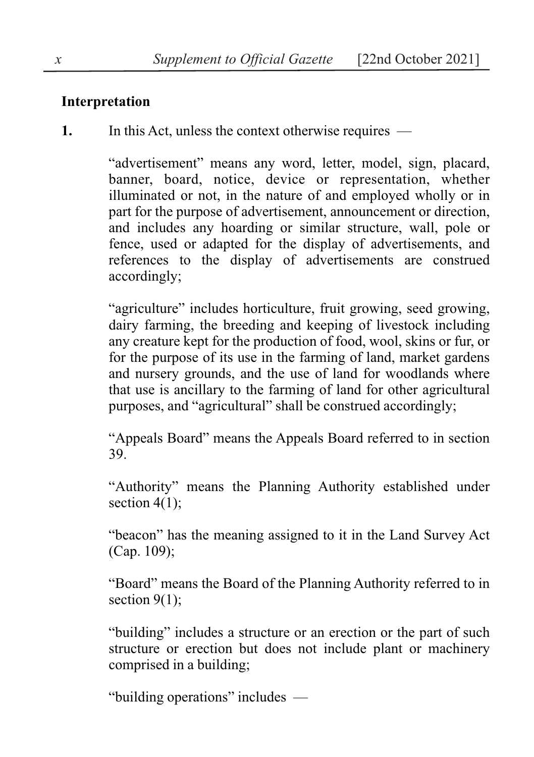## Interpretation

**1.** In this Act, unless the context otherwise requires —

"advertisement" means any word, letter, model, sign, placard, banner, board, notice, device or representation, whether illuminated or not, in the nature of and employed wholly or in part for the purpose of advertisement, announcement or direction, and includes any hoarding or similar structure, wall, pole or fence, used or adapted for the display of advertisements, and references to the display of advertisements are construed accordingly;

"agriculture" includes horticulture, fruit growing, seed growing, dairy farming, the breeding and keeping of livestock including any creature kept for the production of food, wool, skins or fur, or for the purpose of its use in the farming of land, market gardens and nursery grounds, and the use of land for woodlands where that use is ancillary to the farming of land for other agricultural purposes, and "agricultural" shall be construed accordingly;

"Appeals Board" means the Appeals Board referred to in section 39.

"Authority" means the Planning Authority established under section 4(1);

"beacon" has the meaning assigned to it in the Land Survey Act (Cap. 109);

"Board" means the Board of the Planning Authority referred to in section 9(1);

"building" includes a structure or an erection or the part of such structure or erection but does not include plant or machinery comprised in a building;

"building operations" includes —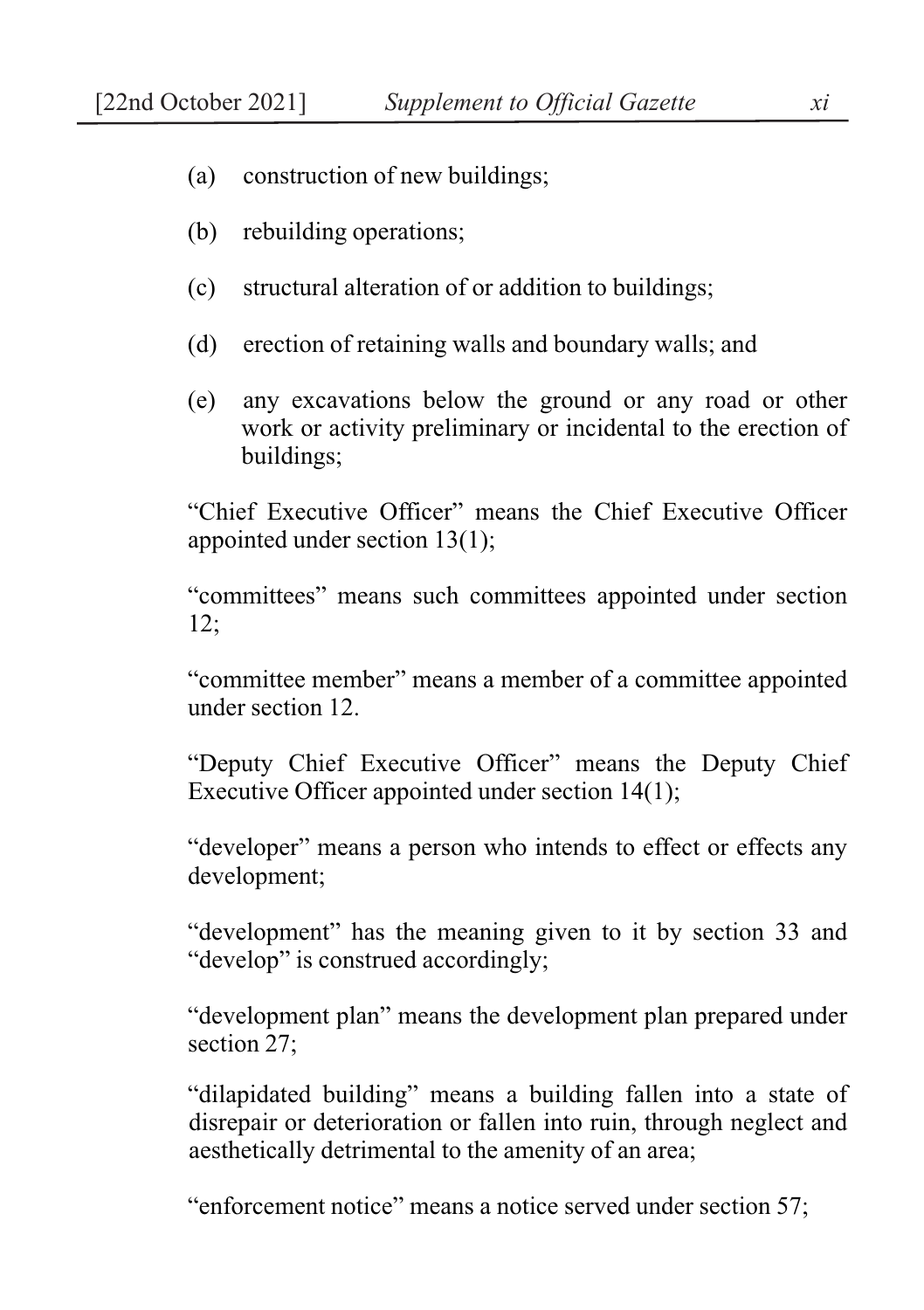(a) construction of new buildings;

(b) rebuilding operations;

(c) structural alteration of or addition to buildings;

(d) erection of retaining walls and boundary walls; and

(e) any excavations below the ground or any road or other work or activity preliminary or incidental to the erection of buildings;

"Chief Executive Officer" means the Chief Executive Officer appointed under section 13(1);

"committees" means such committees appointed under section 12;

"committee member" means a member of a committee appointed under section 12.

"Deputy Chief Executive Officer" means the Deputy Chief Executive Officer appointed under section 14(1);

"developer" means a person who intends to effect or effects any development;

"development" has the meaning given to it by section 33 and "develop" is construed accordingly;

"development plan" means the development plan prepared under section 27;

"dilapidated building" means a building fallen into a state of disrepair or deterioration or fallen into ruin, through neglect and aesthetically detrimental to the amenity of an area;

"enforcement notice" means a notice served under section 57;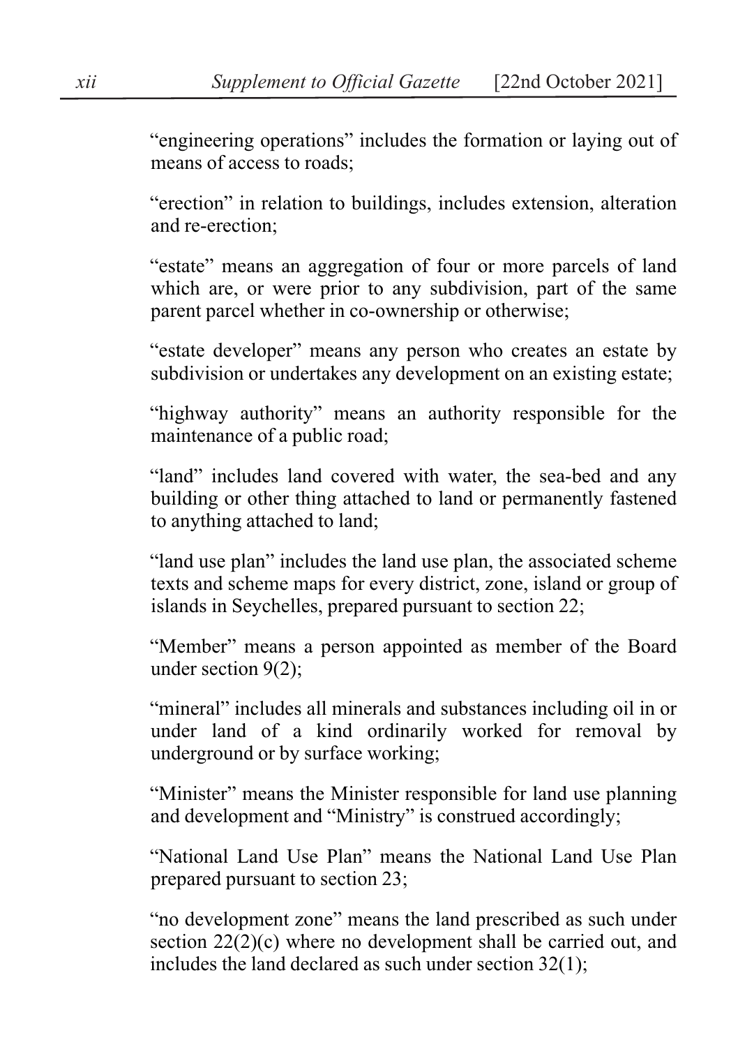“engineering operations” includes the formation or laying out of means of access to roads;

“erection” in relation to buildings, includes extension, alteration and re-erection;

“estate” means an aggregation of four or more parcels of land which are, or were prior to any subdivision, part of the same parent parcel whether in co-ownership or otherwise;

“estate developer” means any person who creates an estate by subdivision or undertakes any development on an existing estate;

“highway authority” means an authority responsible for the maintenance of a public road;

“land” includes land covered with water, the sea-bed and any building or other thing attached to land or permanently fastened to anything attached to land;

“land use plan” includes the land use plan, the associated scheme texts and scheme maps for every district, zone, island or group of islands in Seychelles, prepared pursuant to section 22;

“Member” means a person appointed as member of the Board under section 9(2);

“mineral” includes all minerals and substances including oil in or under land of a kind ordinarily worked for removal by underground or by surface working;

“Minister” means the Minister responsible for land use planning and development and “Ministry” is construed accordingly;

“National Land Use Plan” means the National Land Use Plan prepared pursuant to section 23;

“no development zone” means the land prescribed as such under section 22(2)(c) where no development shall be carried out, and includes the land declared as such under section 32(1);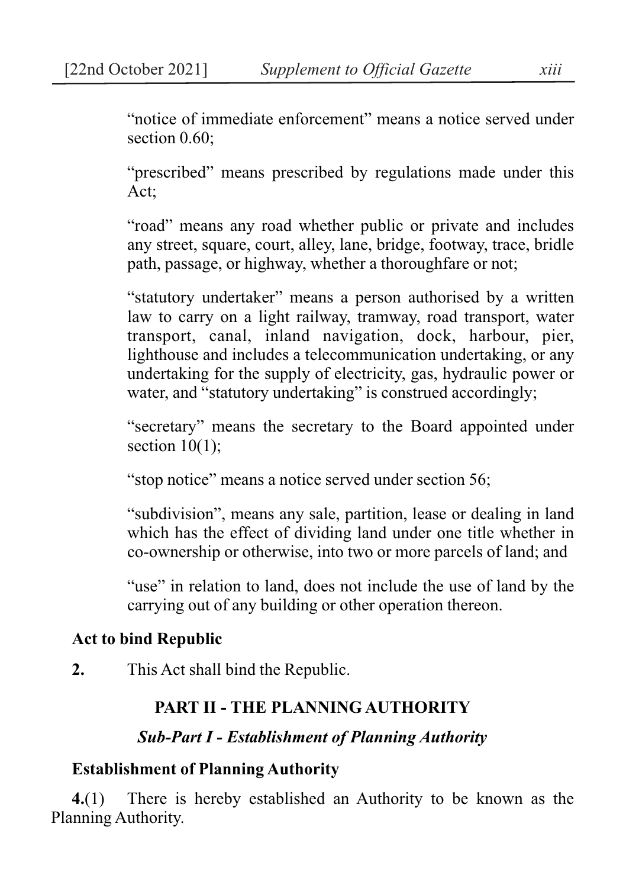"notice of immediate enforcement" means a notice served under section 0.60;

"prescribed" means prescribed by regulations made under this Act;

"road" means any road whether public or private and includes any street, square, court, alley, lane, bridge, footway, trace, bridle path, passage, or highway, whether a thoroughfare or not;

"statutory undertaker" means a person authorised by a written law to carry on a light railway, tramway, road transport, water transport, canal, inland navigation, dock, harbour, pier, lighthouse and includes a telecommunication undertaking, or any undertaking for the supply of electricity, gas, hydraulic power or water, and "statutory undertaking" is construed accordingly;

"secretary" means the secretary to the Board appointed under section 10(1);

"stop notice" means a notice served under section 56;

"subdivision", means any sale, partition, lease or dealing in land which has the effect of dividing land under one title whether in co-ownership or otherwise, into two or more parcels of land; and

"use" in relation to land, does not include the use of land by the carrying out of any building or other operation thereon.

**Act to bind Republic**

**2.** This Act shall bind the Republic.

## PART II - THE PLANNING AUTHORITY

### *Sub-Part I - Establishment of Planning Authority*

**Establishment of Planning Authority**

**4.**(1) There is hereby established an Authority to be known as the Planning Authority.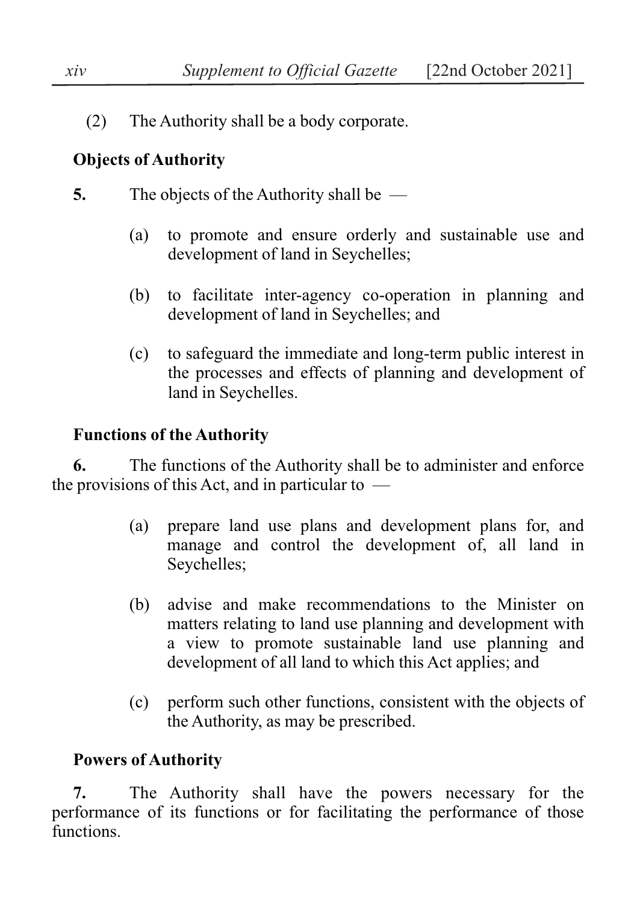(2) The Authority shall be a body corporate.

**Objects of Authority**

**5.** The objects of the Authority shall be —

(a) to promote and ensure orderly and sustainable use and development of land in Seychelles;

(b) to facilitate inter-agency co-operation in planning and development of land in Seychelles; and

(c) to safeguard the immediate and long-term public interest in the processes and effects of planning and development of land in Seychelles.

**Functions of the Authority**

**6.** The functions of the Authority shall be to administer and enforce the provisions of this Act, and in particular to —

(a) prepare land use plans and development plans for, and manage and control the development of, all land in Seychelles;

(b) advise and make recommendations to the Minister on matters relating to land use planning and development with a view to promote sustainable land use planning and development of all land to which this Act applies; and

(c) perform such other functions, consistent with the objects of the Authority, as may be prescribed.

**Powers of Authority**

**7.** The Authority shall have the powers necessary for the performance of its functions or for facilitating the performance of those functions.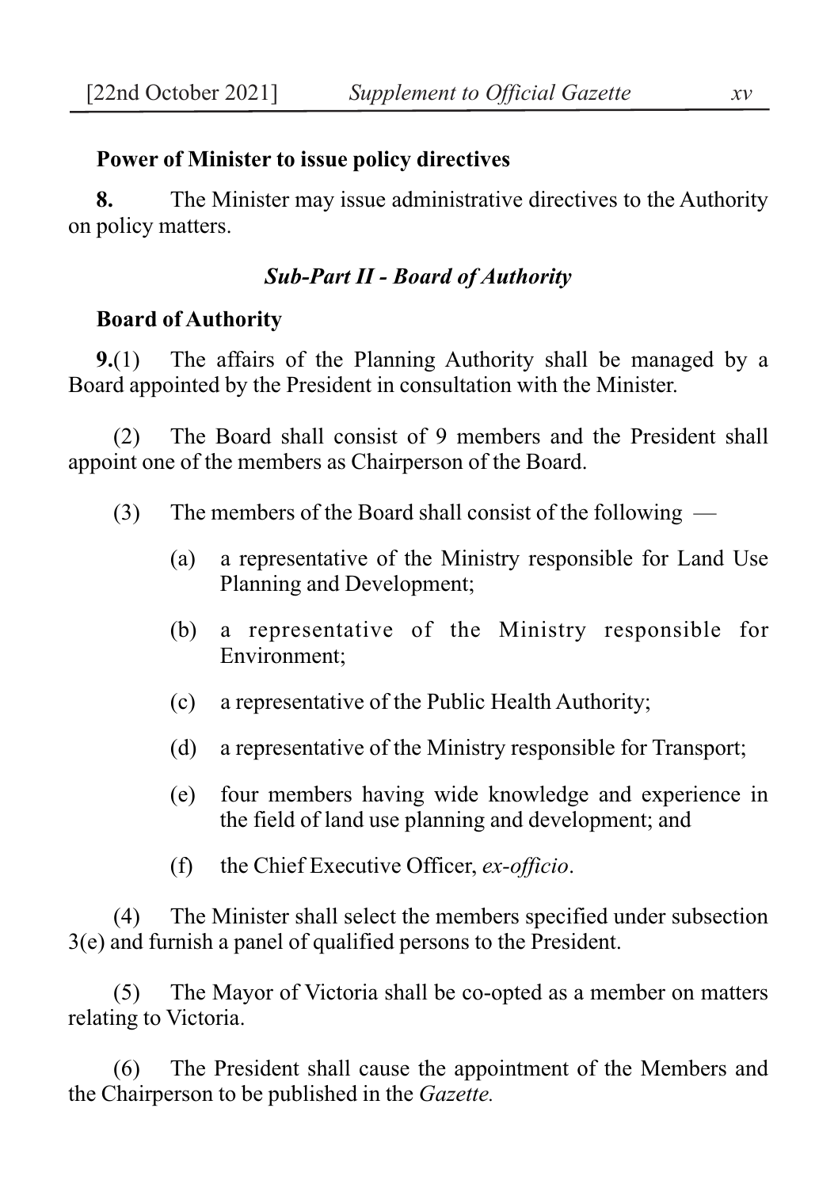**Power of Minister to issue policy directives**

**8.** The Minister may issue administrative directives to the Authority on policy matters.

***Sub-Part II - Board of Authority***

**Board of Authority**

**9.**(1) The affairs of the Planning Authority shall be managed by a Board appointed by the President in consultation with the Minister.

(2) The Board shall consist of 9 members and the President shall appoint one of the members as Chairperson of the Board.

(3) The members of the Board shall consist of the following —

(a) a representative of the Ministry responsible for Land Use Planning and Development;

(b) a representative of the Ministry responsible for Environment;

(c) a representative of the Public Health Authority;

(d) a representative of the Ministry responsible for Transport;

(e) four members having wide knowledge and experience in the field of land use planning and development; and

(f) the Chief Executive Officer, *ex-officio*.

(4) The Minister shall select the members specified under subsection 3(e) and furnish a panel of qualified persons to the President.

(5) The Mayor of Victoria shall be co-opted as a member on matters relating to Victoria.

(6) The President shall cause the appointment of the Members and the Chairperson to be published in the *Gazette.*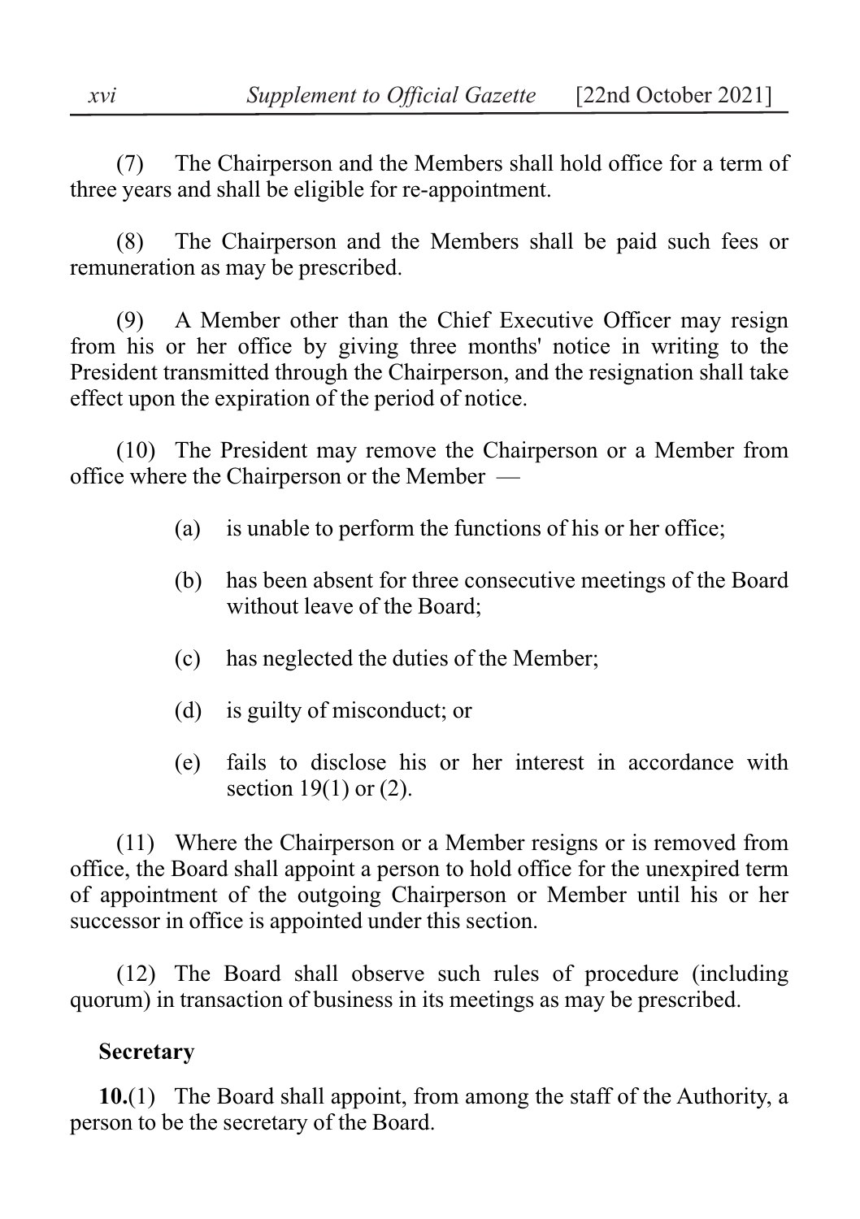(7) The Chairperson and the Members shall hold office for a term of three years and shall be eligible for re-appointment.

(8) The Chairperson and the Members shall be paid such fees or remuneration as may be prescribed.

(9) A Member other than the Chief Executive Officer may resign from his or her office by giving three months' notice in writing to the President transmitted through the Chairperson, and the resignation shall take effect upon the expiration of the period of notice.

(10) The President may remove the Chairperson or a Member from office where the Chairperson or the Member —

- (a) is unable to perform the functions of his or her office;
- (b) has been absent for three consecutive meetings of the Board without leave of the Board;
- (c) has neglected the duties of the Member;
- (d) is guilty of misconduct; or
- (e) fails to disclose his or her interest in accordance with section 19(1) or (2).

(11) Where the Chairperson or a Member resigns or is removed from office, the Board shall appoint a person to hold office for the unexpired term of appointment of the outgoing Chairperson or Member until his or her successor in office is appointed under this section.

(12) The Board shall observe such rules of procedure (including quorum) in transaction of business in its meetings as may be prescribed.

**Secretary**

**10.**(1) The Board shall appoint, from among the staff of the Authority, a person to be the secretary of the Board.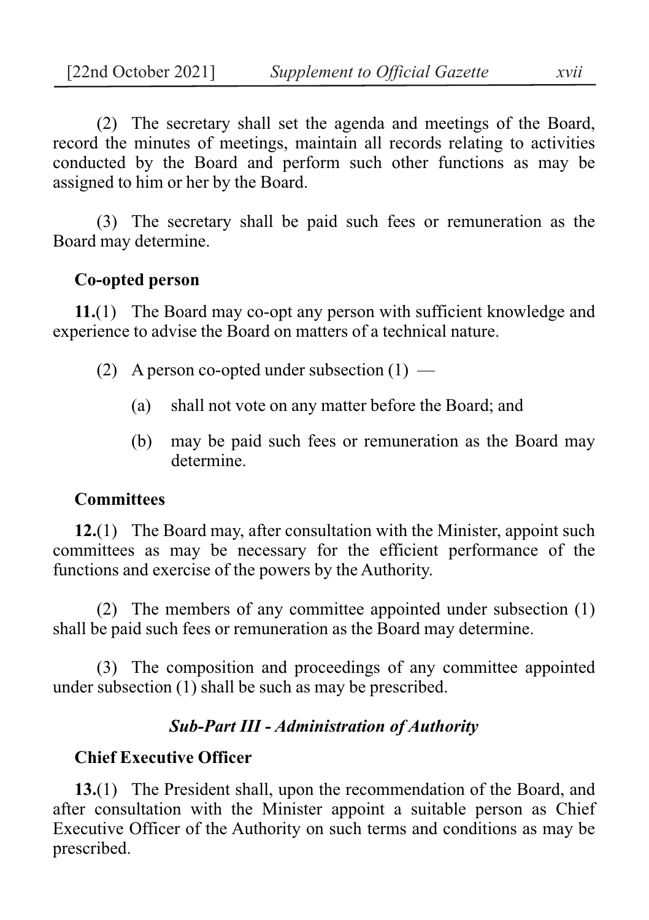(2) The secretary shall set the agenda and meetings of the Board, record the minutes of meetings, maintain all records relating to activities conducted by the Board and perform such other functions as may be assigned to him or her by the Board.

(3) The secretary shall be paid such fees or remuneration as the Board may determine.

**Co-opted person**

**11.**(1) The Board may co-opt any person with sufficient knowledge and experience to advise the Board on matters of a technical nature.

(2) A person co-opted under subsection (1) —

(a) shall not vote on any matter before the Board; and

(b) may be paid such fees or remuneration as the Board may determine.

**Committees**

**12.**(1) The Board may, after consultation with the Minister, appoint such committees as may be necessary for the efficient performance of the functions and exercise of the powers by the Authority.

(2) The members of any committee appointed under subsection (1) shall be paid such fees or remuneration as the Board may determine.

(3) The composition and proceedings of any committee appointed under subsection (1) shall be such as may be prescribed.

### *Sub-Part III - Administration of Authority*

**Chief Executive Officer**

**13.**(1) The President shall, upon the recommendation of the Board, and after consultation with the Minister appoint a suitable person as Chief Executive Officer of the Authority on such terms and conditions as may be prescribed.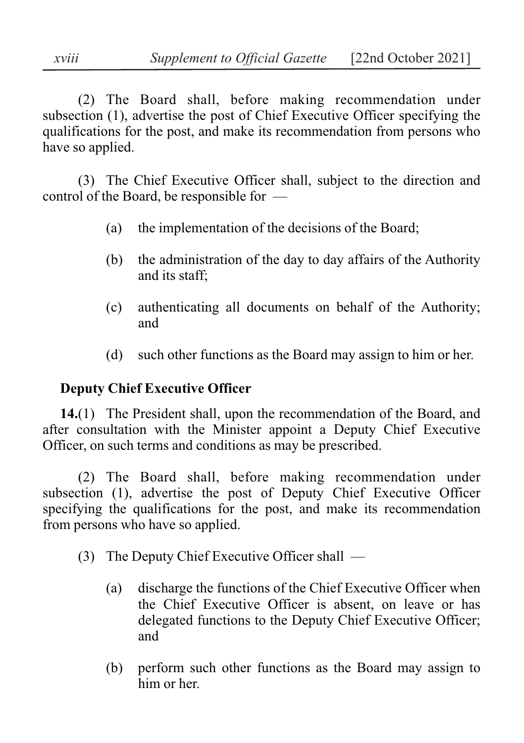(2) The Board shall, before making recommendation under subsection (1), advertise the post of Chief Executive Officer specifying the qualifications for the post, and make its recommendation from persons who have so applied.

(3) The Chief Executive Officer shall, subject to the direction and control of the Board, be responsible for —

(a) the implementation of the decisions of the Board;

(b) the administration of the day to day affairs of the Authority and its staff;

(c) authenticating all documents on behalf of the Authority; and

(d) such other functions as the Board may assign to him or her.

**Deputy Chief Executive Officer**

**14.**(1) The President shall, upon the recommendation of the Board, and after consultation with the Minister appoint a Deputy Chief Executive Officer, on such terms and conditions as may be prescribed.

(2) The Board shall, before making recommendation under subsection (1), advertise the post of Deputy Chief Executive Officer specifying the qualifications for the post, and make its recommendation from persons who have so applied.

(3) The Deputy Chief Executive Officer shall —

(a) discharge the functions of the Chief Executive Officer when the Chief Executive Officer is absent, on leave or has delegated functions to the Deputy Chief Executive Officer; and

(b) perform such other functions as the Board may assign to him or her.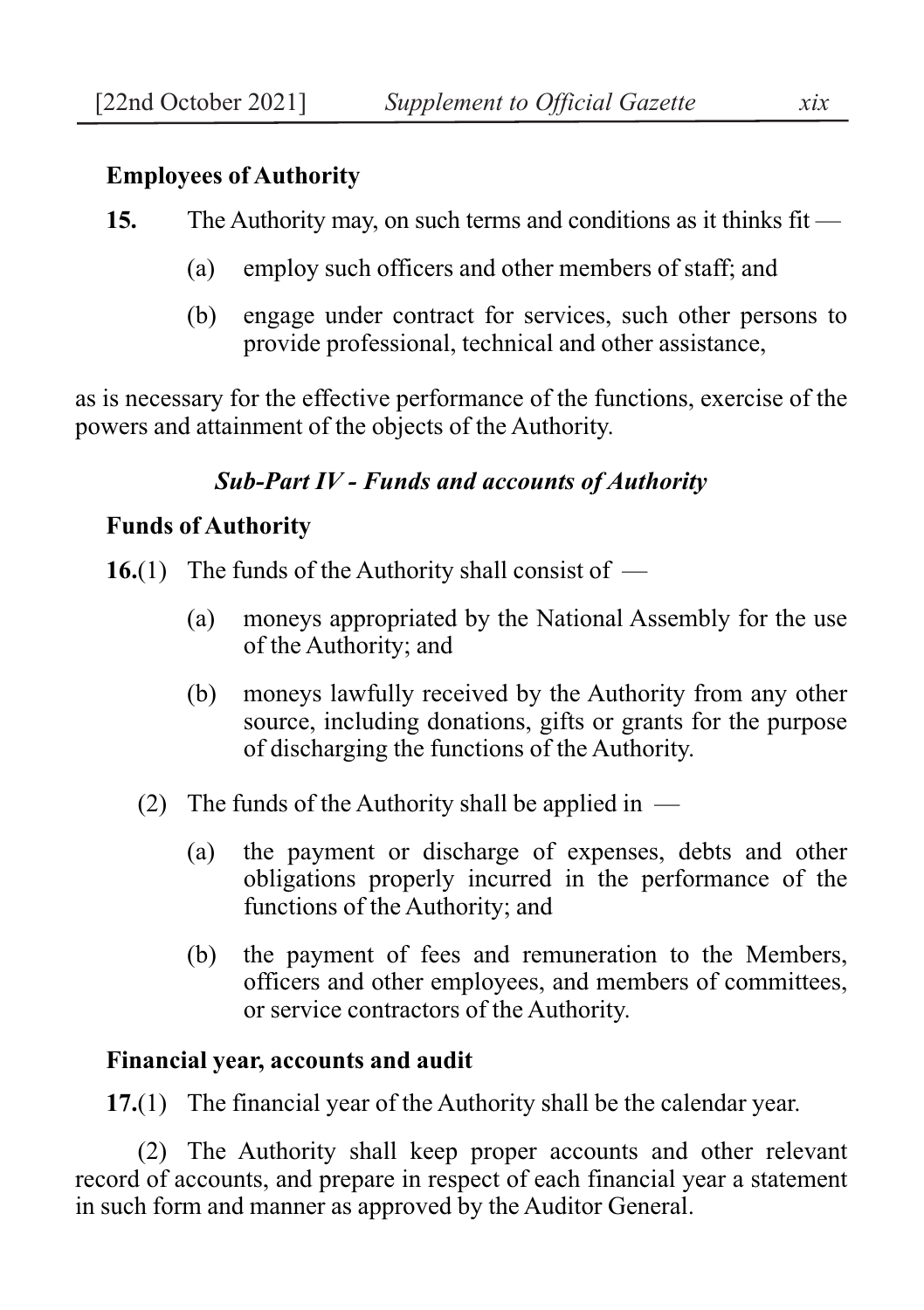**Employees of Authority**

**15.** The Authority may, on such terms and conditions as it thinks fit —

(a) employ such officers and other members of staff; and

(b) engage under contract for services, such other persons to provide professional, technical and other assistance,

as is necessary for the effective performance of the functions, exercise of the powers and attainment of the objects of the Authority.

***Sub-Part IV - Funds and accounts of Authority***

**Funds of Authority**

**16.**(1) The funds of the Authority shall consist of —

(a) moneys appropriated by the National Assembly for the use of the Authority; and

(b) moneys lawfully received by the Authority from any other source, including donations, gifts or grants for the purpose of discharging the functions of the Authority.

(2) The funds of the Authority shall be applied in —

(a) the payment or discharge of expenses, debts and other obligations properly incurred in the performance of the functions of the Authority; and

(b) the payment of fees and remuneration to the Members, officers and other employees, and members of committees, or service contractors of the Authority.

**Financial year, accounts and audit**

**17.**(1) The financial year of the Authority shall be the calendar year.

(2) The Authority shall keep proper accounts and other relevant record of accounts, and prepare in respect of each financial year a statement in such form and manner as approved by the Auditor General.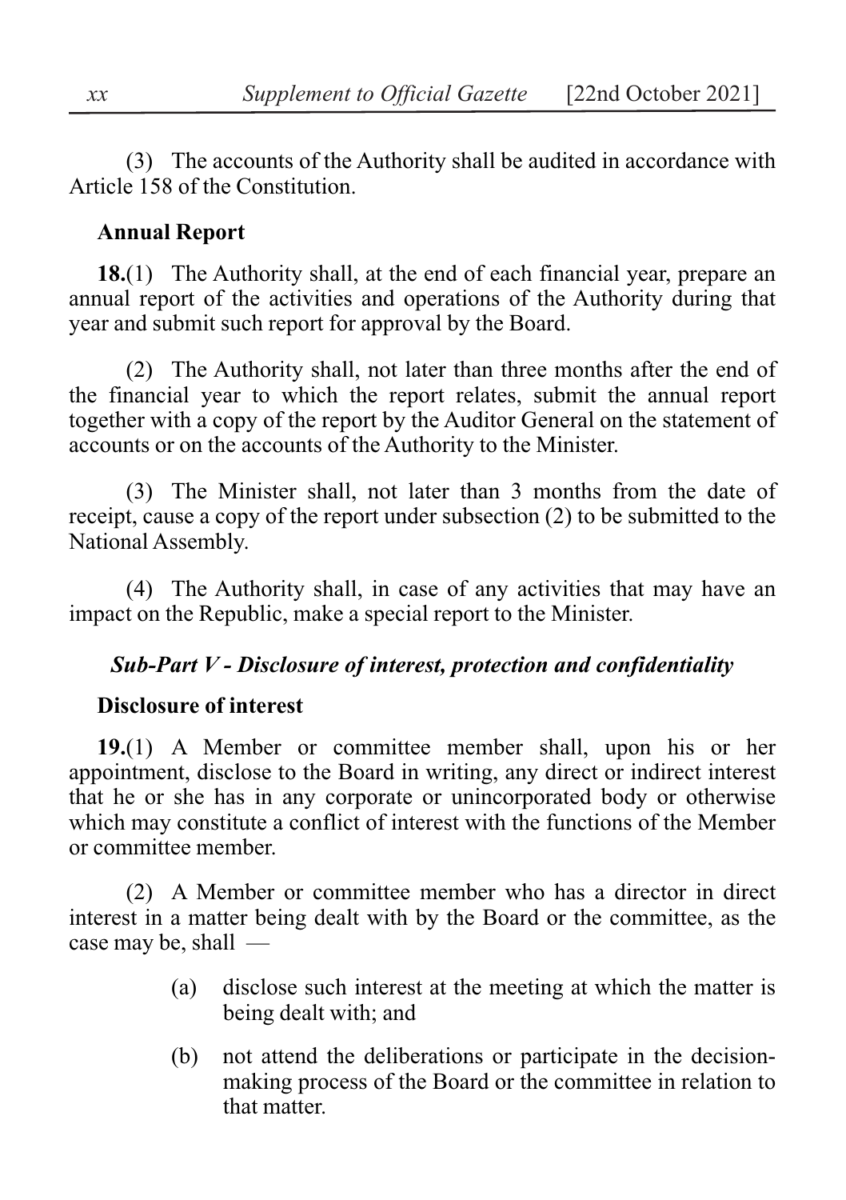(3) The accounts of the Authority shall be audited in accordance with Article 158 of the Constitution.

**Annual Report**

**18.**(1) The Authority shall, at the end of each financial year, prepare an annual report of the activities and operations of the Authority during that year and submit such report for approval by the Board.

(2) The Authority shall, not later than three months after the end of the financial year to which the report relates, submit the annual report together with a copy of the report by the Auditor General on the statement of accounts or on the accounts of the Authority to the Minister.

(3) The Minister shall, not later than 3 months from the date of receipt, cause a copy of the report under subsection (2) to be submitted to the National Assembly.

(4) The Authority shall, in case of any activities that may have an impact on the Republic, make a special report to the Minister.

***Sub-Part V - Disclosure of interest, protection and confidentiality***

**Disclosure of interest**

**19.**(1) A Member or committee member shall, upon his or her appointment, disclose to the Board in writing, any direct or indirect interest that he or she has in any corporate or unincorporated body or otherwise which may constitute a conflict of interest with the functions of the Member or committee member.

(2) A Member or committee member who has a director in direct interest in a matter being dealt with by the Board or the committee, as the case may be, shall —

(a) disclose such interest at the meeting at which the matter is being dealt with; and

(b) not attend the deliberations or participate in the decision-making process of the Board or the committee in relation to that matter.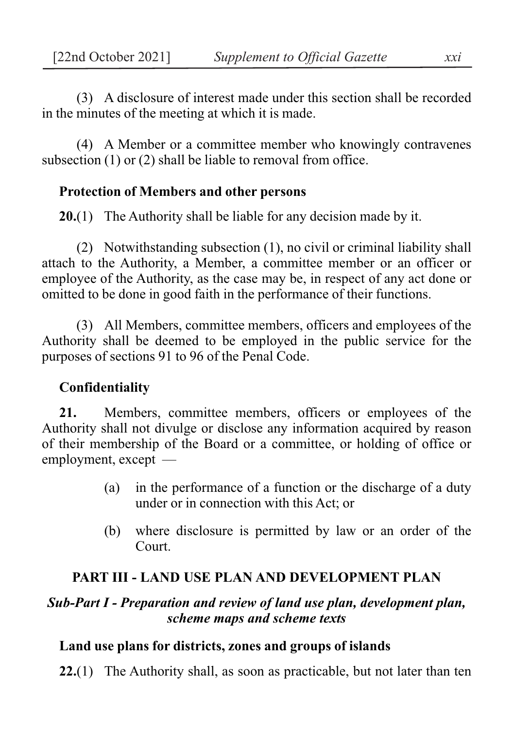(3) A disclosure of interest made under this section shall be recorded in the minutes of the meeting at which it is made.

(4) A Member or a committee member who knowingly contravenes subsection (1) or (2) shall be liable to removal from office.

**Protection of Members and other persons**

**20.**(1) The Authority shall be liable for any decision made by it.

(2) Notwithstanding subsection (1), no civil or criminal liability shall attach to the Authority, a Member, a committee member or an officer or employee of the Authority, as the case may be, in respect of any act done or omitted to be done in good faith in the performance of their functions.

(3) All Members, committee members, officers and employees of the Authority shall be deemed to be employed in the public service for the purposes of sections 91 to 96 of the Penal Code.

**Confidentiality**

**21.** Members, committee members, officers or employees of the Authority shall not divulge or disclose any information acquired by reason of their membership of the Board or a committee, or holding of office or employment, except —

(a) in the performance of a function or the discharge of a duty under or in connection with this Act; or

(b) where disclosure is permitted by law or an order of the Court.

## PART III - LAND USE PLAN AND DEVELOPMENT PLAN

### *Sub-Part I - Preparation and review of land use plan, development plan, scheme maps and scheme texts*

**Land use plans for districts, zones and groups of islands**

**22.**(1) The Authority shall, as soon as practicable, but not later than ten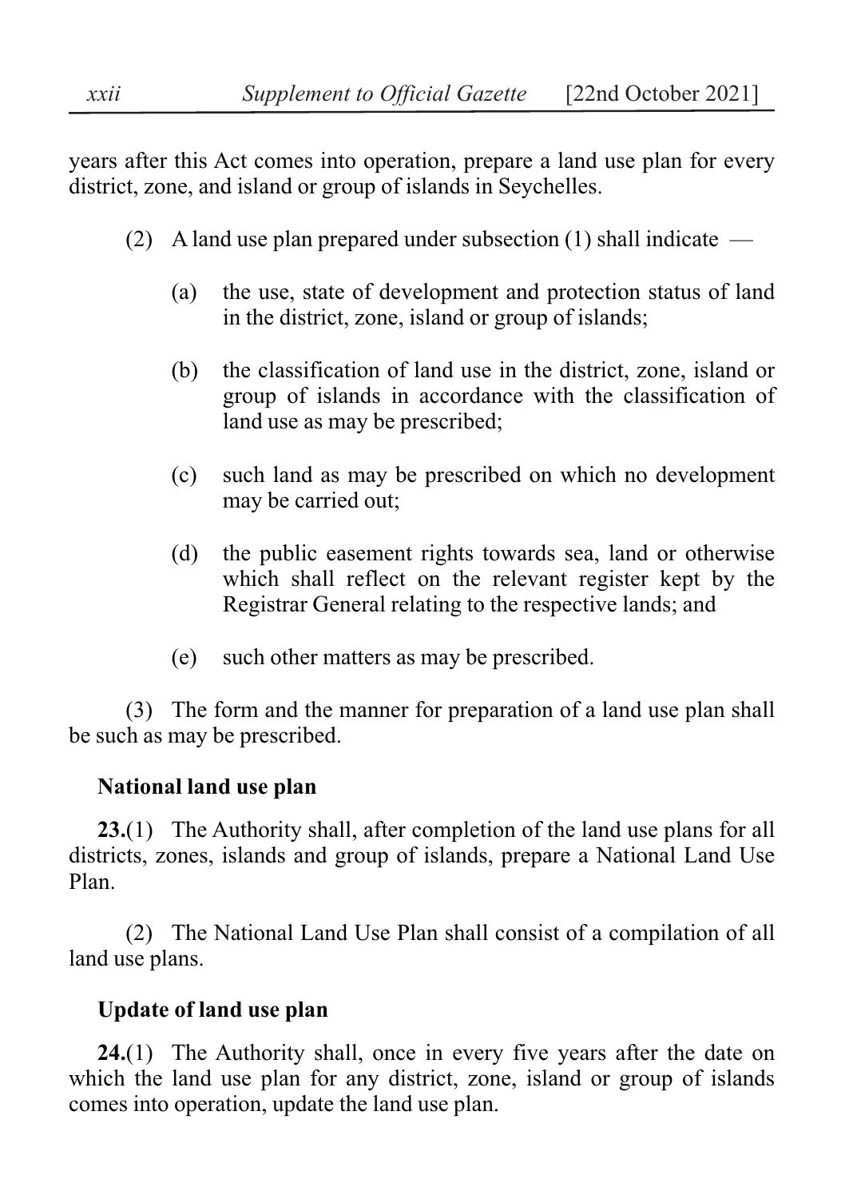years after this Act comes into operation, prepare a land use plan for every district, zone, and island or group of islands in Seychelles.

(2) A land use plan prepared under subsection (1) shall indicate —

(a) the use, state of development and protection status of land in the district, zone, island or group of islands;

(b) the classification of land use in the district, zone, island or group of islands in accordance with the classification of land use as may be prescribed;

(c) such land as may be prescribed on which no development may be carried out;

(d) the public easement rights towards sea, land or otherwise which shall reflect on the relevant register kept by the Registrar General relating to the respective lands; and

(e) such other matters as may be prescribed.

(3) The form and the manner for preparation of a land use plan shall be such as may be prescribed.

**National land use plan**

**23.**(1) The Authority shall, after completion of the land use plans for all districts, zones, islands and group of islands, prepare a National Land Use Plan.

(2) The National Land Use Plan shall consist of a compilation of all land use plans.

**Update of land use plan**

**24.**(1) The Authority shall, once in every five years after the date on which the land use plan for any district, zone, island or group of islands comes into operation, update the land use plan.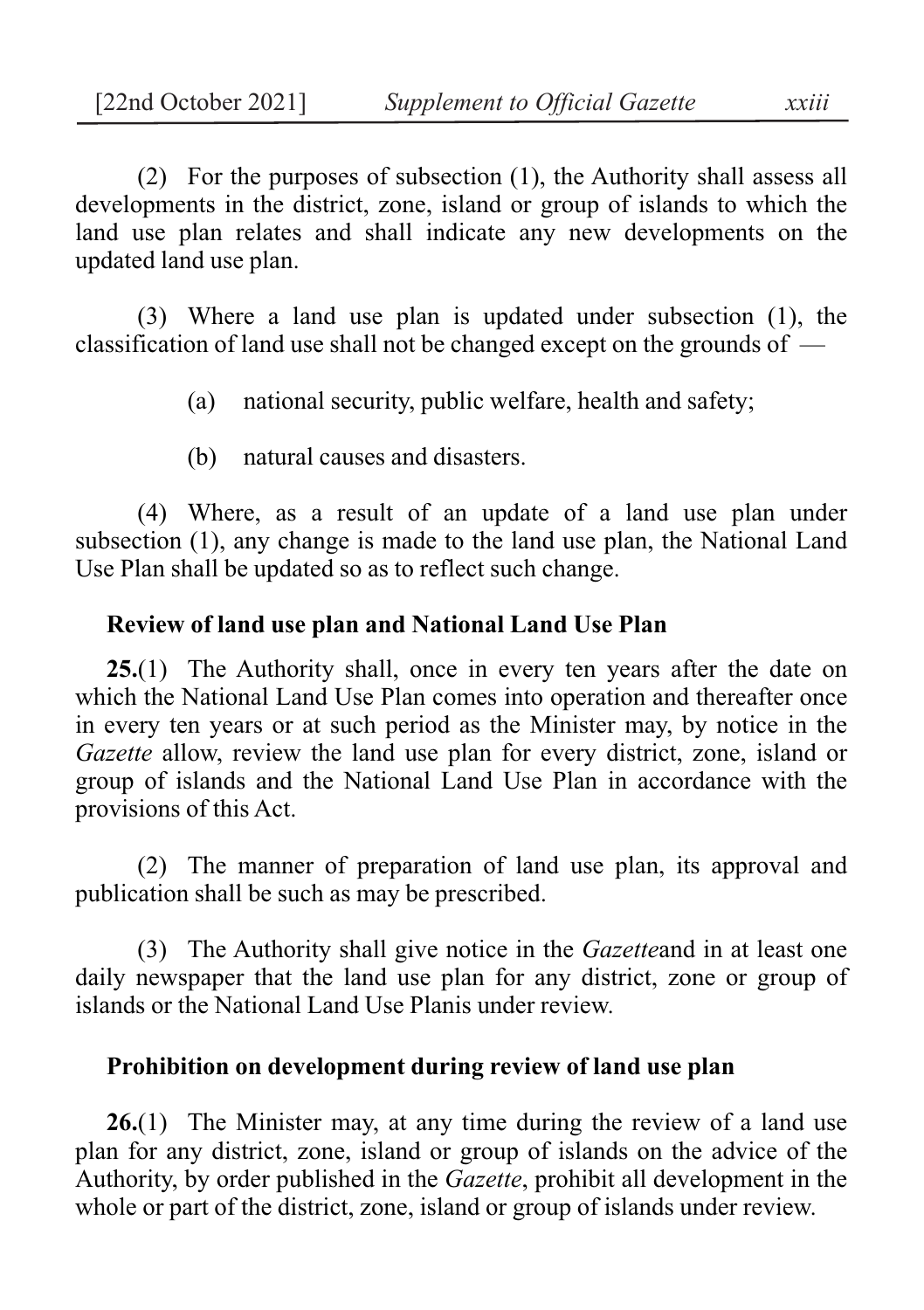(2) For the purposes of subsection (1), the Authority shall assess all developments in the district, zone, island or group of islands to which the land use plan relates and shall indicate any new developments on the updated land use plan.

(3) Where a land use plan is updated under subsection (1), the classification of land use shall not be changed except on the grounds of —

(a) national security, public welfare, health and safety;

(b) natural causes and disasters.

(4) Where, as a result of an update of a land use plan under subsection (1), any change is made to the land use plan, the National Land Use Plan shall be updated so as to reflect such change.

**Review of land use plan and National Land Use Plan**

**25.**(1) The Authority shall, once in every ten years after the date on which the National Land Use Plan comes into operation and thereafter once in every ten years or at such period as the Minister may, by notice in the *Gazette* allow, review the land use plan for every district, zone, island or group of islands and the National Land Use Plan in accordance with the provisions of this Act.

(2) The manner of preparation of land use plan, its approval and publication shall be such as may be prescribed.

(3) The Authority shall give notice in the *Gazette*and in at least one daily newspaper that the land use plan for any district, zone or group of islands or the National Land Use Planis under review.

**Prohibition on development during review of land use plan**

**26.**(1) The Minister may, at any time during the review of a land use plan for any district, zone, island or group of islands on the advice of the Authority, by order published in the *Gazette*, prohibit all development in the whole or part of the district, zone, island or group of islands under review.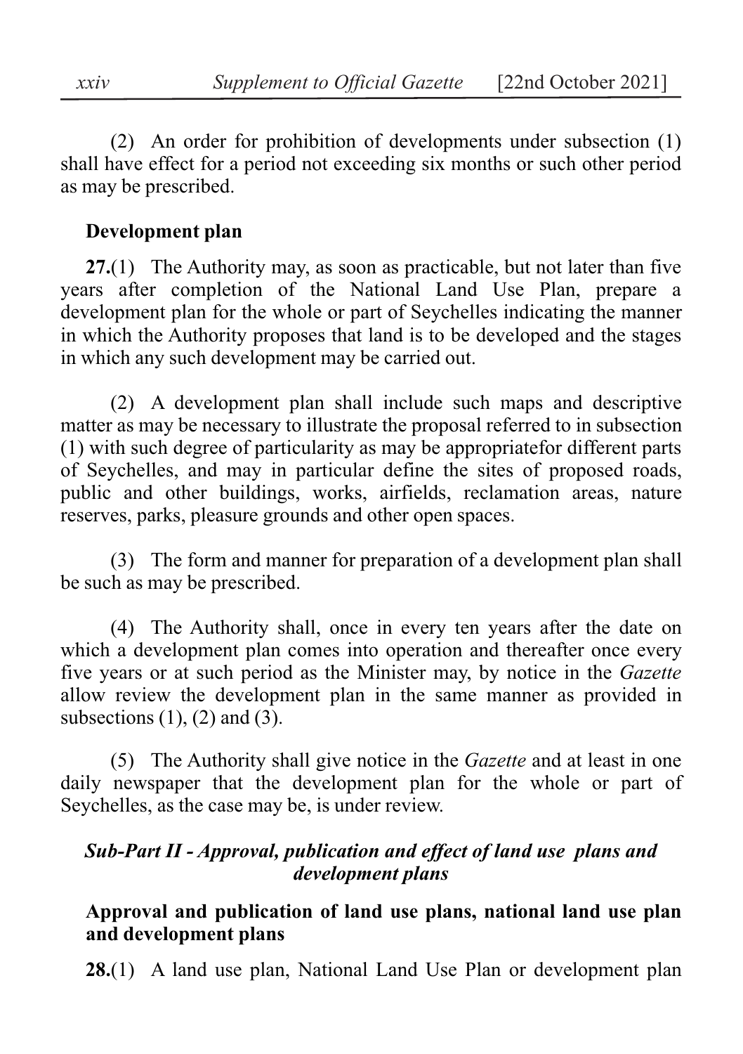(2) An order for prohibition of developments under subsection (1) shall have effect for a period not exceeding six months or such other period as may be prescribed.

**Development plan**

**27.**(1) The Authority may, as soon as practicable, but not later than five years after completion of the National Land Use Plan, prepare a development plan for the whole or part of Seychelles indicating the manner in which the Authority proposes that land is to be developed and the stages in which any such development may be carried out.

(2) A development plan shall include such maps and descriptive matter as may be necessary to illustrate the proposal referred to in subsection (1) with such degree of particularity as may be appropriatefor different parts of Seychelles, and may in particular define the sites of proposed roads, public and other buildings, works, airfields, reclamation areas, nature reserves, parks, pleasure grounds and other open spaces.

(3) The form and manner for preparation of a development plan shall be such as may be prescribed.

(4) The Authority shall, once in every ten years after the date on which a development plan comes into operation and thereafter once every five years or at such period as the Minister may, by notice in the *Gazette* allow review the development plan in the same manner as provided in subsections (1), (2) and (3).

(5) The Authority shall give notice in the *Gazette* and at least in one daily newspaper that the development plan for the whole or part of Seychelles, as the case may be, is under review.

## *Sub-Part II - Approval, publication and effect of land use plans and development plans*

**Approval and publication of land use plans, national land use plan and development plans**

**28.**(1) A land use plan, National Land Use Plan or development plan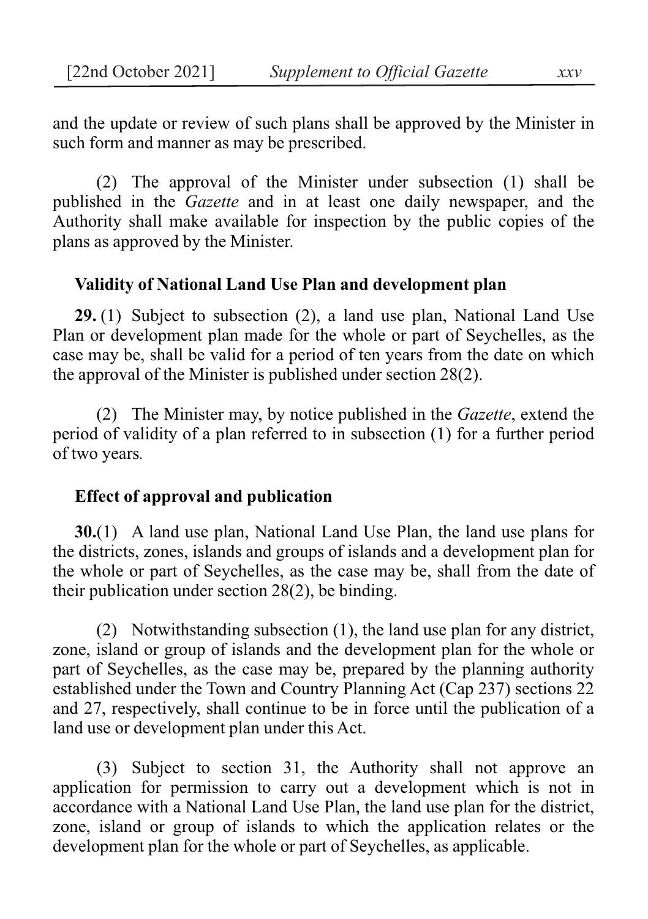and the update or review of such plans shall be approved by the Minister in such form and manner as may be prescribed.

(2) The approval of the Minister under subsection (1) shall be published in the *Gazette* and in at least one daily newspaper, and the Authority shall make available for inspection by the public copies of the plans as approved by the Minister.

**Validity of National Land Use Plan and development plan**

**29.** (1) Subject to subsection (2), a land use plan, National Land Use Plan or development plan made for the whole or part of Seychelles, as the case may be, shall be valid for a period of ten years from the date on which the approval of the Minister is published under section 28(2).

(2) The Minister may, by notice published in the *Gazette*, extend the period of validity of a plan referred to in subsection (1) for a further period of two years.

**Effect of approval and publication**

**30.**(1) A land use plan, National Land Use Plan, the land use plans for the districts, zones, islands and groups of islands and a development plan for the whole or part of Seychelles, as the case may be, shall from the date of their publication under section 28(2), be binding.

(2) Notwithstanding subsection (1), the land use plan for any district, zone, island or group of islands and the development plan for the whole or part of Seychelles, as the case may be, prepared by the planning authority established under the Town and Country Planning Act (Cap 237) sections 22 and 27, respectively, shall continue to be in force until the publication of a land use or development plan under this Act.

(3) Subject to section 31, the Authority shall not approve an application for permission to carry out a development which is not in accordance with a National Land Use Plan, the land use plan for the district, zone, island or group of islands to which the application relates or the development plan for the whole or part of Seychelles, as applicable.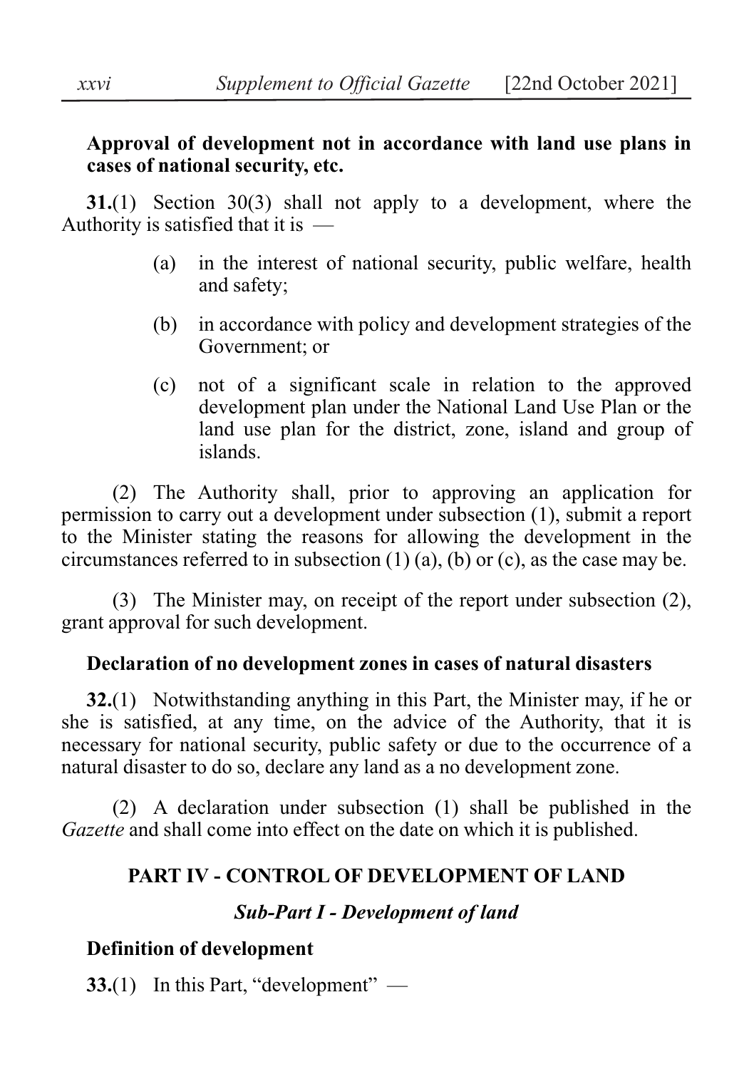**Approval of development not in accordance with land use plans in cases of national security, etc.**

**31.**(1) Section 30(3) shall not apply to a development, where the Authority is satisfied that it is —

(a) in the interest of national security, public welfare, health and safety;

(b) in accordance with policy and development strategies of the Government; or

(c) not of a significant scale in relation to the approved development plan under the National Land Use Plan or the land use plan for the district, zone, island and group of islands.

(2) The Authority shall, prior to approving an application for permission to carry out a development under subsection (1), submit a report to the Minister stating the reasons for allowing the development in the circumstances referred to in subsection (1) (a), (b) or (c), as the case may be.

(3) The Minister may, on receipt of the report under subsection (2), grant approval for such development.

**Declaration of no development zones in cases of natural disasters**

**32.**(1) Notwithstanding anything in this Part, the Minister may, if he or she is satisfied, at any time, on the advice of the Authority, that it is necessary for national security, public safety or due to the occurrence of a natural disaster to do so, declare any land as a no development zone.

(2) A declaration under subsection (1) shall be published in the *Gazette* and shall come into effect on the date on which it is published.

## PART IV - CONTROL OF DEVELOPMENT OF LAND

### *Sub-Part I - Development of land*

**Definition of development**

**33.**(1) In this Part, "development" —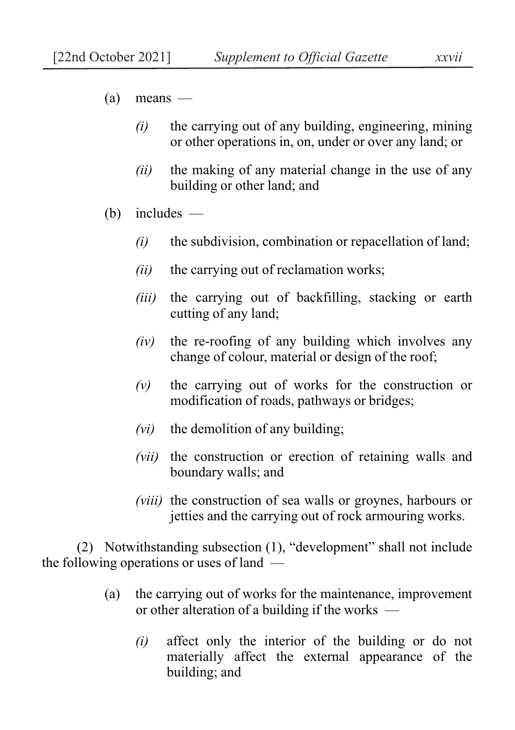(a) means —

*(i)* the carrying out of any building, engineering, mining or other operations in, on, under or over any land; or

*(ii)* the making of any material change in the use of any building or other land; and

(b) includes —

*(i)* the subdivision, combination or repacellation of land;

*(ii)* the carrying out of reclamation works;

*(iii)* the carrying out of backfilling, stacking or earth cutting of any land;

*(iv)* the re-roofing of any building which involves any change of colour, material or design of the roof;

*(v)* the carrying out of works for the construction or modification of roads, pathways or bridges;

*(vi)* the demolition of any building;

*(vii)* the construction or erection of retaining walls and boundary walls; and

*(viii)* the construction of sea walls or groynes, harbours or jetties and the carrying out of rock armouring works.

(2) Notwithstanding subsection (1), "development" shall not include the following operations or uses of land —

(a) the carrying out of works for the maintenance, improvement or other alteration of a building if the works —

*(i)* affect only the interior of the building or do not materially affect the external appearance of the building; and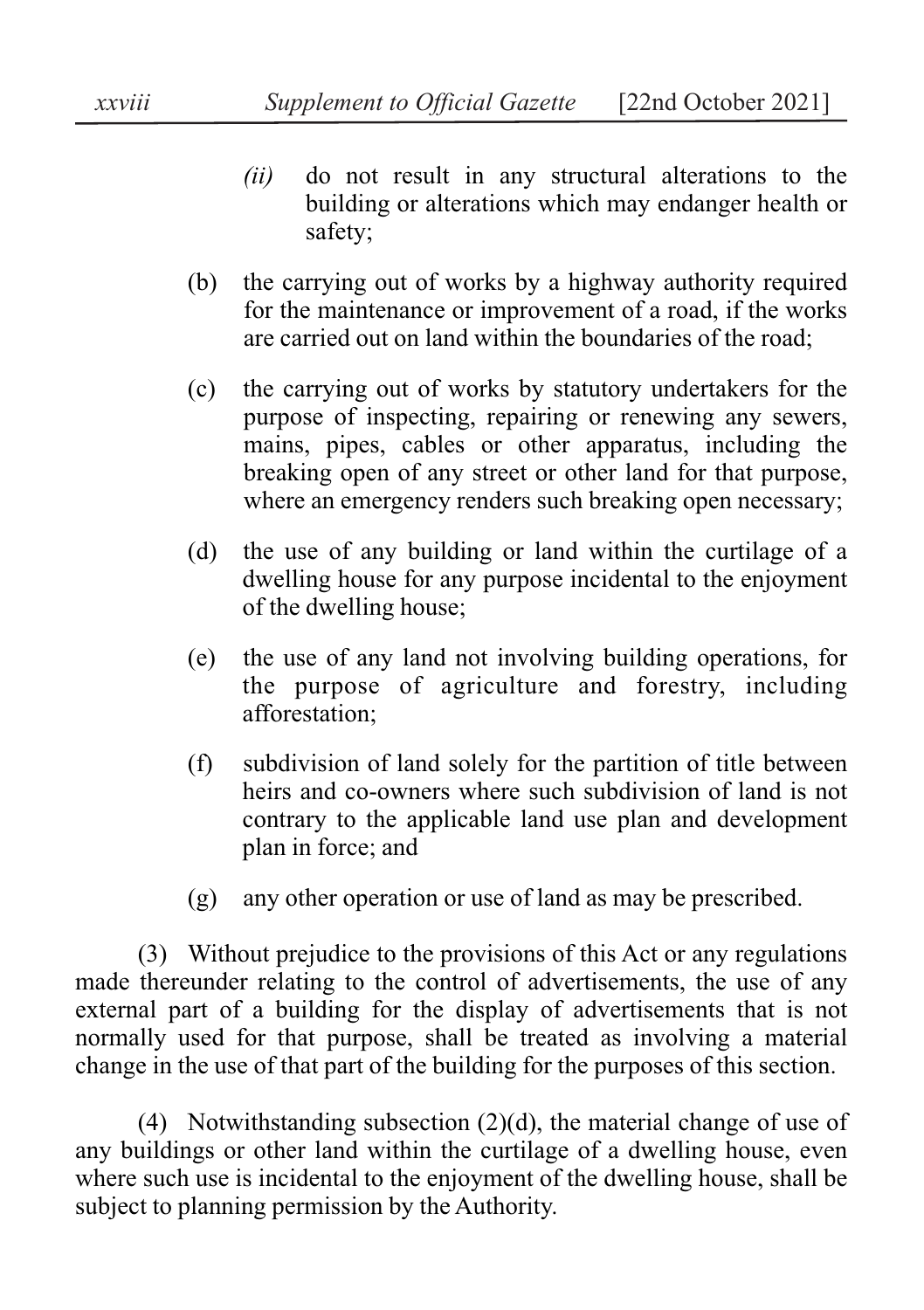*(ii)* do not result in any structural alterations to the building or alterations which may endanger health or safety;

(b) the carrying out of works by a highway authority required for the maintenance or improvement of a road, if the works are carried out on land within the boundaries of the road;

(c) the carrying out of works by statutory undertakers for the purpose of inspecting, repairing or renewing any sewers, mains, pipes, cables or other apparatus, including the breaking open of any street or other land for that purpose, where an emergency renders such breaking open necessary;

(d) the use of any building or land within the curtilage of a dwelling house for any purpose incidental to the enjoyment of the dwelling house;

(e) the use of any land not involving building operations, for the purpose of agriculture and forestry, including afforestation;

(f) subdivision of land solely for the partition of title between heirs and co-owners where such subdivision of land is not contrary to the applicable land use plan and development plan in force; and

(g) any other operation or use of land as may be prescribed.

(3) Without prejudice to the provisions of this Act or any regulations made thereunder relating to the control of advertisements, the use of any external part of a building for the display of advertisements that is not normally used for that purpose, shall be treated as involving a material change in the use of that part of the building for the purposes of this section.

(4) Notwithstanding subsection (2)(d), the material change of use of any buildings or other land within the curtilage of a dwelling house, even where such use is incidental to the enjoyment of the dwelling house, shall be subject to planning permission by the Authority.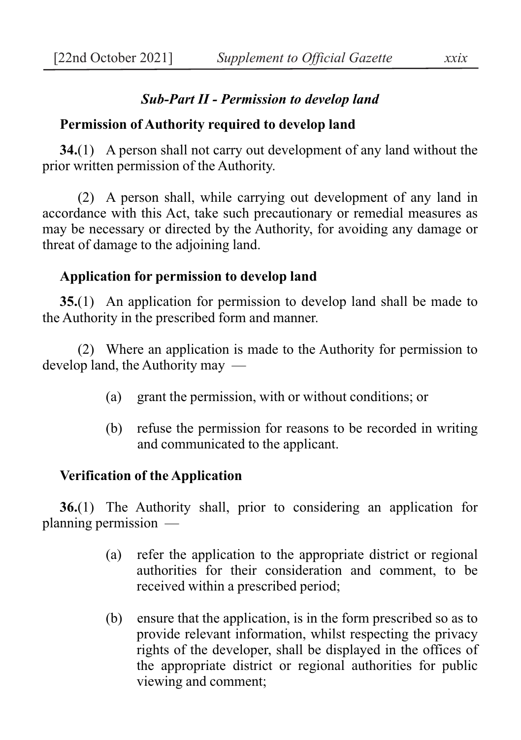### *Sub-Part II - Permission to develop land*

**Permission of Authority required to develop land**

**34.**(1) A person shall not carry out development of any land without the prior written permission of the Authority.

(2) A person shall, while carrying out development of any land in accordance with this Act, take such precautionary or remedial measures as may be necessary or directed by the Authority, for avoiding any damage or threat of damage to the adjoining land.

**Application for permission to develop land**

**35.**(1) An application for permission to develop land shall be made to the Authority in the prescribed form and manner.

(2) Where an application is made to the Authority for permission to develop land, the Authority may —

(a) grant the permission, with or without conditions; or

(b) refuse the permission for reasons to be recorded in writing and communicated to the applicant.

**Verification of the Application**

**36.**(1) The Authority shall, prior to considering an application for planning permission —

(a) refer the application to the appropriate district or regional authorities for their consideration and comment, to be received within a prescribed period;

(b) ensure that the application, is in the form prescribed so as to provide relevant information, whilst respecting the privacy rights of the developer, shall be displayed in the offices of the appropriate district or regional authorities for public viewing and comment;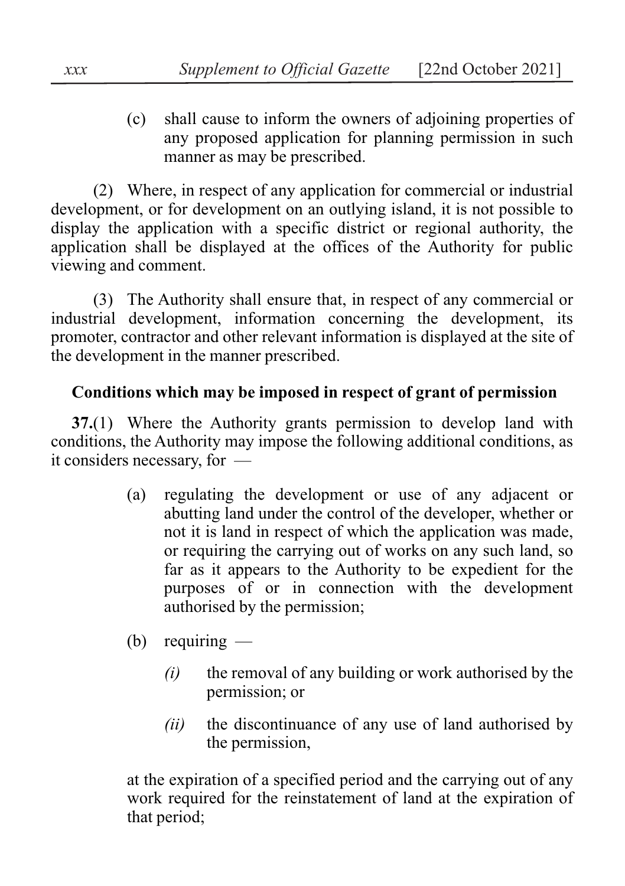(c) shall cause to inform the owners of adjoining properties of any proposed application for planning permission in such manner as may be prescribed.

(2) Where, in respect of any application for commercial or industrial development, or for development on an outlying island, it is not possible to display the application with a specific district or regional authority, the application shall be displayed at the offices of the Authority for public viewing and comment.

(3) The Authority shall ensure that, in respect of any commercial or industrial development, information concerning the development, its promoter, contractor and other relevant information is displayed at the site of the development in the manner prescribed.

**Conditions which may be imposed in respect of grant of permission**

**37.**(1) Where the Authority grants permission to develop land with conditions, the Authority may impose the following additional conditions, as it considers necessary, for —

(a) regulating the development or use of any adjacent or abutting land under the control of the developer, whether or not it is land in respect of which the application was made, or requiring the carrying out of works on any such land, so far as it appears to the Authority to be expedient for the purposes of or in connection with the development authorised by the permission;

(b) requiring —

*(i)* the removal of any building or work authorised by the permission; or

*(ii)* the discontinuance of any use of land authorised by the permission,

at the expiration of a specified period and the carrying out of any work required for the reinstatement of land at the expiration of that period;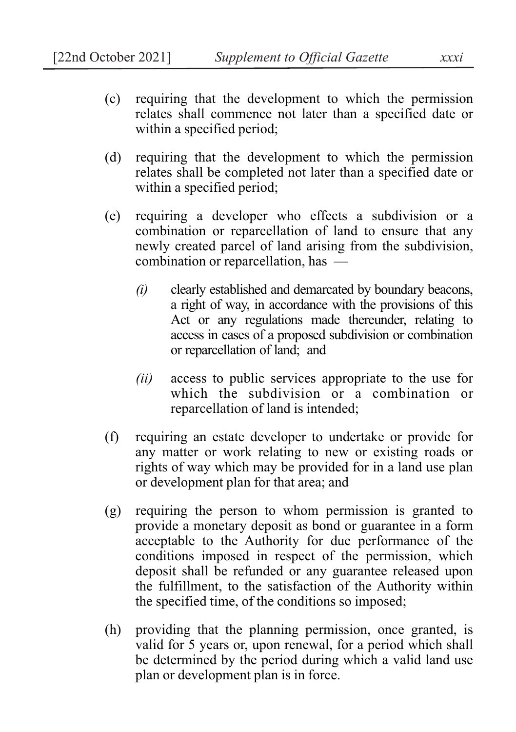(c) requiring that the development to which the permission relates shall commence not later than a specified date or within a specified period;

(d) requiring that the development to which the permission relates shall be completed not later than a specified date or within a specified period;

(e) requiring a developer who effects a subdivision or a combination or reparcellation of land to ensure that any newly created parcel of land arising from the subdivision, combination or reparcellation, has —

  *(i)* clearly established and demarcated by boundary beacons, a right of way, in accordance with the provisions of this Act or any regulations made thereunder, relating to access in cases of a proposed subdivision or combination or reparcellation of land; and

  *(ii)* access to public services appropriate to the use for which the subdivision or a combination or reparcellation of land is intended;

(f) requiring an estate developer to undertake or provide for any matter or work relating to new or existing roads or rights of way which may be provided for in a land use plan or development plan for that area; and

(g) requiring the person to whom permission is granted to provide a monetary deposit as bond or guarantee in a form acceptable to the Authority for due performance of the conditions imposed in respect of the permission, which deposit shall be refunded or any guarantee released upon the fulfillment, to the satisfaction of the Authority within the specified time, of the conditions so imposed;

(h) providing that the planning permission, once granted, is valid for 5 years or, upon renewal, for a period which shall be determined by the period during which a valid land use plan or development plan is in force.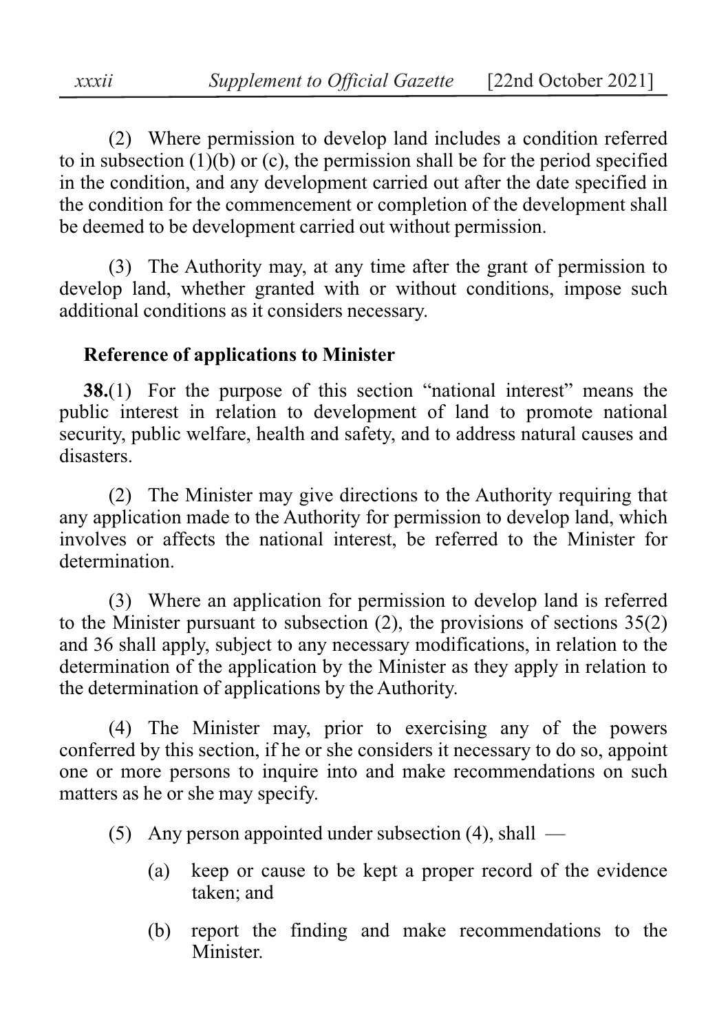(2) Where permission to develop land includes a condition referred to in subsection (1)(b) or (c), the permission shall be for the period specified in the condition, and any development carried out after the date specified in the condition for the commencement or completion of the development shall be deemed to be development carried out without permission.

(3) The Authority may, at any time after the grant of permission to develop land, whether granted with or without conditions, impose such additional conditions as it considers necessary.

**Reference of applications to Minister**

**38.**(1) For the purpose of this section "national interest" means the public interest in relation to development of land to promote national security, public welfare, health and safety, and to address natural causes and disasters.

(2) The Minister may give directions to the Authority requiring that any application made to the Authority for permission to develop land, which involves or affects the national interest, be referred to the Minister for determination.

(3) Where an application for permission to develop land is referred to the Minister pursuant to subsection (2), the provisions of sections 35(2) and 36 shall apply, subject to any necessary modifications, in relation to the determination of the application by the Minister as they apply in relation to the determination of applications by the Authority.

(4) The Minister may, prior to exercising any of the powers conferred by this section, if he or she considers it necessary to do so, appoint one or more persons to inquire into and make recommendations on such matters as he or she may specify.

(5) Any person appointed under subsection (4), shall —

(a) keep or cause to be kept a proper record of the evidence taken; and

(b) report the finding and make recommendations to the Minister.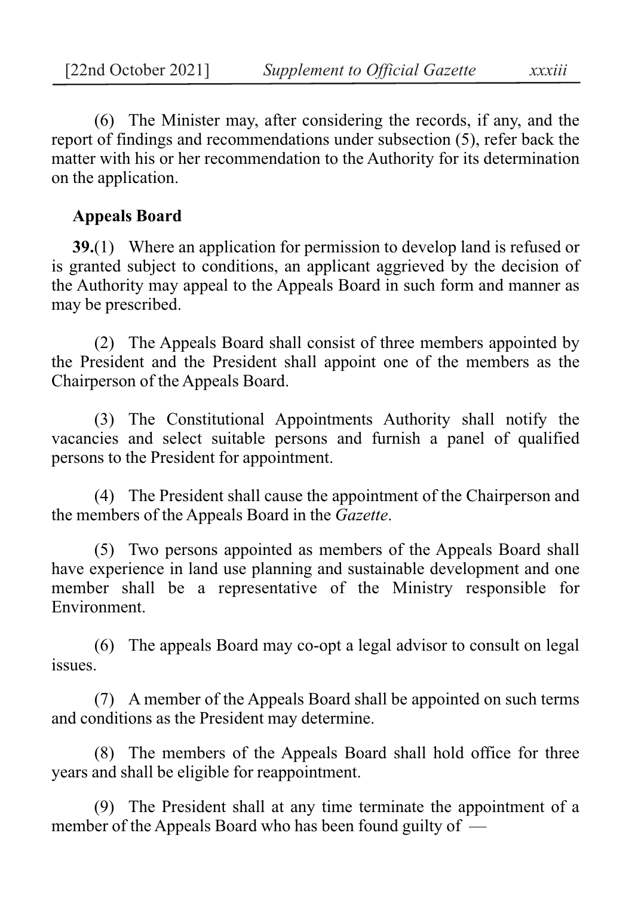(6) The Minister may, after considering the records, if any, and the report of findings and recommendations under subsection (5), refer back the matter with his or her recommendation to the Authority for its determination on the application.

**Appeals Board**

**39.**(1) Where an application for permission to develop land is refused or is granted subject to conditions, an applicant aggrieved by the decision of the Authority may appeal to the Appeals Board in such form and manner as may be prescribed.

(2) The Appeals Board shall consist of three members appointed by the President and the President shall appoint one of the members as the Chairperson of the Appeals Board.

(3) The Constitutional Appointments Authority shall notify the vacancies and select suitable persons and furnish a panel of qualified persons to the President for appointment.

(4) The President shall cause the appointment of the Chairperson and the members of the Appeals Board in the *Gazette*.

(5) Two persons appointed as members of the Appeals Board shall have experience in land use planning and sustainable development and one member shall be a representative of the Ministry responsible for Environment.

(6) The appeals Board may co-opt a legal advisor to consult on legal issues.

(7) A member of the Appeals Board shall be appointed on such terms and conditions as the President may determine.

(8) The members of the Appeals Board shall hold office for three years and shall be eligible for reappointment.

(9) The President shall at any time terminate the appointment of a member of the Appeals Board who has been found guilty of —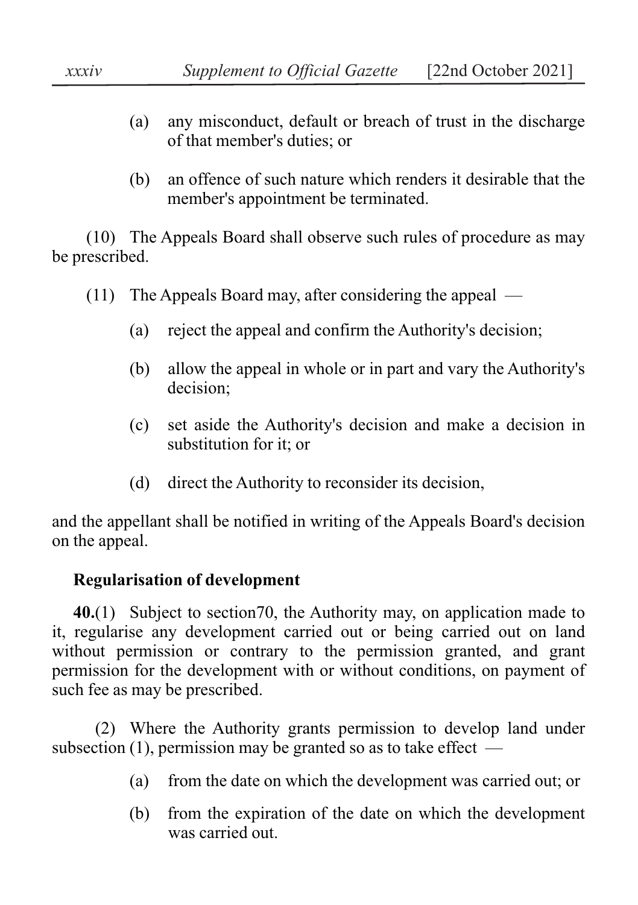(a) any misconduct, default or breach of trust in the discharge of that member's duties; or

(b) an offence of such nature which renders it desirable that the member's appointment be terminated.

(10) The Appeals Board shall observe such rules of procedure as may be prescribed.

(11) The Appeals Board may, after considering the appeal —

(a) reject the appeal and confirm the Authority's decision;

(b) allow the appeal in whole or in part and vary the Authority's decision;

(c) set aside the Authority's decision and make a decision in substitution for it; or

(d) direct the Authority to reconsider its decision,

and the appellant shall be notified in writing of the Appeals Board's decision on the appeal.

**Regularisation of development**

**40.**(1) Subject to section70, the Authority may, on application made to it, regularise any development carried out or being carried out on land without permission or contrary to the permission granted, and grant permission for the development with or without conditions, on payment of such fee as may be prescribed.

(2) Where the Authority grants permission to develop land under subsection (1), permission may be granted so as to take effect —

(a) from the date on which the development was carried out; or

(b) from the expiration of the date on which the development was carried out.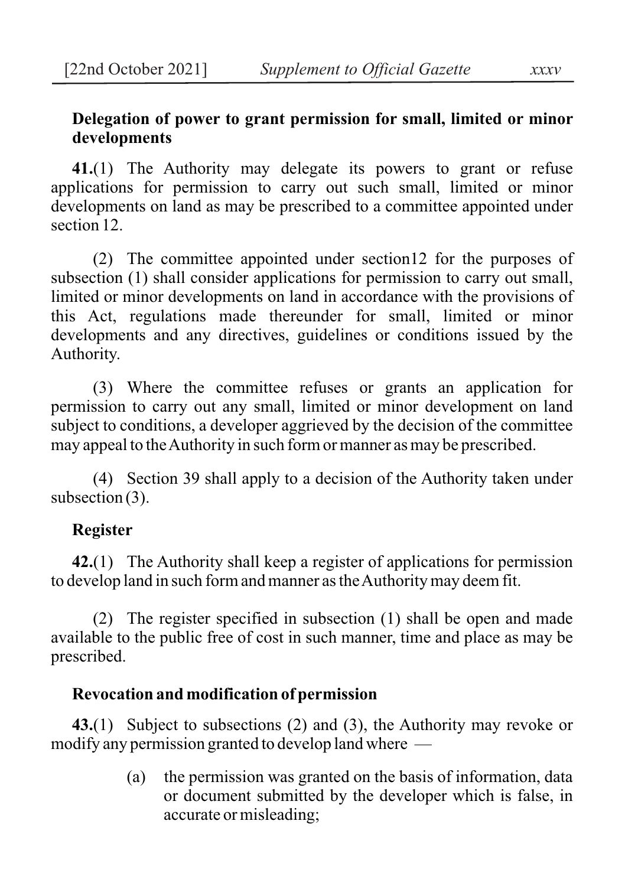**Delegation of power to grant permission for small, limited or minor developments**

**41.**(1) The Authority may delegate its powers to grant or refuse applications for permission to carry out such small, limited or minor developments on land as may be prescribed to a committee appointed under section 12.

(2) The committee appointed under section12 for the purposes of subsection (1) shall consider applications for permission to carry out small, limited or minor developments on land in accordance with the provisions of this Act, regulations made thereunder for small, limited or minor developments and any directives, guidelines or conditions issued by the Authority.

(3) Where the committee refuses or grants an application for permission to carry out any small, limited or minor development on land subject to conditions, a developer aggrieved by the decision of the committee may appeal to the Authority in such form or manner as may be prescribed.

(4) Section 39 shall apply to a decision of the Authority taken under subsection (3).

**Register**

**42.**(1) The Authority shall keep a register of applications for permission to develop land in such form and manner as the Authority may deem fit.

(2) The register specified in subsection (1) shall be open and made available to the public free of cost in such manner, time and place as may be prescribed.

**Revocation and modification of permission**

**43.**(1) Subject to subsections (2) and (3), the Authority may revoke or modify any permission granted to develop land where —

(a) the permission was granted on the basis of information, data or document submitted by the developer which is false, in accurate or misleading;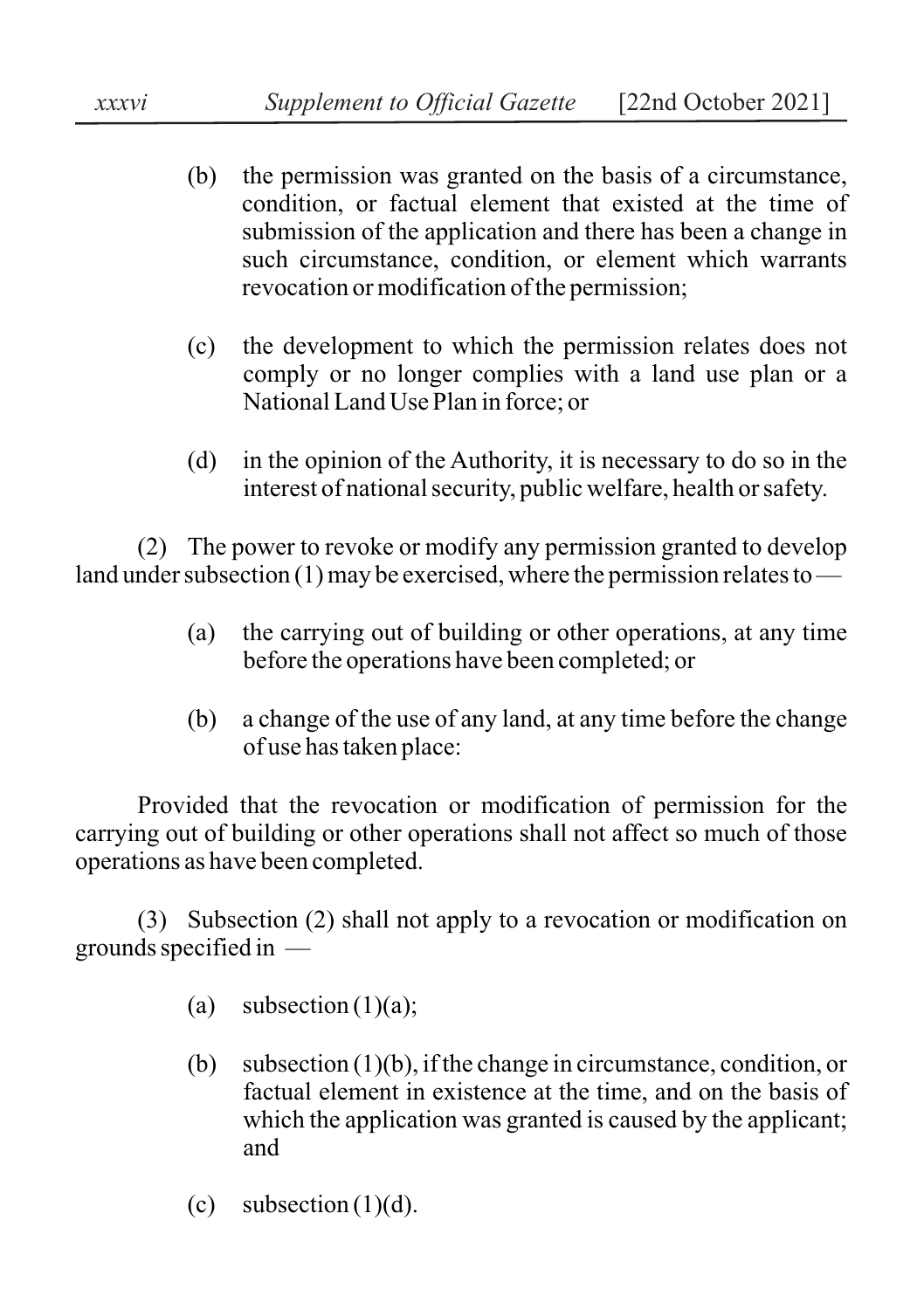(b) the permission was granted on the basis of a circumstance, condition, or factual element that existed at the time of submission of the application and there has been a change in such circumstance, condition, or element which warrants revocation or modification of the permission;

(c) the development to which the permission relates does not comply or no longer complies with a land use plan or a National Land Use Plan in force; or

(d) in the opinion of the Authority, it is necessary to do so in the interest of national security, public welfare, health or safety.

(2) The power to revoke or modify any permission granted to develop land under subsection (1) may be exercised, where the permission relates to —

(a) the carrying out of building or other operations, at any time before the operations have been completed; or

(b) a change of the use of any land, at any time before the change of use has taken place:

Provided that the revocation or modification of permission for the carrying out of building or other operations shall not affect so much of those operations as have been completed.

(3) Subsection (2) shall not apply to a revocation or modification on grounds specified in —

(a) subsection (1)(a);

(b) subsection (1)(b), if the change in circumstance, condition, or factual element in existence at the time, and on the basis of which the application was granted is caused by the applicant; and

(c) subsection (1)(d).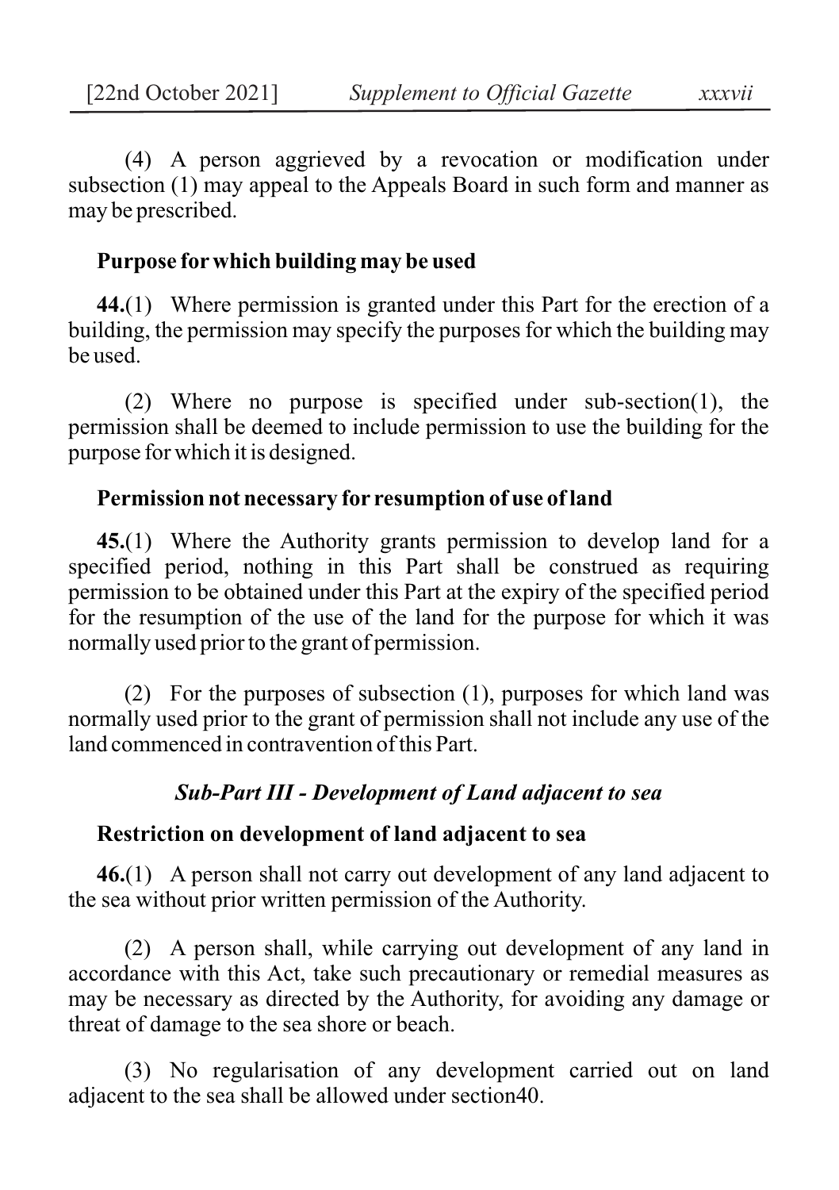(4) A person aggrieved by a revocation or modification under subsection (1) may appeal to the Appeals Board in such form and manner as may be prescribed.

**Purpose for which building may be used**

**44.**(1) Where permission is granted under this Part for the erection of a building, the permission may specify the purposes for which the building may be used.

(2) Where no purpose is specified under sub-section(1), the permission shall be deemed to include permission to use the building for the purpose for which it is designed.

**Permission not necessary for resumption of use of land**

**45.**(1) Where the Authority grants permission to develop land for a specified period, nothing in this Part shall be construed as requiring permission to be obtained under this Part at the expiry of the specified period for the resumption of the use of the land for the purpose for which it was normally used prior to the grant of permission.

(2) For the purposes of subsection (1), purposes for which land was normally used prior to the grant of permission shall not include any use of the land commenced in contravention of this Part.

***Sub-Part III - Development of Land adjacent to sea***

**Restriction on development of land adjacent to sea**

**46.**(1) A person shall not carry out development of any land adjacent to the sea without prior written permission of the Authority.

(2) A person shall, while carrying out development of any land in accordance with this Act, take such precautionary or remedial measures as may be necessary as directed by the Authority, for avoiding any damage or threat of damage to the sea shore or beach.

(3) No regularisation of any development carried out on land adjacent to the sea shall be allowed under section40.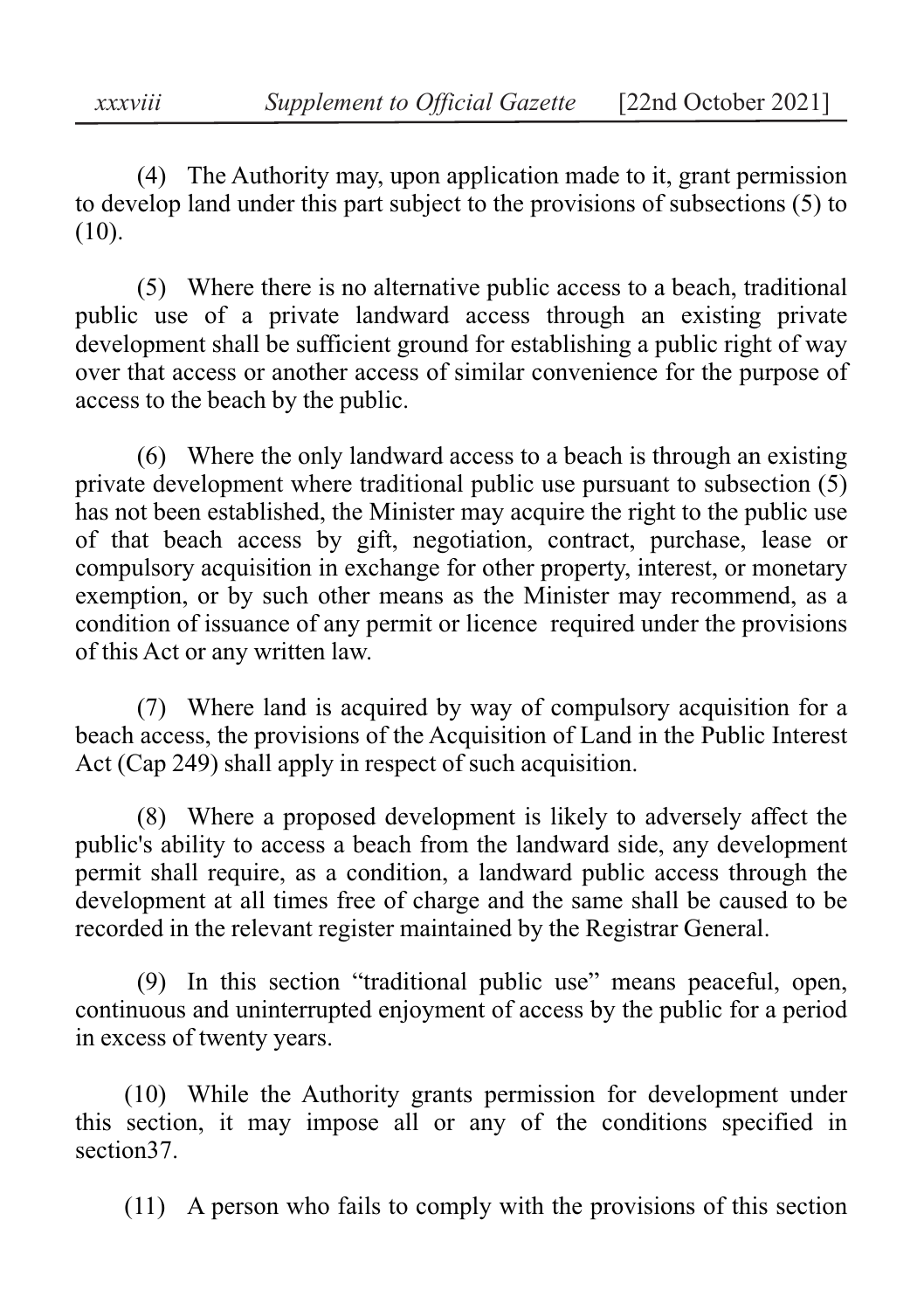(4) The Authority may, upon application made to it, grant permission to develop land under this part subject to the provisions of subsections (5) to (10).

(5) Where there is no alternative public access to a beach, traditional public use of a private landward access through an existing private development shall be sufficient ground for establishing a public right of way over that access or another access of similar convenience for the purpose of access to the beach by the public.

(6) Where the only landward access to a beach is through an existing private development where traditional public use pursuant to subsection (5) has not been established, the Minister may acquire the right to the public use of that beach access by gift, negotiation, contract, purchase, lease or compulsory acquisition in exchange for other property, interest, or monetary exemption, or by such other means as the Minister may recommend, as a condition of issuance of any permit or licence required under the provisions of this Act or any written law.

(7) Where land is acquired by way of compulsory acquisition for a beach access, the provisions of the Acquisition of Land in the Public Interest Act (Cap 249) shall apply in respect of such acquisition.

(8) Where a proposed development is likely to adversely affect the public's ability to access a beach from the landward side, any development permit shall require, as a condition, a landward public access through the development at all times free of charge and the same shall be caused to be recorded in the relevant register maintained by the Registrar General.

(9) In this section "traditional public use" means peaceful, open, continuous and uninterrupted enjoyment of access by the public for a period in excess of twenty years.

(10) While the Authority grants permission for development under this section, it may impose all or any of the conditions specified in section37.

(11) A person who fails to comply with the provisions of this section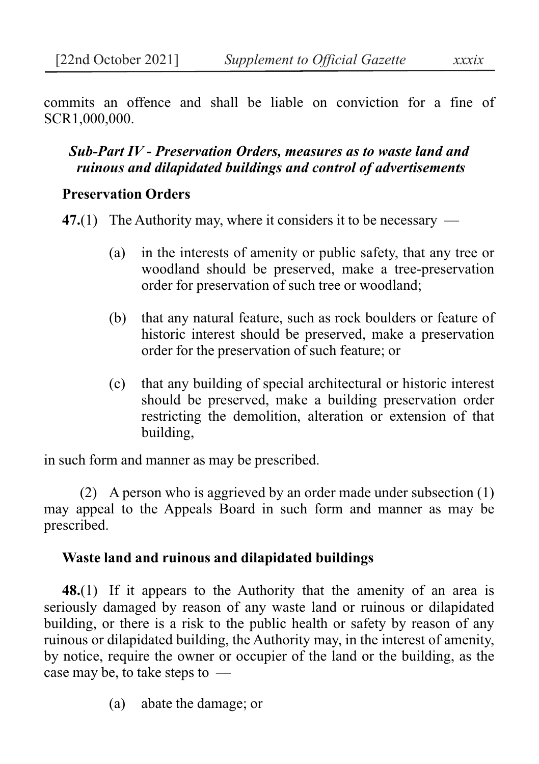commits an offence and shall be liable on conviction for a fine of SCR1,000,000.

### *Sub-Part IV - Preservation Orders, measures as to waste land and ruinous and dilapidated buildings and control of advertisements*

**Preservation Orders**

**47.**(1) The Authority may, where it considers it to be necessary —

(a) in the interests of amenity or public safety, that any tree or woodland should be preserved, make a tree-preservation order for preservation of such tree or woodland;

(b) that any natural feature, such as rock boulders or feature of historic interest should be preserved, make a preservation order for the preservation of such feature; or

(c) that any building of special architectural or historic interest should be preserved, make a building preservation order restricting the demolition, alteration or extension of that building,

in such form and manner as may be prescribed.

(2) A person who is aggrieved by an order made under subsection (1) may appeal to the Appeals Board in such form and manner as may be prescribed.

**Waste land and ruinous and dilapidated buildings**

**48.**(1) If it appears to the Authority that the amenity of an area is seriously damaged by reason of any waste land or ruinous or dilapidated building, or there is a risk to the public health or safety by reason of any ruinous or dilapidated building, the Authority may, in the interest of amenity, by notice, require the owner or occupier of the land or the building, as the case may be, to take steps to —

(a) abate the damage; or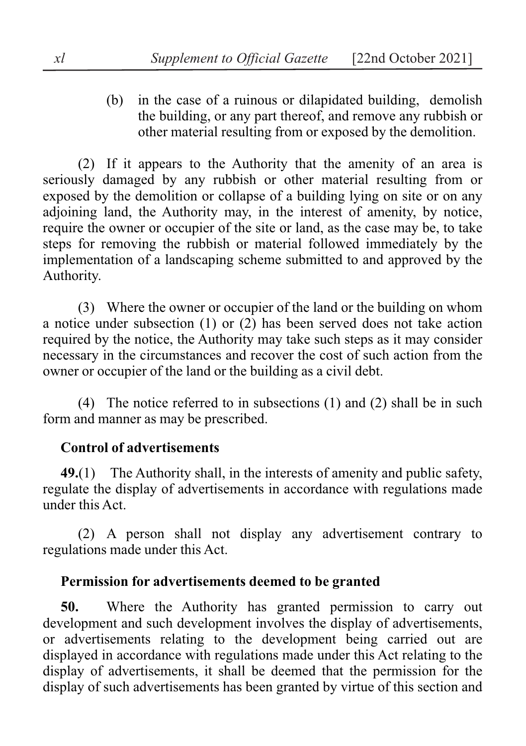(b) in the case of a ruinous or dilapidated building, demolish the building, or any part thereof, and remove any rubbish or other material resulting from or exposed by the demolition.

(2) If it appears to the Authority that the amenity of an area is seriously damaged by any rubbish or other material resulting from or exposed by the demolition or collapse of a building lying on site or on any adjoining land, the Authority may, in the interest of amenity, by notice, require the owner or occupier of the site or land, as the case may be, to take steps for removing the rubbish or material followed immediately by the implementation of a landscaping scheme submitted to and approved by the Authority.

(3) Where the owner or occupier of the land or the building on whom a notice under subsection (1) or (2) has been served does not take action required by the notice, the Authority may take such steps as it may consider necessary in the circumstances and recover the cost of such action from the owner or occupier of the land or the building as a civil debt.

(4) The notice referred to in subsections (1) and (2) shall be in such form and manner as may be prescribed.

**Control of advertisements**

**49.**(1) The Authority shall, in the interests of amenity and public safety, regulate the display of advertisements in accordance with regulations made under this Act.

(2) A person shall not display any advertisement contrary to regulations made under this Act.

**Permission for advertisements deemed to be granted**

**50.** Where the Authority has granted permission to carry out development and such development involves the display of advertisements, or advertisements relating to the development being carried out are displayed in accordance with regulations made under this Act relating to the display of advertisements, it shall be deemed that the permission for the display of such advertisements has been granted by virtue of this section and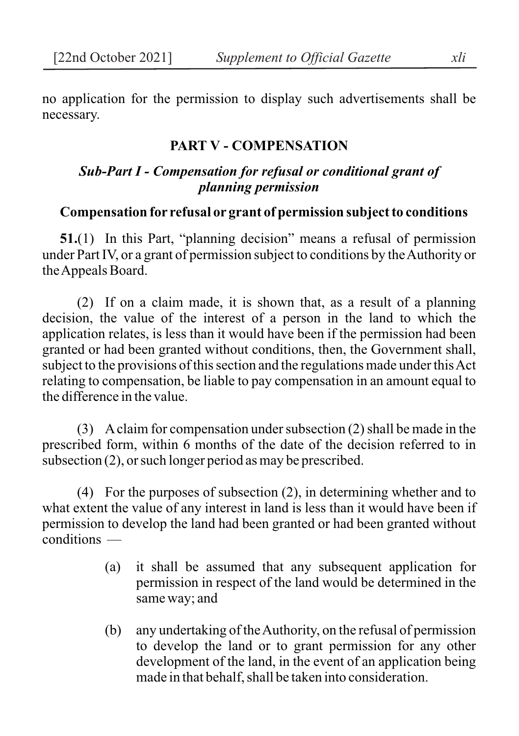no application for the permission to display such advertisements shall be necessary.

## PART V - COMPENSATION

### *Sub-Part I - Compensation for refusal or conditional grant of planning permission*

**Compensation for refusal or grant of permission subject to conditions**

**51.**(1) In this Part, "planning decision" means a refusal of permission under Part IV, or a grant of permission subject to conditions by the Authority or the Appeals Board.

(2) If on a claim made, it is shown that, as a result of a planning decision, the value of the interest of a person in the land to which the application relates, is less than it would have been if the permission had been granted or had been granted without conditions, then, the Government shall, subject to the provisions of this section and the regulations made under this Act relating to compensation, be liable to pay compensation in an amount equal to the difference in the value.

(3) A claim for compensation under subsection (2) shall be made in the prescribed form, within 6 months of the date of the decision referred to in subsection (2), or such longer period as may be prescribed.

(4) For the purposes of subsection (2), in determining whether and to what extent the value of any interest in land is less than it would have been if permission to develop the land had been granted or had been granted without conditions —

(a) it shall be assumed that any subsequent application for permission in respect of the land would be determined in the same way; and

(b) any undertaking of the Authority, on the refusal of permission to develop the land or to grant permission for any other development of the land, in the event of an application being made in that behalf, shall be taken into consideration.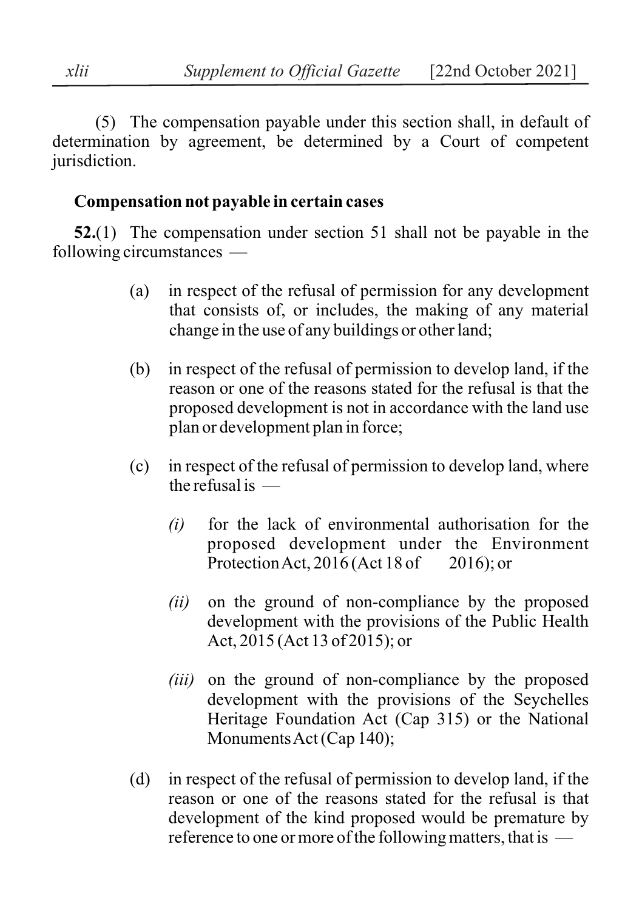(5) The compensation payable under this section shall, in default of determination by agreement, be determined by a Court of competent jurisdiction.

**Compensation not payable in certain cases**

**52.**(1) The compensation under section 51 shall not be payable in the following circumstances —

(a) in respect of the refusal of permission for any development that consists of, or includes, the making of any material change in the use of any buildings or other land;

(b) in respect of the refusal of permission to develop land, if the reason or one of the reasons stated for the refusal is that the proposed development is not in accordance with the land use plan or development plan in force;

(c) in respect of the refusal of permission to develop land, where the refusal is —

*(i)* for the lack of environmental authorisation for the proposed development under the Environment Protection Act, 2016 (Act 18 of 2016); or

*(ii)* on the ground of non-compliance by the proposed development with the provisions of the Public Health Act, 2015 (Act 13 of 2015); or

*(iii)* on the ground of non-compliance by the proposed development with the provisions of the Seychelles Heritage Foundation Act (Cap 315) or the National Monuments Act (Cap 140);

(d) in respect of the refusal of permission to develop land, if the reason or one of the reasons stated for the refusal is that development of the kind proposed would be premature by reference to one or more of the following matters, that is —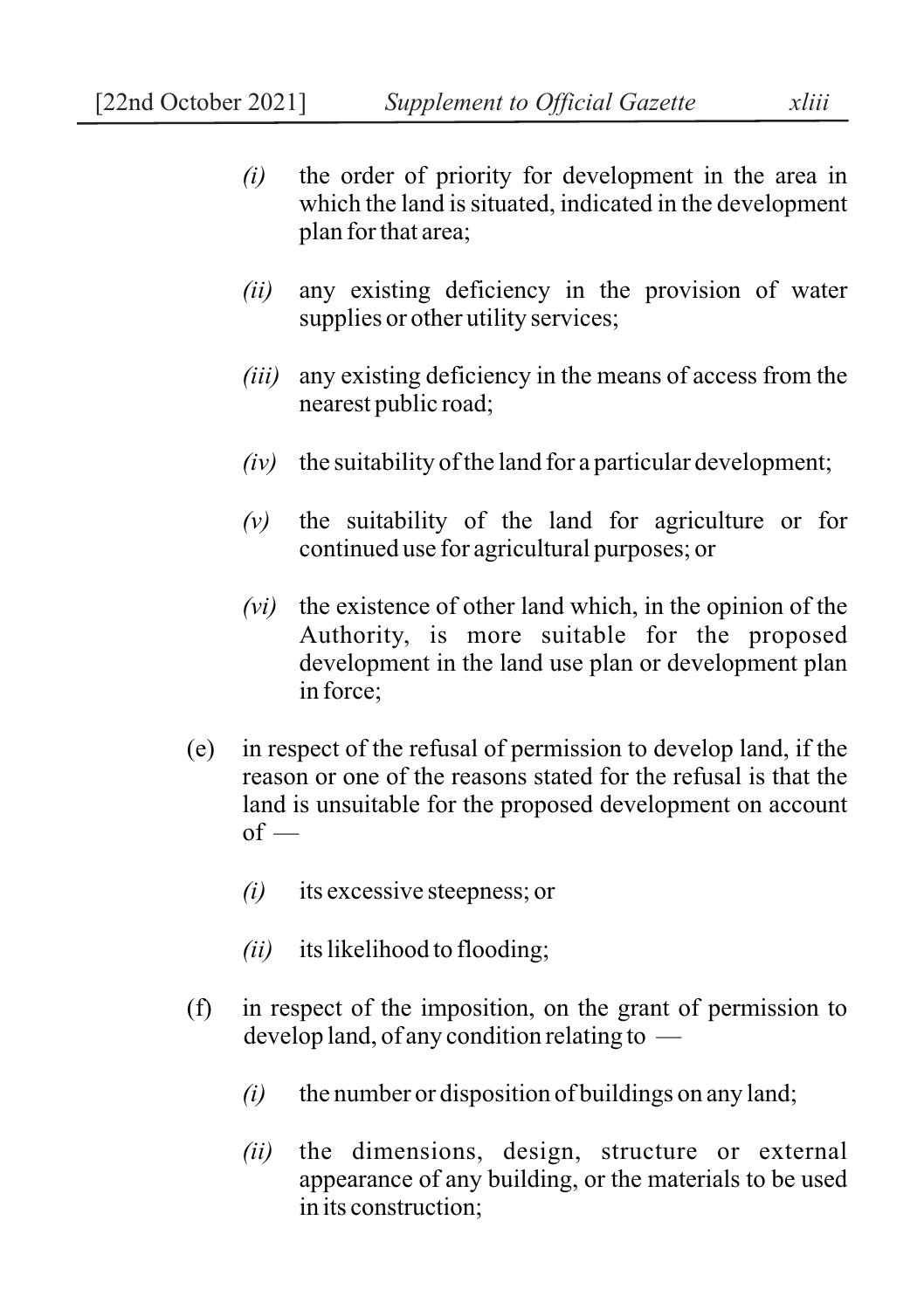*(i)* the order of priority for development in the area in which the land is situated, indicated in the development plan for that area;

*(ii)* any existing deficiency in the provision of water supplies or other utility services;

*(iii)* any existing deficiency in the means of access from the nearest public road;

*(iv)* the suitability of the land for a particular development;

*(v)* the suitability of the land for agriculture or for continued use for agricultural purposes; or

*(vi)* the existence of other land which, in the opinion of the Authority, is more suitable for the proposed development in the land use plan or development plan in force;

(e) in respect of the refusal of permission to develop land, if the reason or one of the reasons stated for the refusal is that the land is unsuitable for the proposed development on account of —

*(i)* its excessive steepness; or

*(ii)* its likelihood to flooding;

(f) in respect of the imposition, on the grant of permission to develop land, of any condition relating to —

*(i)* the number or disposition of buildings on any land;

*(ii)* the dimensions, design, structure or external appearance of any building, or the materials to be used in its construction;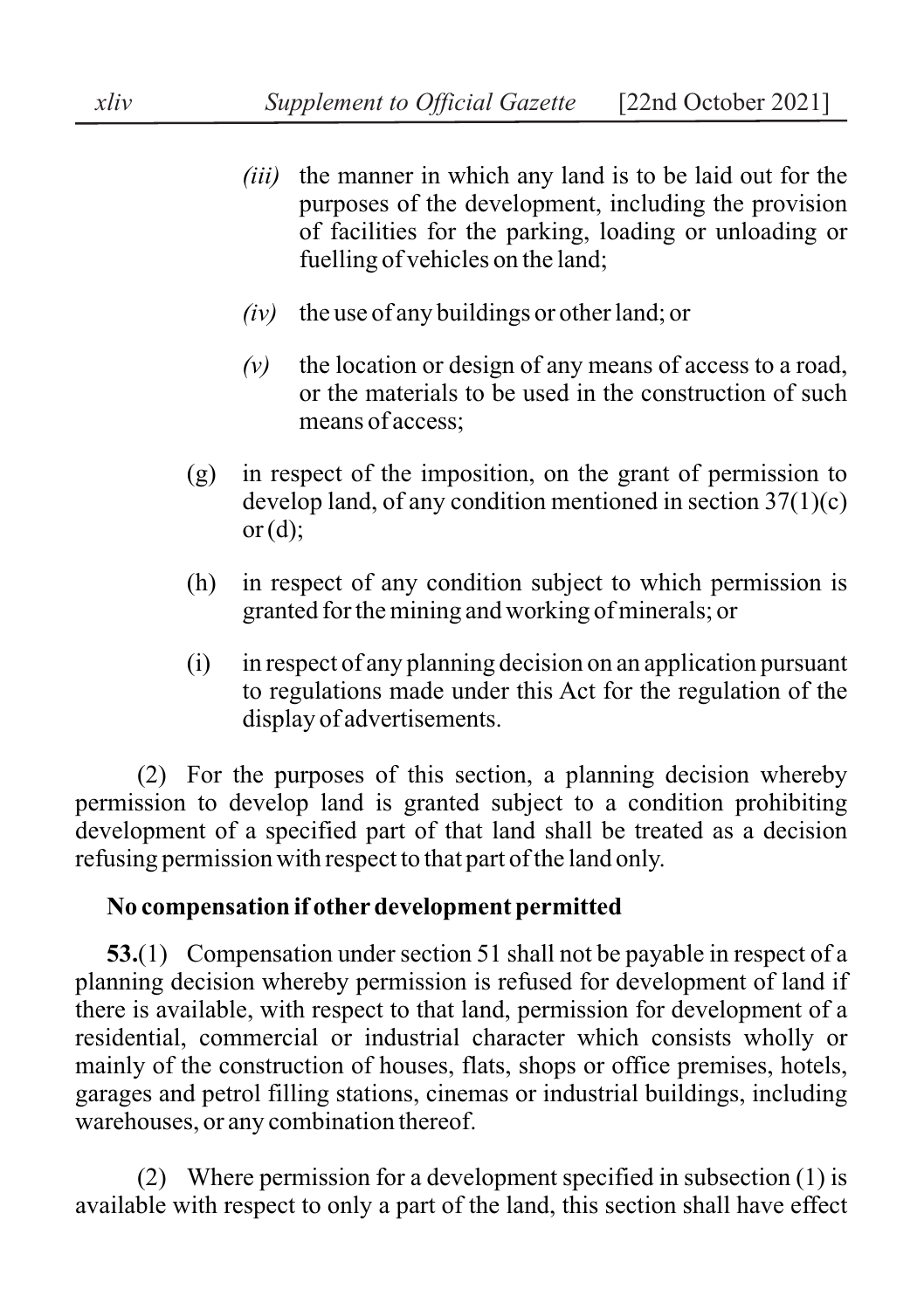- *(iii)* the manner in which any land is to be laid out for the purposes of the development, including the provision of facilities for the parking, loading or unloading or fuelling of vehicles on the land;

- *(iv)* the use of any buildings or other land; or

- *(v)* the location or design of any means of access to a road, or the materials to be used in the construction of such means of access;

(g) in respect of the imposition, on the grant of permission to develop land, of any condition mentioned in section 37(1)(c) or (d);

(h) in respect of any condition subject to which permission is granted for the mining and working of minerals; or

(i) in respect of any planning decision on an application pursuant to regulations made under this Act for the regulation of the display of advertisements.

(2) For the purposes of this section, a planning decision whereby permission to develop land is granted subject to a condition prohibiting development of a specified part of that land shall be treated as a decision refusing permission with respect to that part of the land only.

**No compensation if other development permitted**

**53.**(1) Compensation under section 51 shall not be payable in respect of a planning decision whereby permission is refused for development of land if there is available, with respect to that land, permission for development of a residential, commercial or industrial character which consists wholly or mainly of the construction of houses, flats, shops or office premises, hotels, garages and petrol filling stations, cinemas or industrial buildings, including warehouses, or any combination thereof.

(2) Where permission for a development specified in subsection (1) is available with respect to only a part of the land, this section shall have effect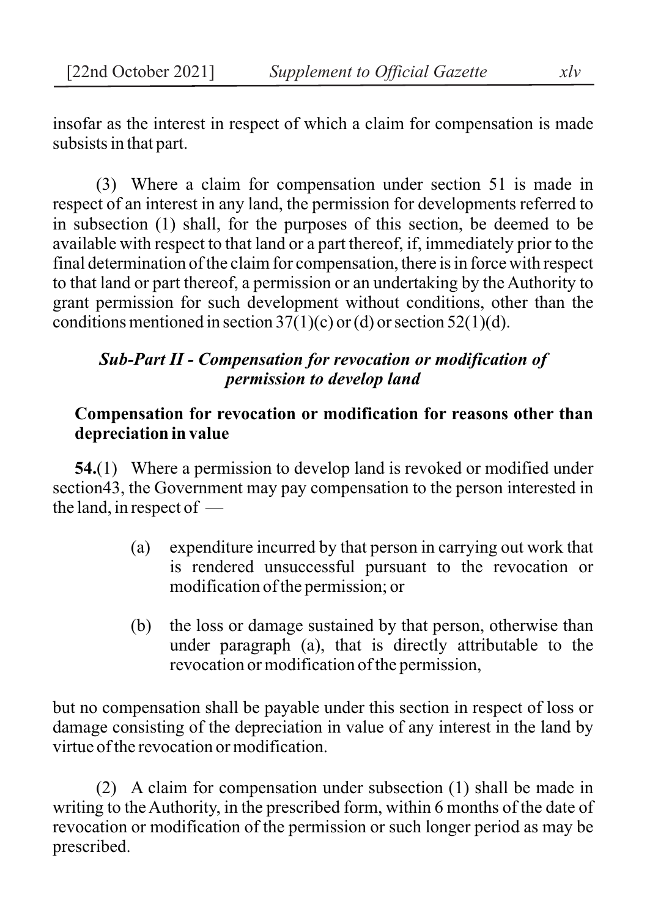insofar as the interest in respect of which a claim for compensation is made subsists in that part.

(3) Where a claim for compensation under section 51 is made in respect of an interest in any land, the permission for developments referred to in subsection (1) shall, for the purposes of this section, be deemed to be available with respect to that land or a part thereof, if, immediately prior to the final determination of the claim for compensation, there is in force with respect to that land or part thereof, a permission or an undertaking by the Authority to grant permission for such development without conditions, other than the conditions mentioned in section 37(1)(c) or (d) or section 52(1)(d).

### *Sub-Part II - Compensation for revocation or modification of permission to develop land*

**Compensation for revocation or modification for reasons other than depreciation in value**

**54.**(1) Where a permission to develop land is revoked or modified under section43, the Government may pay compensation to the person interested in the land, in respect of —

(a) expenditure incurred by that person in carrying out work that is rendered unsuccessful pursuant to the revocation or modification of the permission; or

(b) the loss or damage sustained by that person, otherwise than under paragraph (a), that is directly attributable to the revocation or modification of the permission,

but no compensation shall be payable under this section in respect of loss or damage consisting of the depreciation in value of any interest in the land by virtue of the revocation or modification.

(2) A claim for compensation under subsection (1) shall be made in writing to the Authority, in the prescribed form, within 6 months of the date of revocation or modification of the permission or such longer period as may be prescribed.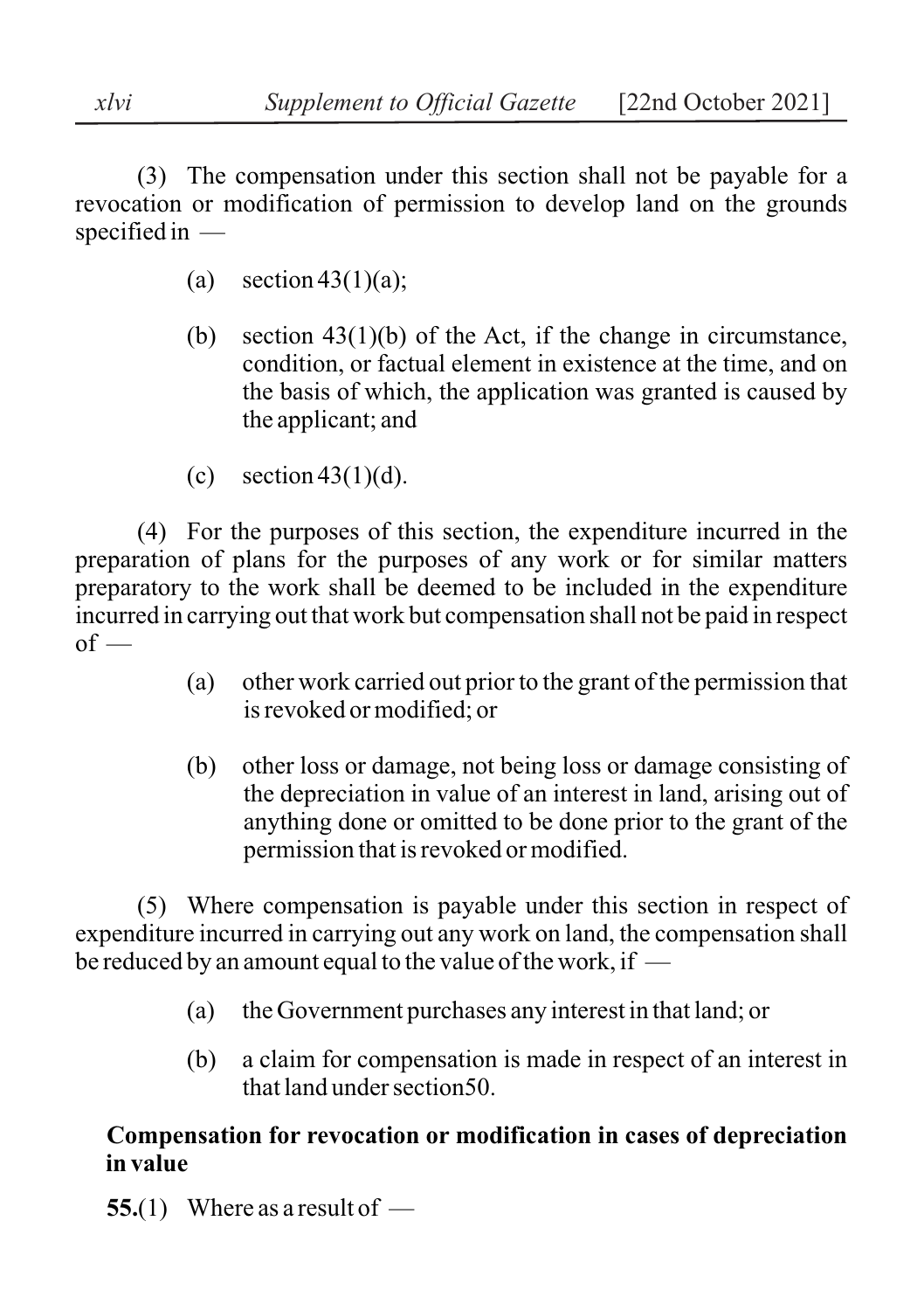(3) The compensation under this section shall not be payable for a revocation or modification of permission to develop land on the grounds specified in —

(a) section 43(1)(a);

(b) section 43(1)(b) of the Act, if the change in circumstance, condition, or factual element in existence at the time, and on the basis of which, the application was granted is caused by the applicant; and

(c) section 43(1)(d).

(4) For the purposes of this section, the expenditure incurred in the preparation of plans for the purposes of any work or for similar matters preparatory to the work shall be deemed to be included in the expenditure incurred in carrying out that work but compensation shall not be paid in respect of —

(a) other work carried out prior to the grant of the permission that is revoked or modified; or

(b) other loss or damage, not being loss or damage consisting of the depreciation in value of an interest in land, arising out of anything done or omitted to be done prior to the grant of the permission that is revoked or modified.

(5) Where compensation is payable under this section in respect of expenditure incurred in carrying out any work on land, the compensation shall be reduced by an amount equal to the value of the work, if —

(a) the Government purchases any interest in that land; or

(b) a claim for compensation is made in respect of an interest in that land under section50.

**Compensation for revocation or modification in cases of depreciation in value**

**55.**(1) Where as a result of —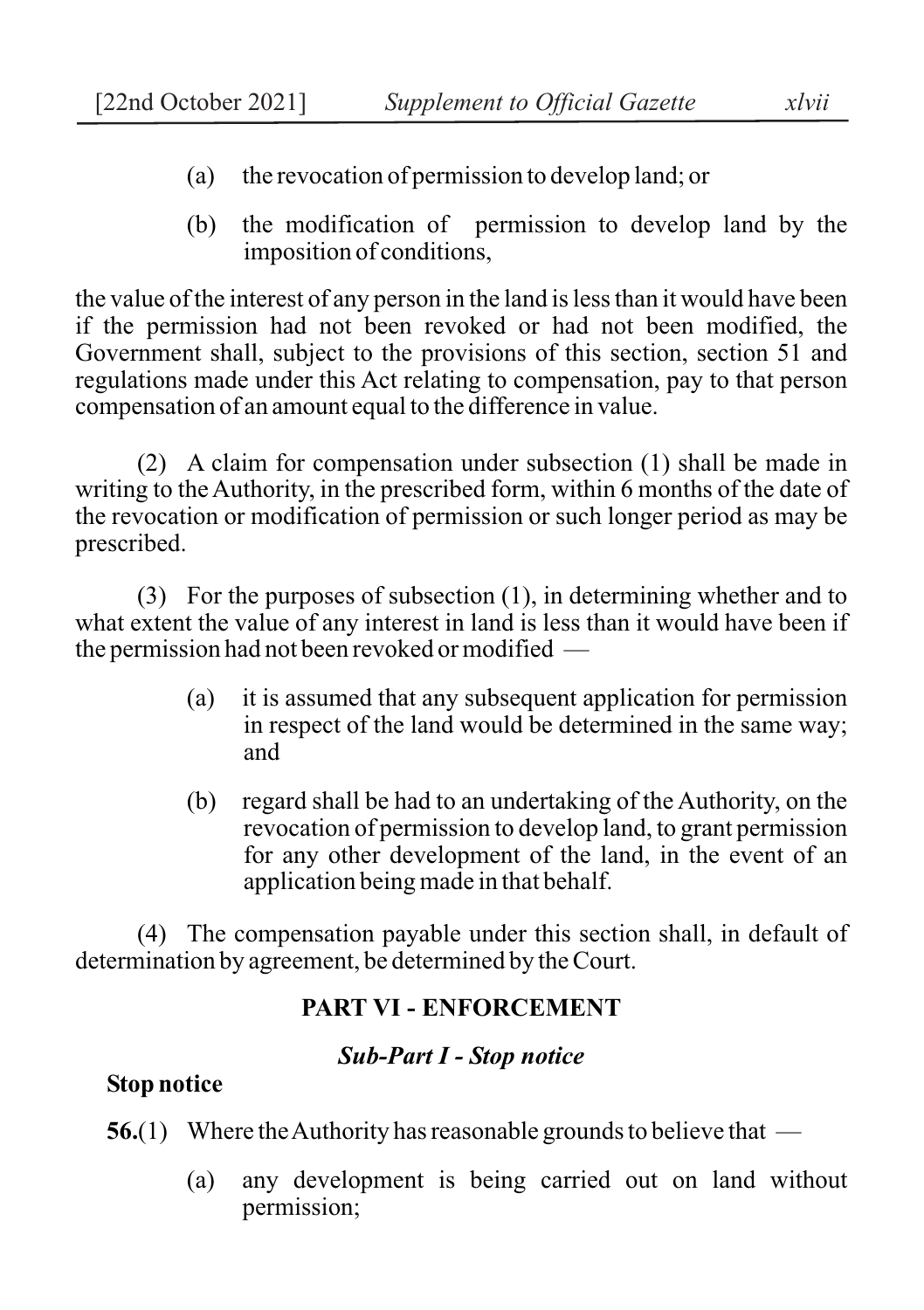(a) the revocation of permission to develop land; or

(b) the modification of permission to develop land by the imposition of conditions,

the value of the interest of any person in the land is less than it would have been if the permission had not been revoked or had not been modified, the Government shall, subject to the provisions of this section, section 51 and regulations made under this Act relating to compensation, pay to that person compensation of an amount equal to the difference in value.

(2) A claim for compensation under subsection (1) shall be made in writing to the Authority, in the prescribed form, within 6 months of the date of the revocation or modification of permission or such longer period as may be prescribed.

(3) For the purposes of subsection (1), in determining whether and to what extent the value of any interest in land is less than it would have been if the permission had not been revoked or modified —

(a) it is assumed that any subsequent application for permission in respect of the land would be determined in the same way; and

(b) regard shall be had to an undertaking of the Authority, on the revocation of permission to develop land, to grant permission for any other development of the land, in the event of an application being made in that behalf.

(4) The compensation payable under this section shall, in default of determination by agreement, be determined by the Court.

## PART VI - ENFORCEMENT

### *Sub-Part I - Stop notice*

**Stop notice**

**56.**(1) Where the Authority has reasonable grounds to believe that —

(a) any development is being carried out on land without permission;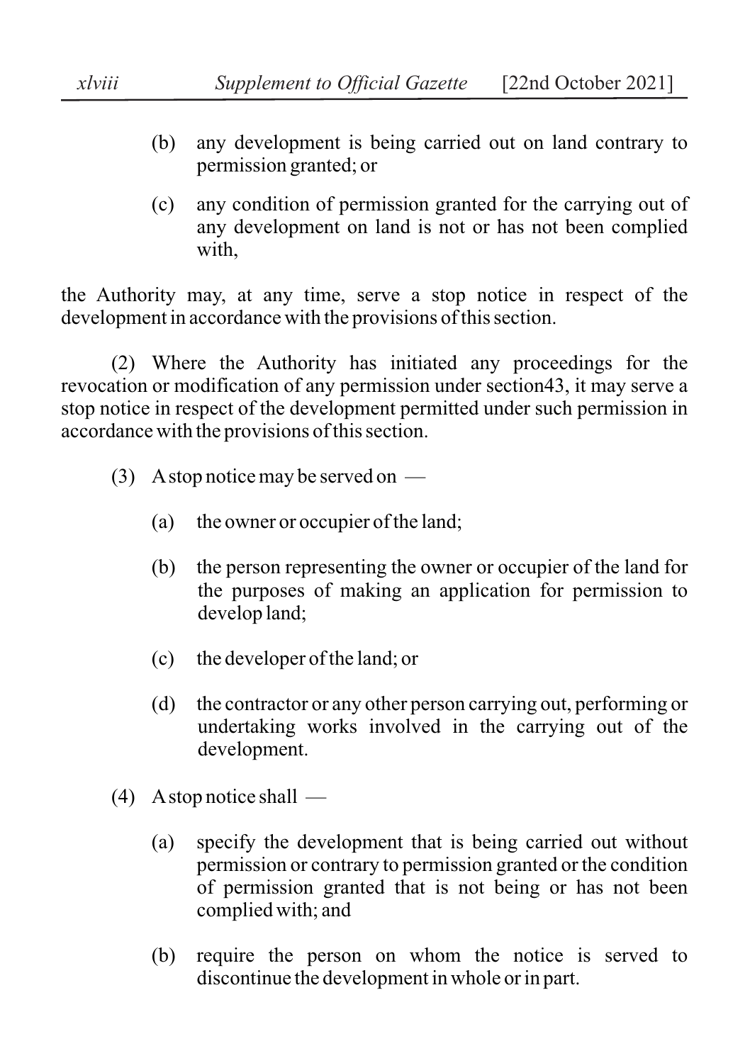(b) any development is being carried out on land contrary to permission granted; or

(c) any condition of permission granted for the carrying out of any development on land is not or has not been complied with,

the Authority may, at any time, serve a stop notice in respect of the development in accordance with the provisions of this section.

(2) Where the Authority has initiated any proceedings for the revocation or modification of any permission under section43, it may serve a stop notice in respect of the development permitted under such permission in accordance with the provisions of this section.

(3) A stop notice may be served on —

(a) the owner or occupier of the land;

(b) the person representing the owner or occupier of the land for the purposes of making an application for permission to develop land;

(c) the developer of the land; or

(d) the contractor or any other person carrying out, performing or undertaking works involved in the carrying out of the development.

(4) A stop notice shall —

(a) specify the development that is being carried out without permission or contrary to permission granted or the condition of permission granted that is not being or has not been complied with; and

(b) require the person on whom the notice is served to discontinue the development in whole or in part.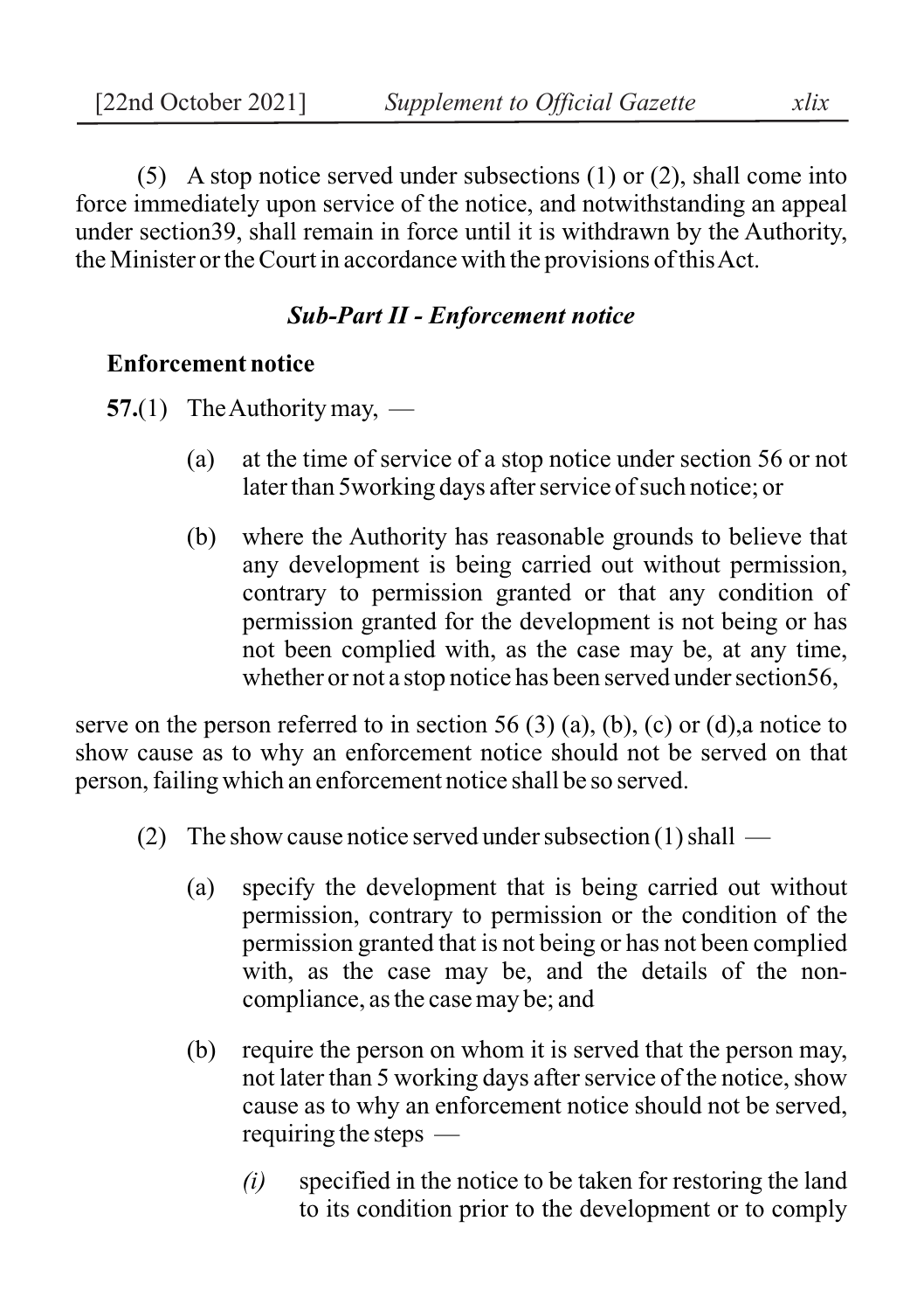(5) A stop notice served under subsections (1) or (2), shall come into force immediately upon service of the notice, and notwithstanding an appeal under section39, shall remain in force until it is withdrawn by the Authority, the Minister or the Court in accordance with the provisions of this Act.

### *Sub-Part II - Enforcement notice*

**Enforcement notice**

**57.**(1) The Authority may, —

(a) at the time of service of a stop notice under section 56 or not later than 5working days after service of such notice; or

(b) where the Authority has reasonable grounds to believe that any development is being carried out without permission, contrary to permission granted or that any condition of permission granted for the development is not being or has not been complied with, as the case may be, at any time, whether or not a stop notice has been served under section56,

serve on the person referred to in section 56 (3) (a), (b), (c) or (d),a notice to show cause as to why an enforcement notice should not be served on that person, failing which an enforcement notice shall be so served.

(2) The show cause notice served under subsection (1) shall —

(a) specify the development that is being carried out without permission, contrary to permission or the condition of the permission granted that is not being or has not been complied with, as the case may be, and the details of the non-compliance, as the case may be; and

(b) require the person on whom it is served that the person may, not later than 5 working days after service of the notice, show cause as to why an enforcement notice should not be served, requiring the steps —

*(i)* specified in the notice to be taken for restoring the land to its condition prior to the development or to comply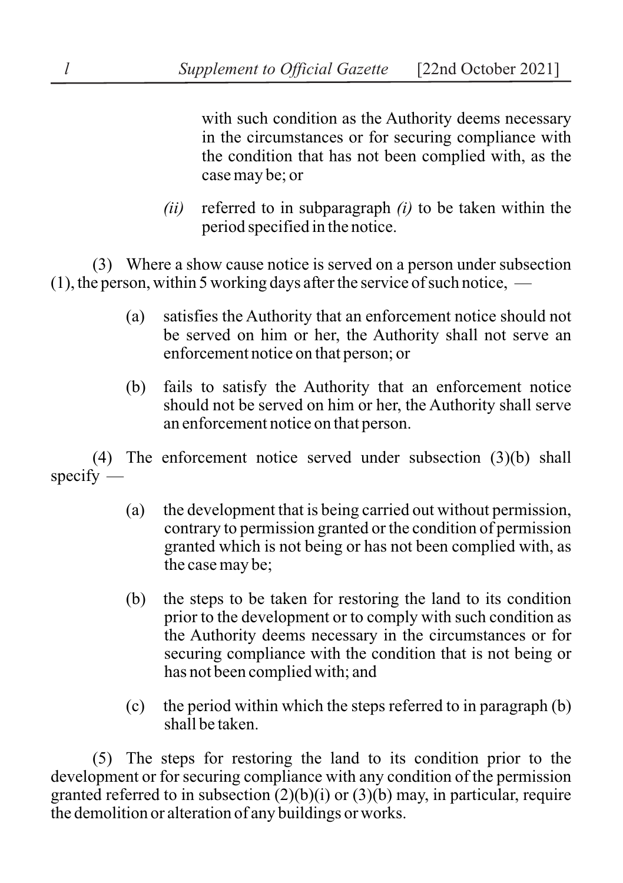with such condition as the Authority deems necessary in the circumstances or for securing compliance with the condition that has not been complied with, as the case may be; or

*(ii)* referred to in subparagraph *(i)* to be taken within the period specified in the notice.

(3) Where a show cause notice is served on a person under subsection (1), the person, within 5 working days after the service of such notice, —

(a) satisfies the Authority that an enforcement notice should not be served on him or her, the Authority shall not serve an enforcement notice on that person; or

(b) fails to satisfy the Authority that an enforcement notice should not be served on him or her, the Authority shall serve an enforcement notice on that person.

(4) The enforcement notice served under subsection (3)(b) shall specify —

(a) the development that is being carried out without permission, contrary to permission granted or the condition of permission granted which is not being or has not been complied with, as the case may be;

(b) the steps to be taken for restoring the land to its condition prior to the development or to comply with such condition as the Authority deems necessary in the circumstances or for securing compliance with the condition that is not being or has not been complied with; and

(c) the period within which the steps referred to in paragraph (b) shall be taken.

(5) The steps for restoring the land to its condition prior to the development or for securing compliance with any condition of the permission granted referred to in subsection (2)(b)(i) or (3)(b) may, in particular, require the demolition or alteration of any buildings or works.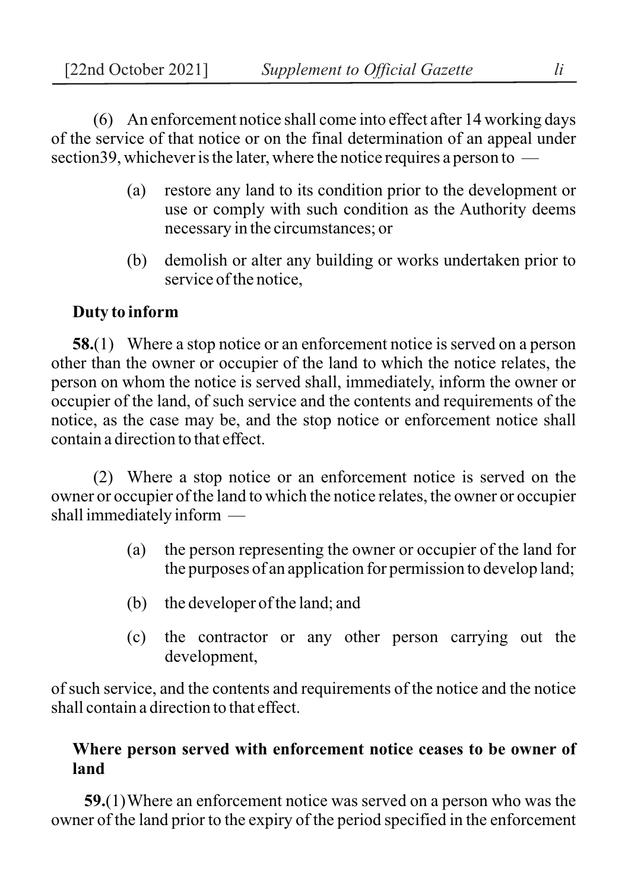(6) An enforcement notice shall come into effect after 14 working days of the service of that notice or on the final determination of an appeal under section39, whichever is the later, where the notice requires a person to —

- (a) restore any land to its condition prior to the development or use or comply with such condition as the Authority deems necessary in the circumstances; or
- (b) demolish or alter any building or works undertaken prior to service of the notice,

**Duty to inform**

**58.**(1) Where a stop notice or an enforcement notice is served on a person other than the owner or occupier of the land to which the notice relates, the person on whom the notice is served shall, immediately, inform the owner or occupier of the land, of such service and the contents and requirements of the notice, as the case may be, and the stop notice or enforcement notice shall contain a direction to that effect.

(2) Where a stop notice or an enforcement notice is served on the owner or occupier of the land to which the notice relates, the owner or occupier shall immediately inform —

- (a) the person representing the owner or occupier of the land for the purposes of an application for permission to develop land;
- (b) the developer of the land; and
- (c) the contractor or any other person carrying out the development,

of such service, and the contents and requirements of the notice and the notice shall contain a direction to that effect.

**Where person served with enforcement notice ceases to be owner of land**

**59.**(1) Where an enforcement notice was served on a person who was the owner of the land prior to the expiry of the period specified in the enforcement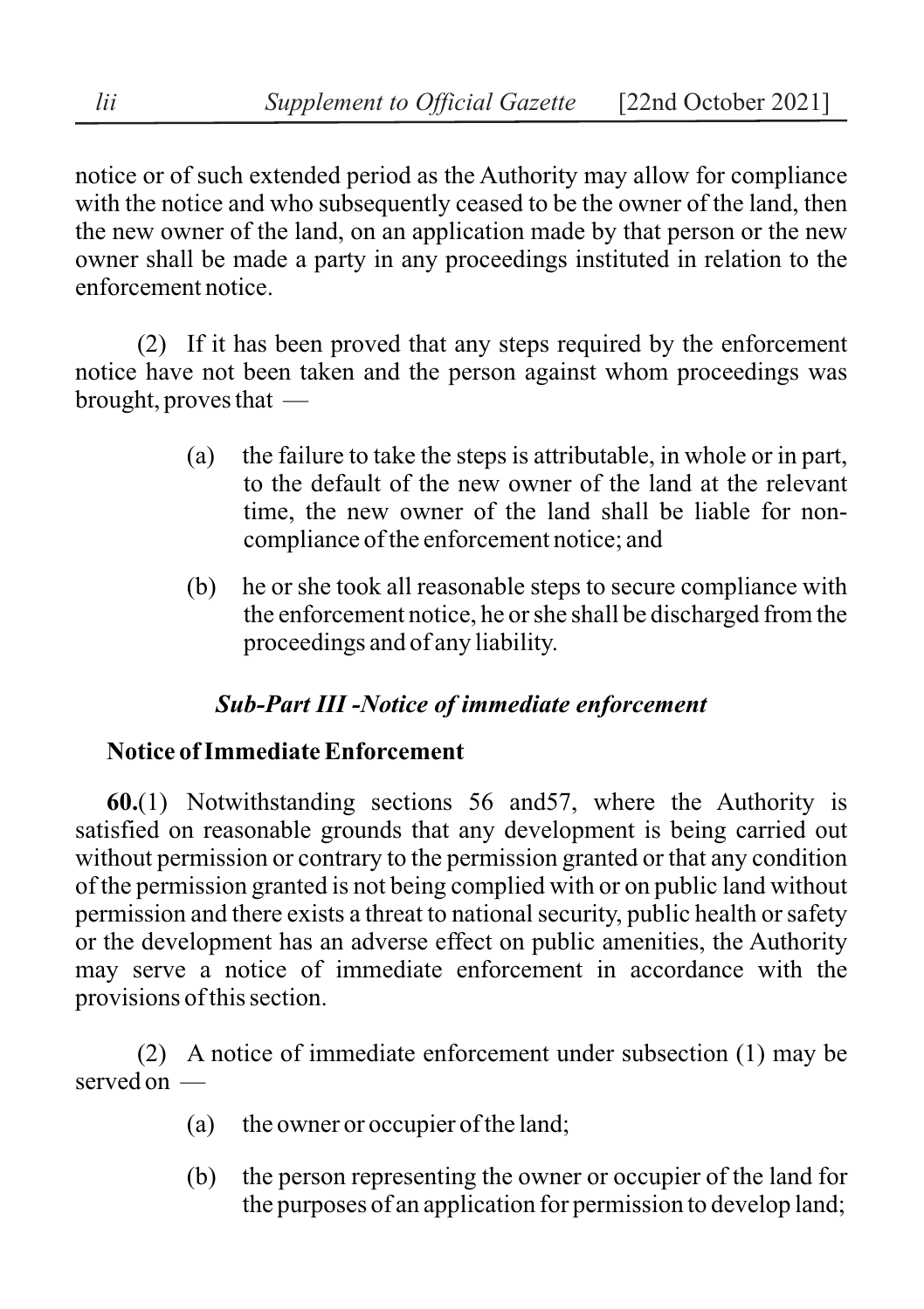notice or of such extended period as the Authority may allow for compliance with the notice and who subsequently ceased to be the owner of the land, then the new owner of the land, on an application made by that person or the new owner shall be made a party in any proceedings instituted in relation to the enforcement notice.

(2) If it has been proved that any steps required by the enforcement notice have not been taken and the person against whom proceedings was brought, proves that —

(a) the failure to take the steps is attributable, in whole or in part, to the default of the new owner of the land at the relevant time, the new owner of the land shall be liable for non-compliance of the enforcement notice; and

(b) he or she took all reasonable steps to secure compliance with the enforcement notice, he or she shall be discharged from the proceedings and of any liability.

### *Sub-Part III -Notice of immediate enforcement*

**Notice of Immediate Enforcement**

**60.**(1) Notwithstanding sections 56 and57, where the Authority is satisfied on reasonable grounds that any development is being carried out without permission or contrary to the permission granted or that any condition of the permission granted is not being complied with or on public land without permission and there exists a threat to national security, public health or safety or the development has an adverse effect on public amenities, the Authority may serve a notice of immediate enforcement in accordance with the provisions of this section.

(2) A notice of immediate enforcement under subsection (1) may be served on —

(a) the owner or occupier of the land;

(b) the person representing the owner or occupier of the land for the purposes of an application for permission to develop land;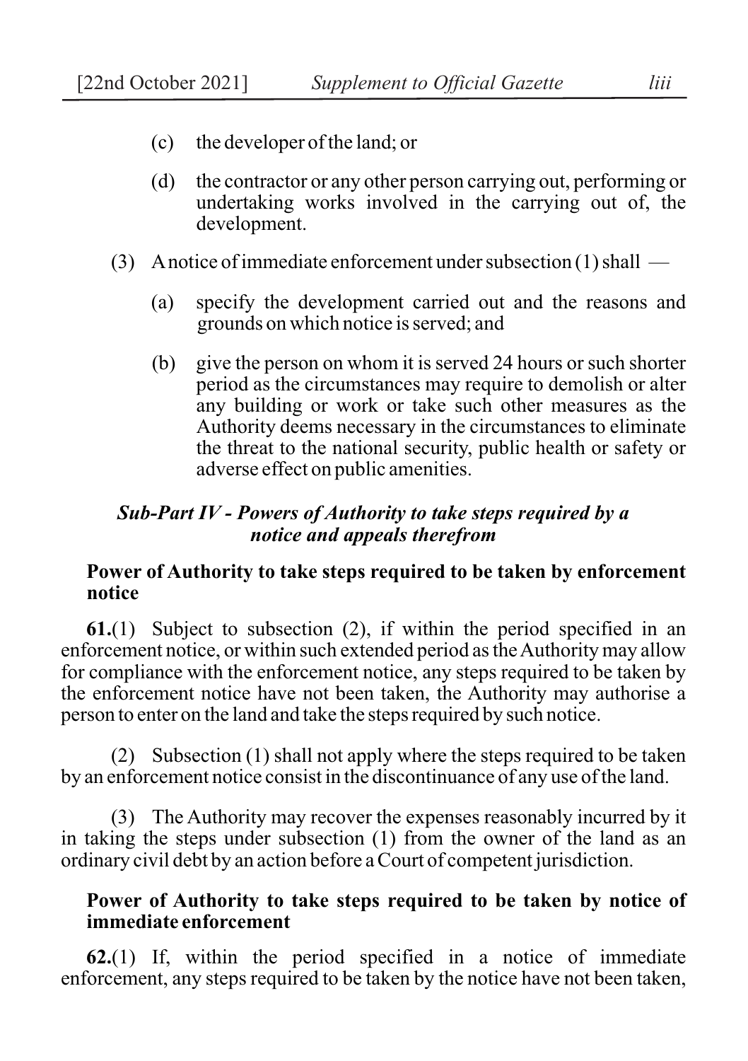(c) the developer of the land; or

(d) the contractor or any other person carrying out, performing or undertaking works involved in the carrying out of, the development.

(3) A notice of immediate enforcement under subsection (1) shall —

(a) specify the development carried out and the reasons and grounds on which notice is served; and

(b) give the person on whom it is served 24 hours or such shorter period as the circumstances may require to demolish or alter any building or work or take such other measures as the Authority deems necessary in the circumstances to eliminate the threat to the national security, public health or safety or adverse effect on public amenities.

### *Sub-Part IV - Powers of Authority to take steps required by a notice and appeals therefrom*

**Power of Authority to take steps required to be taken by enforcement notice**

**61.**(1) Subject to subsection (2), if within the period specified in an enforcement notice, or within such extended period as the Authority may allow for compliance with the enforcement notice, any steps required to be taken by the enforcement notice have not been taken, the Authority may authorise a person to enter on the land and take the steps required by such notice.

(2) Subsection (1) shall not apply where the steps required to be taken by an enforcement notice consist in the discontinuance of any use of the land.

(3) The Authority may recover the expenses reasonably incurred by it in taking the steps under subsection (1) from the owner of the land as an ordinary civil debt by an action before a Court of competent jurisdiction.

**Power of Authority to take steps required to be taken by notice of immediate enforcement**

**62.**(1) If, within the period specified in a notice of immediate enforcement, any steps required to be taken by the notice have not been taken,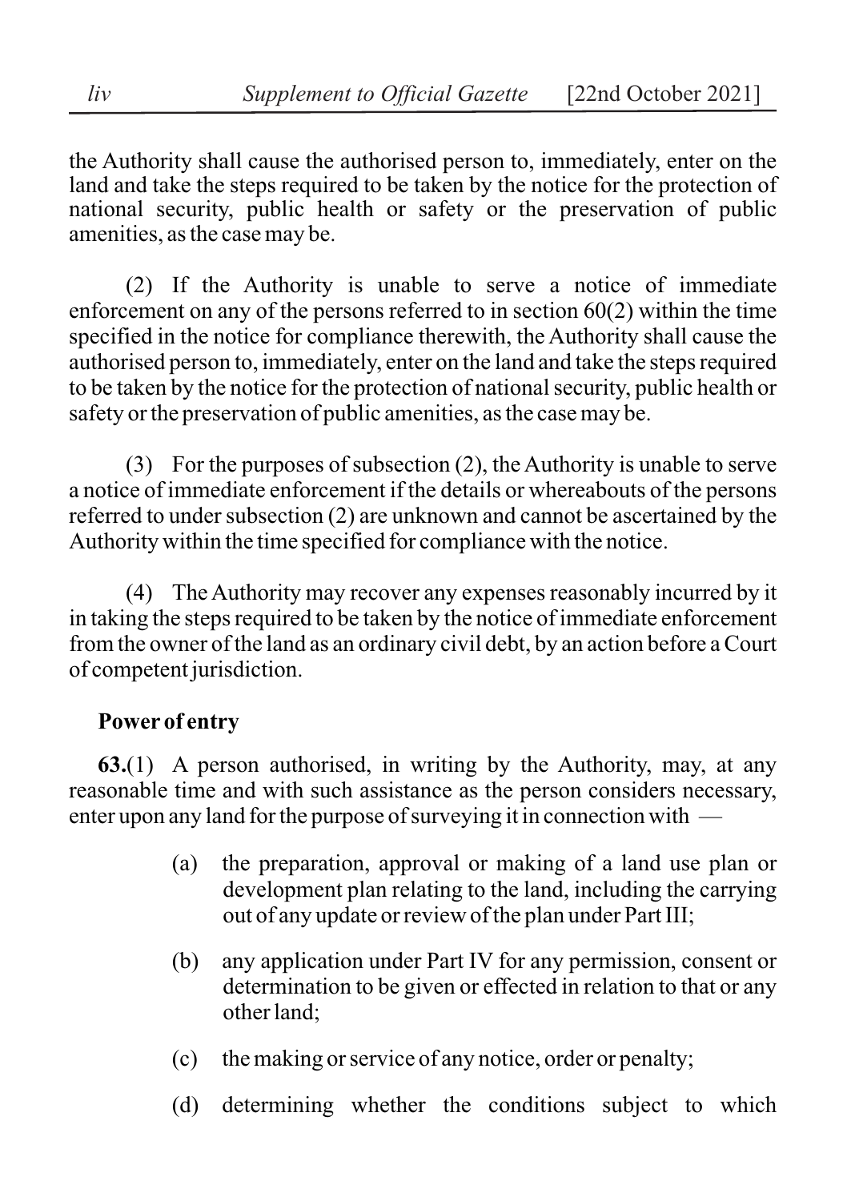the Authority shall cause the authorised person to, immediately, enter on the land and take the steps required to be taken by the notice for the protection of national security, public health or safety or the preservation of public amenities, as the case may be.

(2) If the Authority is unable to serve a notice of immediate enforcement on any of the persons referred to in section 60(2) within the time specified in the notice for compliance therewith, the Authority shall cause the authorised person to, immediately, enter on the land and take the steps required to be taken by the notice for the protection of national security, public health or safety or the preservation of public amenities, as the case may be.

(3) For the purposes of subsection (2), the Authority is unable to serve a notice of immediate enforcement if the details or whereabouts of the persons referred to under subsection (2) are unknown and cannot be ascertained by the Authority within the time specified for compliance with the notice.

(4) The Authority may recover any expenses reasonably incurred by it in taking the steps required to be taken by the notice of immediate enforcement from the owner of the land as an ordinary civil debt, by an action before a Court of competent jurisdiction.

**Power of entry**

**63.**(1) A person authorised, in writing by the Authority, may, at any reasonable time and with such assistance as the person considers necessary, enter upon any land for the purpose of surveying it in connection with —

(a) the preparation, approval or making of a land use plan or development plan relating to the land, including the carrying out of any update or review of the plan under Part III;

(b) any application under Part IV for any permission, consent or determination to be given or effected in relation to that or any other land;

(c) the making or service of any notice, order or penalty;

(d) determining whether the conditions subject to which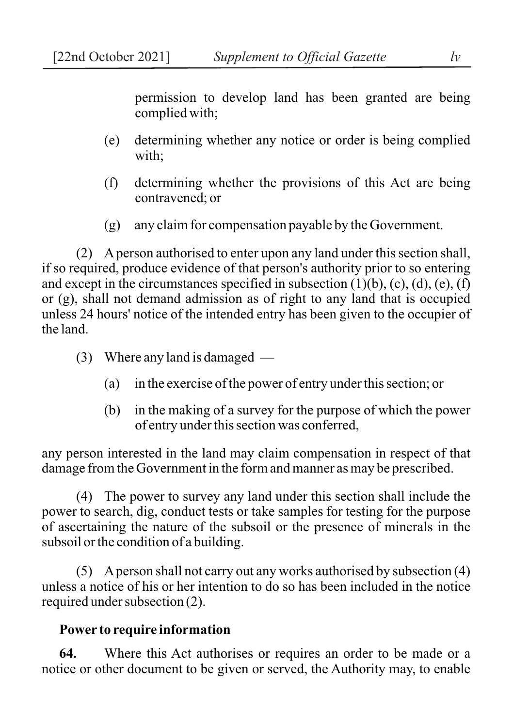permission to develop land has been granted are being complied with;

(e) determining whether any notice or order is being complied with;

(f) determining whether the provisions of this Act are being contravened; or

(g) any claim for compensation payable by the Government.

(2) A person authorised to enter upon any land under this section shall, if so required, produce evidence of that person's authority prior to so entering and except in the circumstances specified in subsection (1)(b), (c), (d), (e), (f) or (g), shall not demand admission as of right to any land that is occupied unless 24 hours' notice of the intended entry has been given to the occupier of the land.

(3) Where any land is damaged —

(a) in the exercise of the power of entry under this section; or

(b) in the making of a survey for the purpose of which the power of entry under this section was conferred,

any person interested in the land may claim compensation in respect of that damage from the Government in the form and manner as may be prescribed.

(4) The power to survey any land under this section shall include the power to search, dig, conduct tests or take samples for testing for the purpose of ascertaining the nature of the subsoil or the presence of minerals in the subsoil or the condition of a building.

(5) A person shall not carry out any works authorised by subsection (4) unless a notice of his or her intention to do so has been included in the notice required under subsection (2).

**Power to require information**

**64.** Where this Act authorises or requires an order to be made or a notice or other document to be given or served, the Authority may, to enable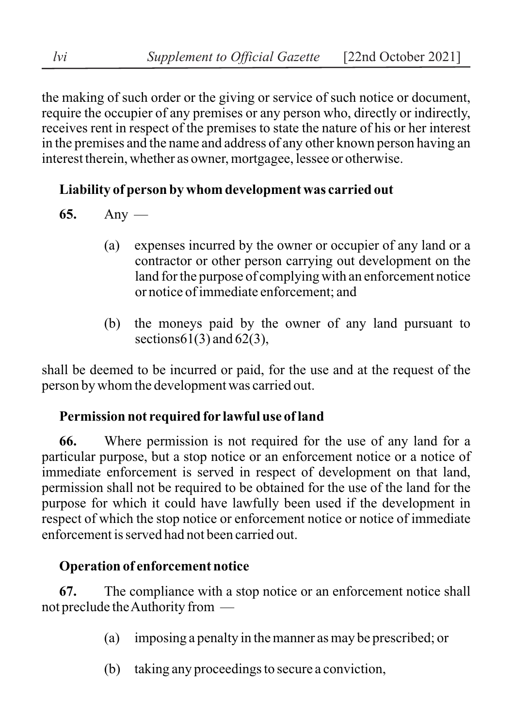the making of such order or the giving or service of such notice or document, require the occupier of any premises or any person who, directly or indirectly, receives rent in respect of the premises to state the nature of his or her interest in the premises and the name and address of any other known person having an interest therein, whether as owner, mortgagee, lessee or otherwise.

**Liability of person by whom development was carried out**

**65.** Any —

(a) expenses incurred by the owner or occupier of any land or a contractor or other person carrying out development on the land for the purpose of complying with an enforcement notice or notice of immediate enforcement; and

(b) the moneys paid by the owner of any land pursuant to sections61(3) and 62(3),

shall be deemed to be incurred or paid, for the use and at the request of the person by whom the development was carried out.

**Permission not required for lawful use of land**

**66.** Where permission is not required for the use of any land for a particular purpose, but a stop notice or an enforcement notice or a notice of immediate enforcement is served in respect of development on that land, permission shall not be required to be obtained for the use of the land for the purpose for which it could have lawfully been used if the development in respect of which the stop notice or enforcement notice or notice of immediate enforcement is served had not been carried out.

**Operation of enforcement notice**

**67.** The compliance with a stop notice or an enforcement notice shall not preclude the Authority from —

(a) imposing a penalty in the manner as may be prescribed; or

(b) taking any proceedings to secure a conviction,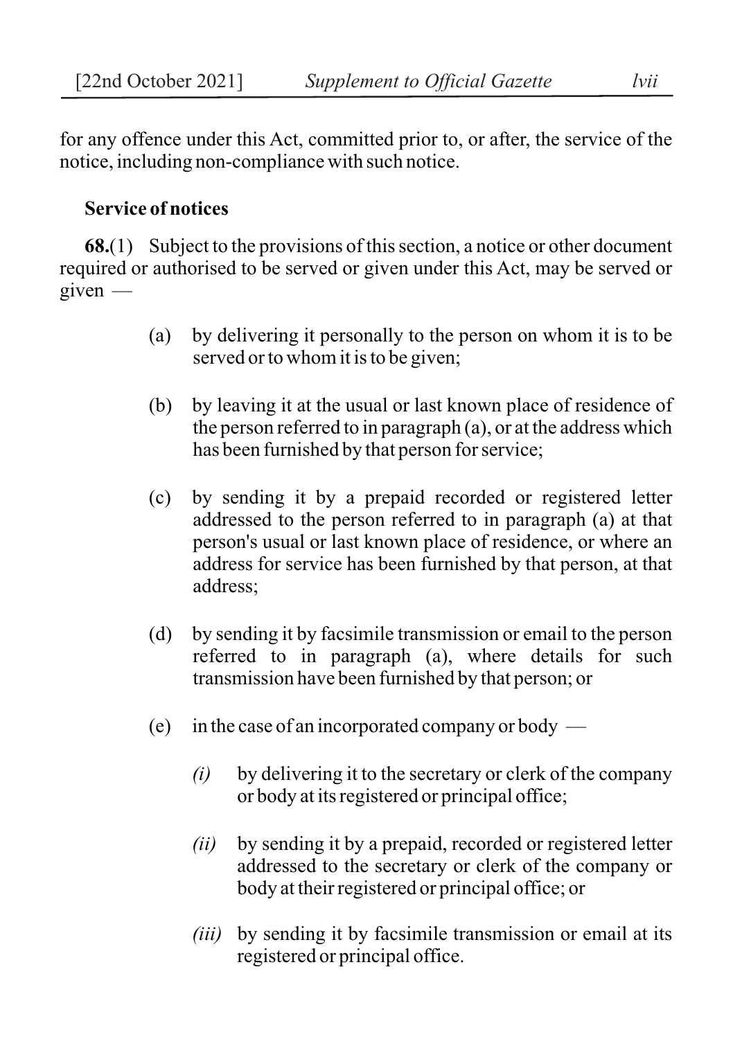for any offence under this Act, committed prior to, or after, the service of the notice, including non-compliance with such notice.

**Service of notices**

**68.**(1) Subject to the provisions of this section, a notice or other document required or authorised to be served or given under this Act, may be served or given —

(a) by delivering it personally to the person on whom it is to be served or to whom it is to be given;

(b) by leaving it at the usual or last known place of residence of the person referred to in paragraph (a), or at the address which has been furnished by that person for service;

(c) by sending it by a prepaid recorded or registered letter addressed to the person referred to in paragraph (a) at that person's usual or last known place of residence, or where an address for service has been furnished by that person, at that address;

(d) by sending it by facsimile transmission or email to the person referred to in paragraph (a), where details for such transmission have been furnished by that person; or

(e) in the case of an incorporated company or body —

*(i)* by delivering it to the secretary or clerk of the company or body at its registered or principal office;

*(ii)* by sending it by a prepaid, recorded or registered letter addressed to the secretary or clerk of the company or body at their registered or principal office; or

*(iii)* by sending it by facsimile transmission or email at its registered or principal office.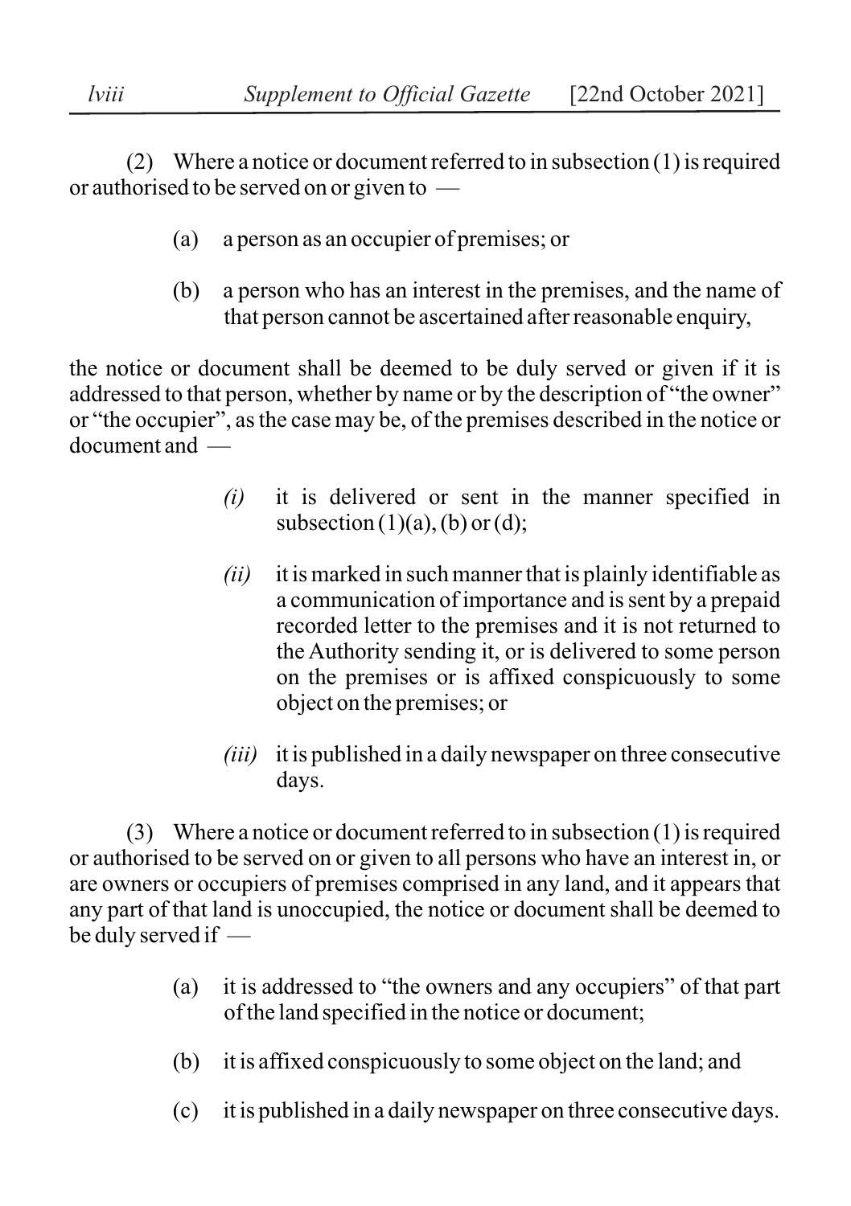(2) Where a notice or document referred to in subsection (1) is required or authorised to be served on or given to —

(a) a person as an occupier of premises; or

(b) a person who has an interest in the premises, and the name of that person cannot be ascertained after reasonable enquiry,

the notice or document shall be deemed to be duly served or given if it is addressed to that person, whether by name or by the description of "the owner" or "the occupier", as the case may be, of the premises described in the notice or document and —

*(i)* it is delivered or sent in the manner specified in subsection (1)(a), (b) or (d);

*(ii)* it is marked in such manner that is plainly identifiable as a communication of importance and is sent by a prepaid recorded letter to the premises and it is not returned to the Authority sending it, or is delivered to some person on the premises or is affixed conspicuously to some object on the premises; or

*(iii)* it is published in a daily newspaper on three consecutive days.

(3) Where a notice or document referred to in subsection (1) is required or authorised to be served on or given to all persons who have an interest in, or are owners or occupiers of premises comprised in any land, and it appears that any part of that land is unoccupied, the notice or document shall be deemed to be duly served if —

(a) it is addressed to "the owners and any occupiers" of that part of the land specified in the notice or document;

(b) it is affixed conspicuously to some object on the land; and

(c) it is published in a daily newspaper on three consecutive days.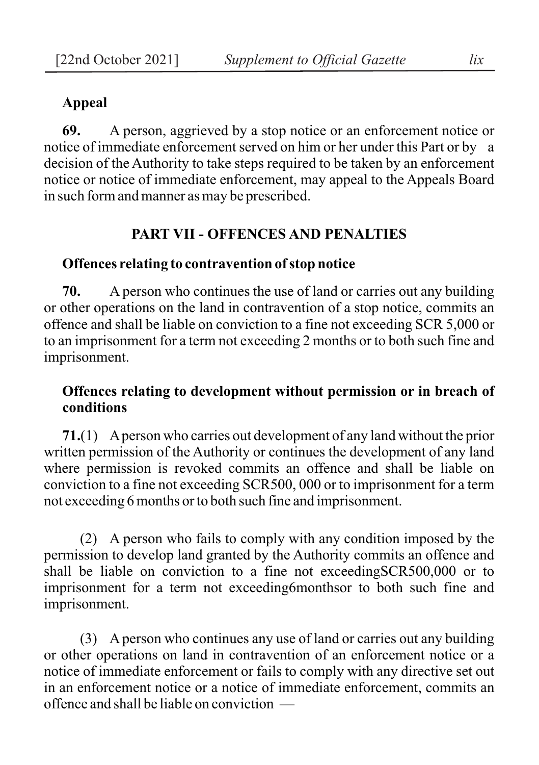**Appeal**

**69.** A person, aggrieved by a stop notice or an enforcement notice or notice of immediate enforcement served on him or her under this Part or by a decision of the Authority to take steps required to be taken by an enforcement notice or notice of immediate enforcement, may appeal to the Appeals Board in such form and manner as may be prescribed.

## PART VII - OFFENCES AND PENALTIES

**Offences relating to contravention of stop notice**

**70.** A person who continues the use of land or carries out any building or other operations on the land in contravention of a stop notice, commits an offence and shall be liable on conviction to a fine not exceeding SCR 5,000 or to an imprisonment for a term not exceeding 2 months or to both such fine and imprisonment.

**Offences relating to development without permission or in breach of conditions**

**71.**(1) A person who carries out development of any land without the prior written permission of the Authority or continues the development of any land where permission is revoked commits an offence and shall be liable on conviction to a fine not exceeding SCR500, 000 or to imprisonment for a term not exceeding 6 months or to both such fine and imprisonment.

(2) A person who fails to comply with any condition imposed by the permission to develop land granted by the Authority commits an offence and shall be liable on conviction to a fine not exceedingSCR500,000 or to imprisonment for a term not exceeding6monthsor to both such fine and imprisonment.

(3) A person who continues any use of land or carries out any building or other operations on land in contravention of an enforcement notice or a notice of immediate enforcement or fails to comply with any directive set out in an enforcement notice or a notice of immediate enforcement, commits an offence and shall be liable on conviction —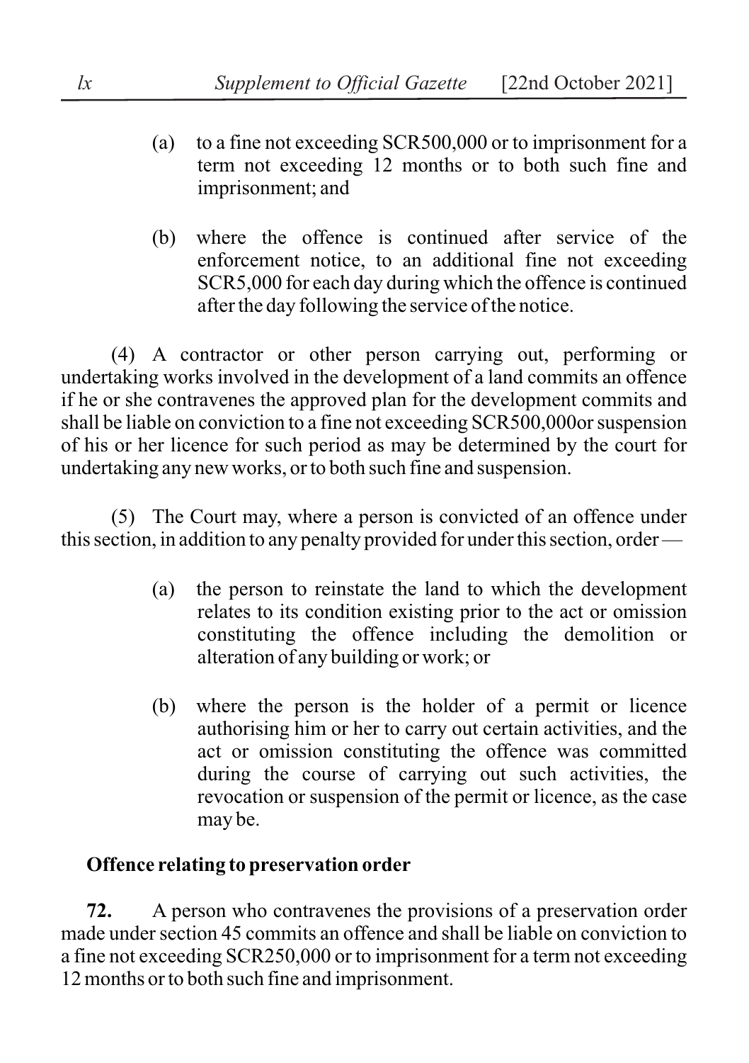(a) to a fine not exceeding SCR500,000 or to imprisonment for a term not exceeding 12 months or to both such fine and imprisonment; and

(b) where the offence is continued after service of the enforcement notice, to an additional fine not exceeding SCR5,000 for each day during which the offence is continued after the day following the service of the notice.

(4) A contractor or other person carrying out, performing or undertaking works involved in the development of a land commits an offence if he or she contravenes the approved plan for the development commits and shall be liable on conviction to a fine not exceeding SCR500,000or suspension of his or her licence for such period as may be determined by the court for undertaking any new works, or to both such fine and suspension.

(5) The Court may, where a person is convicted of an offence under this section, in addition to any penalty provided for under this section, order —

(a) the person to reinstate the land to which the development relates to its condition existing prior to the act or omission constituting the offence including the demolition or alteration of any building or work; or

(b) where the person is the holder of a permit or licence authorising him or her to carry out certain activities, and the act or omission constituting the offence was committed during the course of carrying out such activities, the revocation or suspension of the permit or licence, as the case may be.

**Offence relating to preservation order**

**72.** A person who contravenes the provisions of a preservation order made under section 45 commits an offence and shall be liable on conviction to a fine not exceeding SCR250,000 or to imprisonment for a term not exceeding 12 months or to both such fine and imprisonment.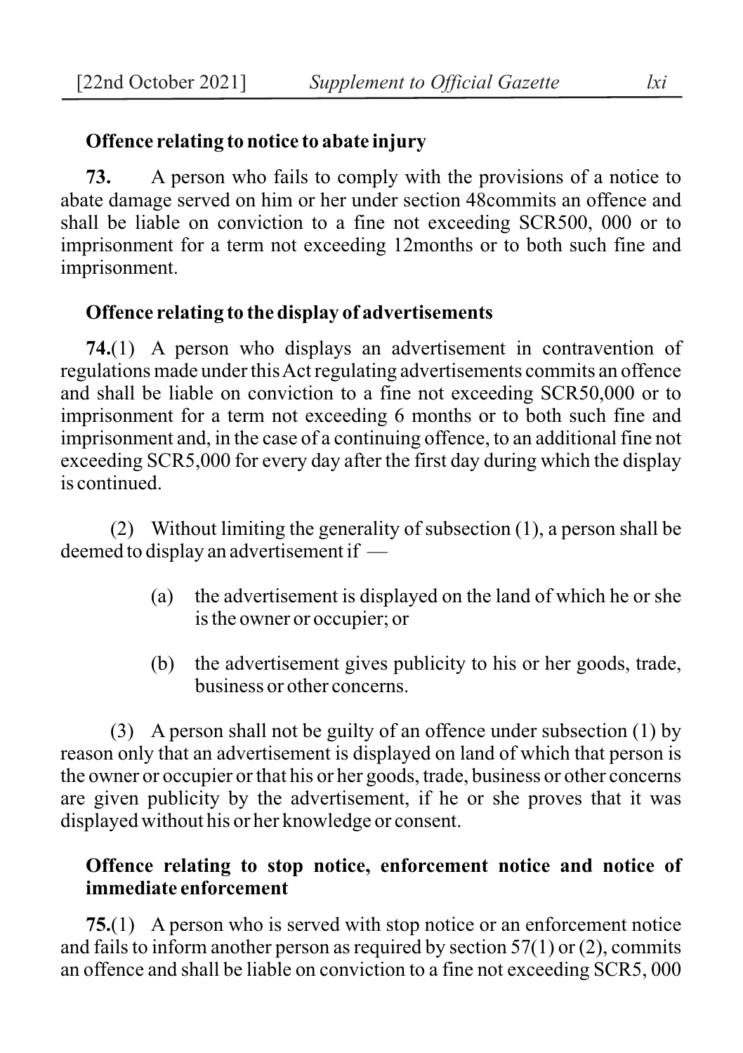**Offence relating to notice to abate injury**

**73.** A person who fails to comply with the provisions of a notice to abate damage served on him or her under section 48commits an offence and shall be liable on conviction to a fine not exceeding SCR500, 000 or to imprisonment for a term not exceeding 12months or to both such fine and imprisonment.

**Offence relating to the display of advertisements**

**74.**(1) A person who displays an advertisement in contravention of regulations made under this Act regulating advertisements commits an offence and shall be liable on conviction to a fine not exceeding SCR50,000 or to imprisonment for a term not exceeding 6 months or to both such fine and imprisonment and, in the case of a continuing offence, to an additional fine not exceeding SCR5,000 for every day after the first day during which the display is continued.

(2) Without limiting the generality of subsection (1), a person shall be deemed to display an advertisement if —

(a) the advertisement is displayed on the land of which he or she is the owner or occupier; or

(b) the advertisement gives publicity to his or her goods, trade, business or other concerns.

(3) A person shall not be guilty of an offence under subsection (1) by reason only that an advertisement is displayed on land of which that person is the owner or occupier or that his or her goods, trade, business or other concerns are given publicity by the advertisement, if he or she proves that it was displayed without his or her knowledge or consent.

**Offence relating to stop notice, enforcement notice and notice of immediate enforcement**

**75.**(1) A person who is served with stop notice or an enforcement notice and fails to inform another person as required by section 57(1) or (2), commits an offence and shall be liable on conviction to a fine not exceeding SCR5, 000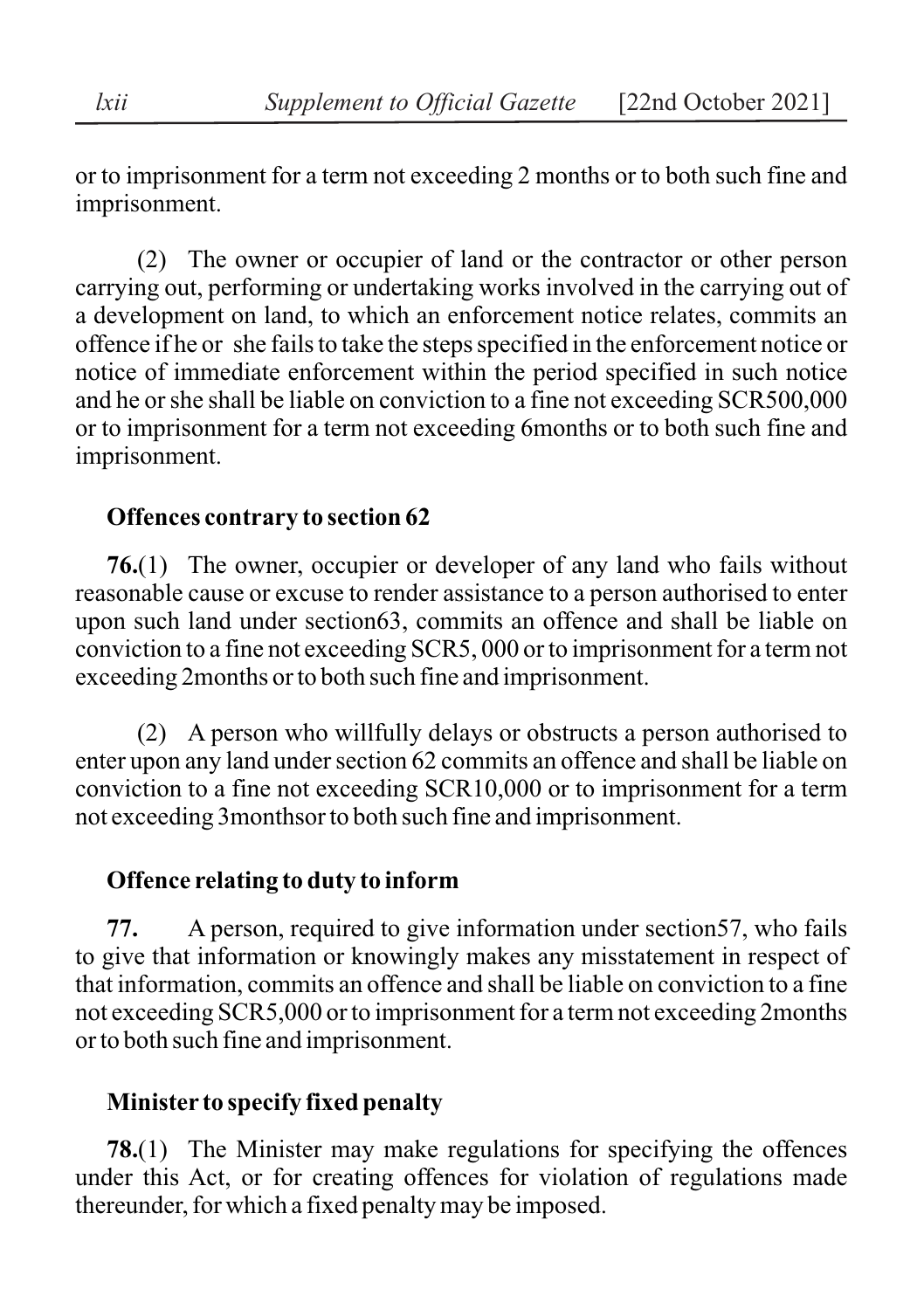or to imprisonment for a term not exceeding 2 months or to both such fine and imprisonment.

(2) The owner or occupier of land or the contractor or other person carrying out, performing or undertaking works involved in the carrying out of a development on land, to which an enforcement notice relates, commits an offence if he or she fails to take the steps specified in the enforcement notice or notice of immediate enforcement within the period specified in such notice and he or she shall be liable on conviction to a fine not exceeding SCR500,000 or to imprisonment for a term not exceeding 6months or to both such fine and imprisonment.

**Offences contrary to section 62**

**76.**(1) The owner, occupier or developer of any land who fails without reasonable cause or excuse to render assistance to a person authorised to enter upon such land under section63, commits an offence and shall be liable on conviction to a fine not exceeding SCR5, 000 or to imprisonment for a term not exceeding 2months or to both such fine and imprisonment.

(2) A person who willfully delays or obstructs a person authorised to enter upon any land under section 62 commits an offence and shall be liable on conviction to a fine not exceeding SCR10,000 or to imprisonment for a term not exceeding 3monthsor to both such fine and imprisonment.

**Offence relating to duty to inform**

**77.** A person, required to give information under section57, who fails to give that information or knowingly makes any misstatement in respect of that information, commits an offence and shall be liable on conviction to a fine not exceeding SCR5,000 or to imprisonment for a term not exceeding 2months or to both such fine and imprisonment.

**Minister to specify fixed penalty**

**78.**(1) The Minister may make regulations for specifying the offences under this Act, or for creating offences for violation of regulations made thereunder, for which a fixed penalty may be imposed.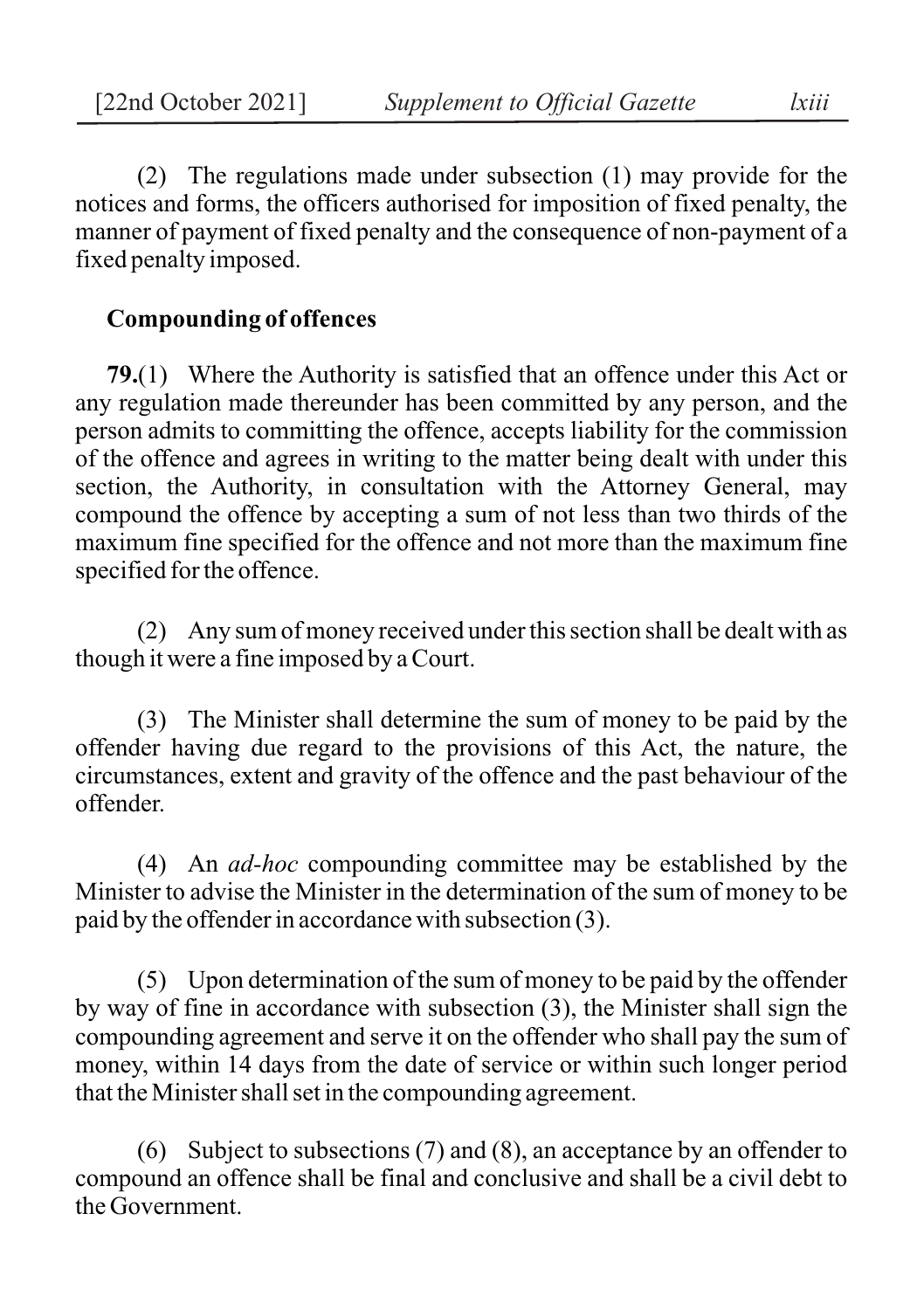(2) The regulations made under subsection (1) may provide for the notices and forms, the officers authorised for imposition of fixed penalty, the manner of payment of fixed penalty and the consequence of non-payment of a fixed penalty imposed.

**Compounding of offences**

**79.**(1) Where the Authority is satisfied that an offence under this Act or any regulation made thereunder has been committed by any person, and the person admits to committing the offence, accepts liability for the commission of the offence and agrees in writing to the matter being dealt with under this section, the Authority, in consultation with the Attorney General, may compound the offence by accepting a sum of not less than two thirds of the maximum fine specified for the offence and not more than the maximum fine specified for the offence.

(2) Any sum of money received under this section shall be dealt with as though it were a fine imposed by a Court.

(3) The Minister shall determine the sum of money to be paid by the offender having due regard to the provisions of this Act, the nature, the circumstances, extent and gravity of the offence and the past behaviour of the offender.

(4) An *ad-hoc* compounding committee may be established by the Minister to advise the Minister in the determination of the sum of money to be paid by the offender in accordance with subsection (3).

(5) Upon determination of the sum of money to be paid by the offender by way of fine in accordance with subsection (3), the Minister shall sign the compounding agreement and serve it on the offender who shall pay the sum of money, within 14 days from the date of service or within such longer period that the Minister shall set in the compounding agreement.

(6) Subject to subsections (7) and (8), an acceptance by an offender to compound an offence shall be final and conclusive and shall be a civil debt to the Government.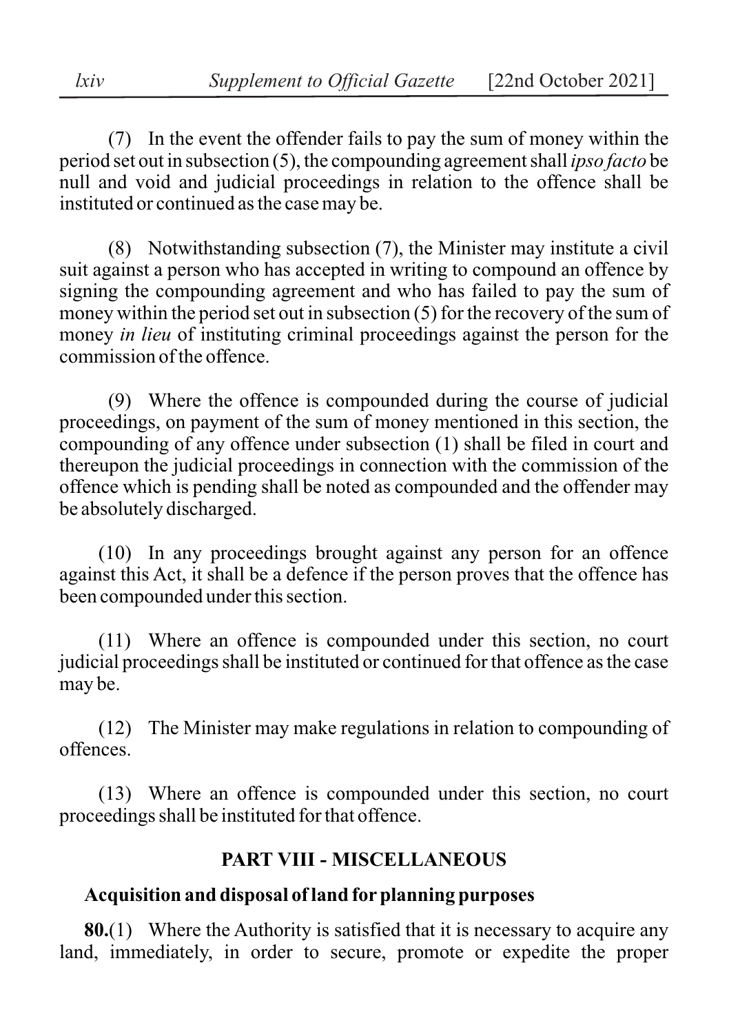(7) In the event the offender fails to pay the sum of money within the period set out in subsection (5), the compounding agreement shall *ipso facto* be null and void and judicial proceedings in relation to the offence shall be instituted or continued as the case may be.

(8) Notwithstanding subsection (7), the Minister may institute a civil suit against a person who has accepted in writing to compound an offence by signing the compounding agreement and who has failed to pay the sum of money within the period set out in subsection (5) for the recovery of the sum of money *in lieu* of instituting criminal proceedings against the person for the commission of the offence.

(9) Where the offence is compounded during the course of judicial proceedings, on payment of the sum of money mentioned in this section, the compounding of any offence under subsection (1) shall be filed in court and thereupon the judicial proceedings in connection with the commission of the offence which is pending shall be noted as compounded and the offender may be absolutely discharged.

(10) In any proceedings brought against any person for an offence against this Act, it shall be a defence if the person proves that the offence has been compounded under this section.

(11) Where an offence is compounded under this section, no court judicial proceedings shall be instituted or continued for that offence as the case may be.

(12) The Minister may make regulations in relation to compounding of offences.

(13) Where an offence is compounded under this section, no court proceedings shall be instituted for that offence.

## PART VIII - MISCELLANEOUS

### Acquisition and disposal of land for planning purposes

**80.**(1) Where the Authority is satisfied that it is necessary to acquire any land, immediately, in order to secure, promote or expedite the proper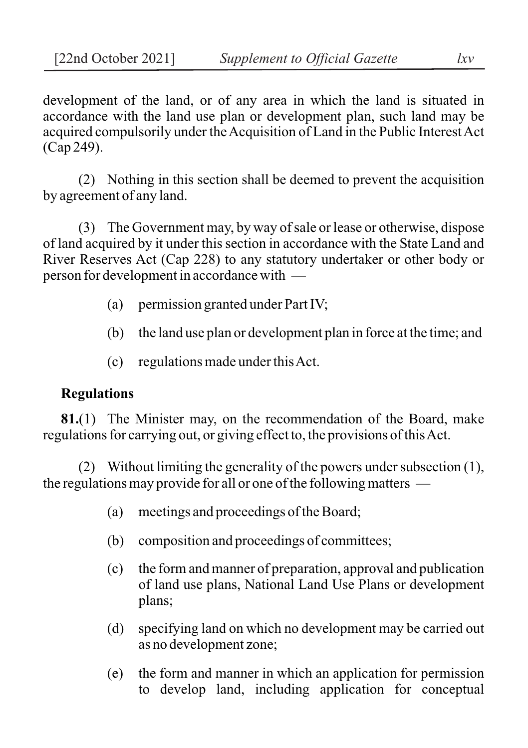development of the land, or of any area in which the land is situated in accordance with the land use plan or development plan, such land may be acquired compulsorily under the Acquisition of Land in the Public Interest Act (Cap 249).

(2) Nothing in this section shall be deemed to prevent the acquisition by agreement of any land.

(3) The Government may, by way of sale or lease or otherwise, dispose of land acquired by it under this section in accordance with the State Land and River Reserves Act (Cap 228) to any statutory undertaker or other body or person for development in accordance with —

(a) permission granted under Part IV;

(b) the land use plan or development plan in force at the time; and

(c) regulations made under this Act.

**Regulations**

**81.**(1) The Minister may, on the recommendation of the Board, make regulations for carrying out, or giving effect to, the provisions of this Act.

(2) Without limiting the generality of the powers under subsection (1), the regulations may provide for all or one of the following matters —

(a) meetings and proceedings of the Board;

(b) composition and proceedings of committees;

(c) the form and manner of preparation, approval and publication of land use plans, National Land Use Plans or development plans;

(d) specifying land on which no development may be carried out as no development zone;

(e) the form and manner in which an application for permission to develop land, including application for conceptual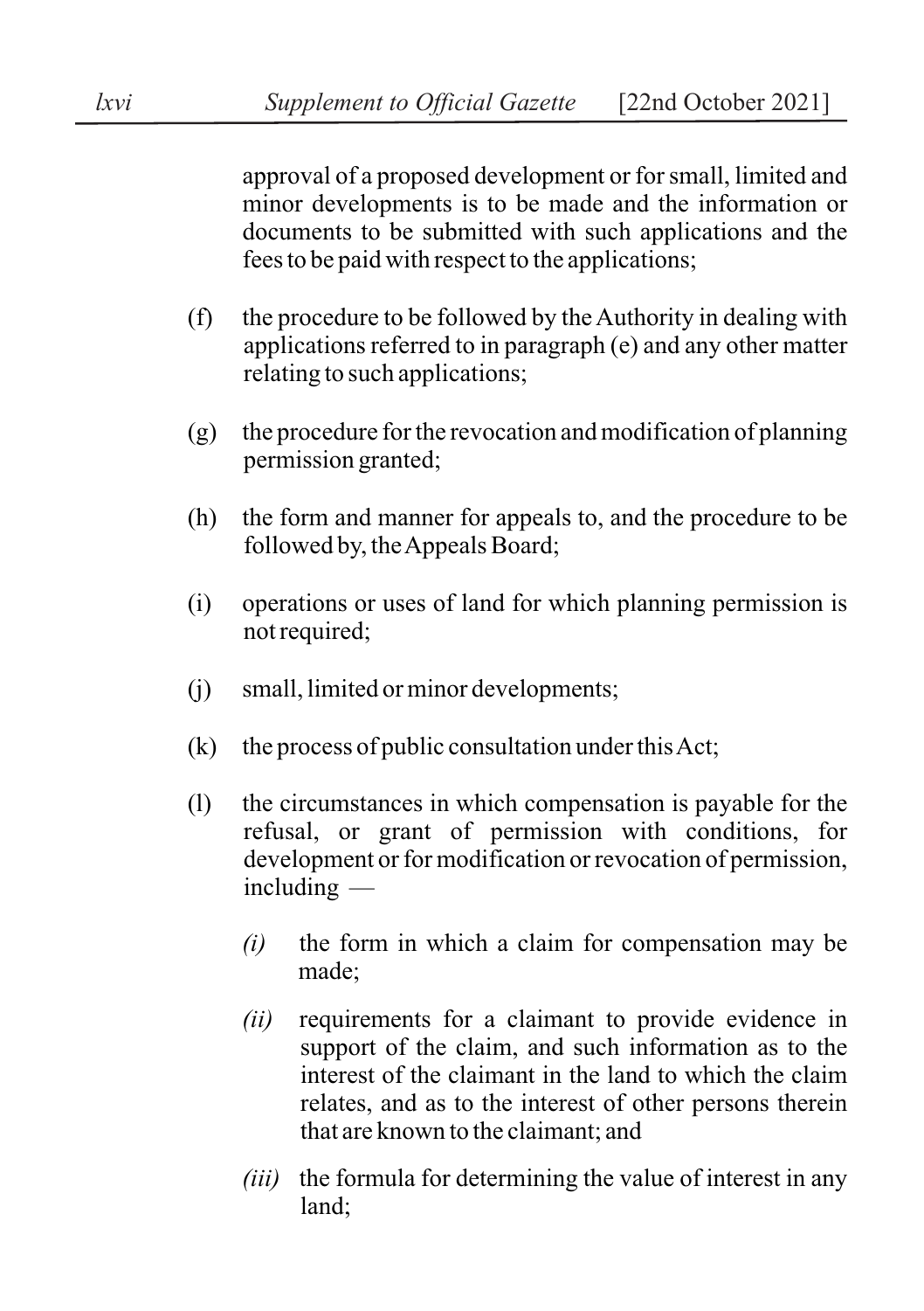approval of a proposed development or for small, limited and minor developments is to be made and the information or documents to be submitted with such applications and the fees to be paid with respect to the applications;

(f) the procedure to be followed by the Authority in dealing with applications referred to in paragraph (e) and any other matter relating to such applications;

(g) the procedure for the revocation and modification of planning permission granted;

(h) the form and manner for appeals to, and the procedure to be followed by, the Appeals Board;

(i) operations or uses of land for which planning permission is not required;

(j) small, limited or minor developments;

(k) the process of public consultation under this Act;

(l) the circumstances in which compensation is payable for the refusal, or grant of permission with conditions, for development or for modification or revocation of permission, including —

*(i)* the form in which a claim for compensation may be made;

*(ii)* requirements for a claimant to provide evidence in support of the claim, and such information as to the interest of the claimant in the land to which the claim relates, and as to the interest of other persons therein that are known to the claimant; and

*(iii)* the formula for determining the value of interest in any land;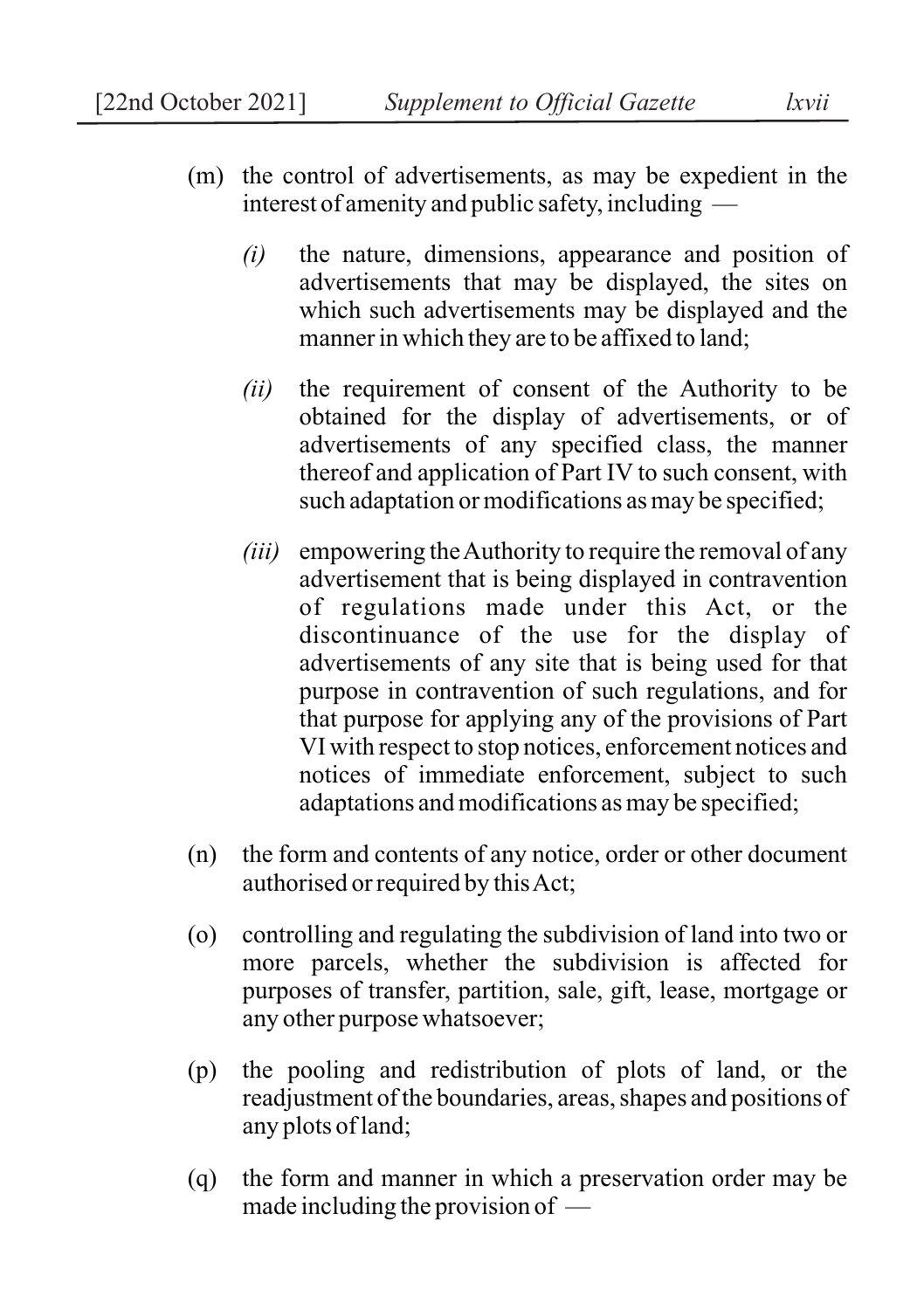(m) the control of advertisements, as may be expedient in the interest of amenity and public safety, including —

  *(i)* the nature, dimensions, appearance and position of advertisements that may be displayed, the sites on which such advertisements may be displayed and the manner in which they are to be affixed to land;

  *(ii)* the requirement of consent of the Authority to be obtained for the display of advertisements, or of advertisements of any specified class, the manner thereof and application of Part IV to such consent, with such adaptation or modifications as may be specified;

  *(iii)* empowering the Authority to require the removal of any advertisement that is being displayed in contravention of regulations made under this Act, or the discontinuance of the use for the display of advertisements of any site that is being used for that purpose in contravention of such regulations, and for that purpose for applying any of the provisions of Part VI with respect to stop notices, enforcement notices and notices of immediate enforcement, subject to such adaptations and modifications as may be specified;

(n) the form and contents of any notice, order or other document authorised or required by this Act;

(o) controlling and regulating the subdivision of land into two or more parcels, whether the subdivision is affected for purposes of transfer, partition, sale, gift, lease, mortgage or any other purpose whatsoever;

(p) the pooling and redistribution of plots of land, or the readjustment of the boundaries, areas, shapes and positions of any plots of land;

(q) the form and manner in which a preservation order may be made including the provision of —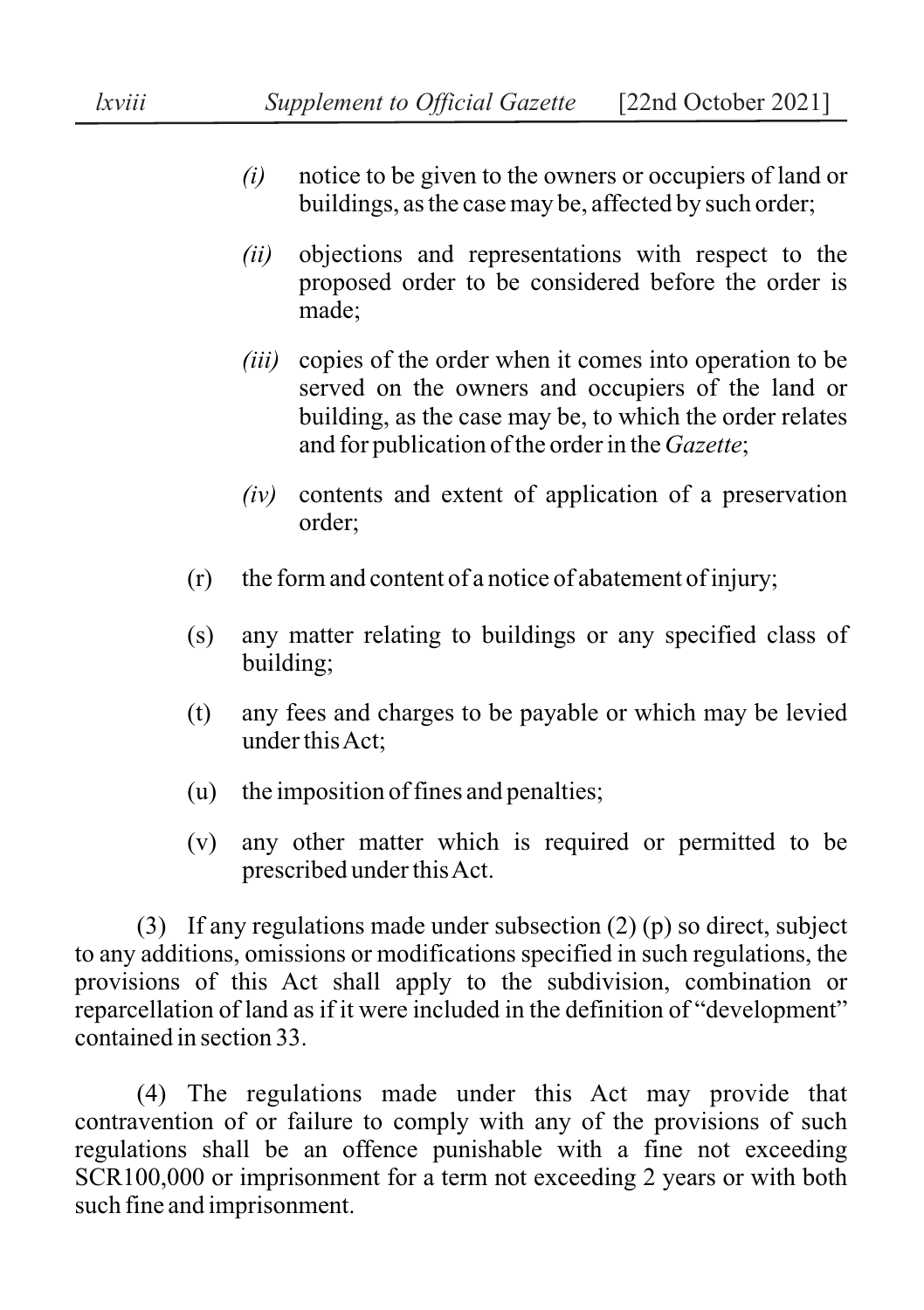*(i)* notice to be given to the owners or occupiers of land or buildings, as the case may be, affected by such order;

*(ii)* objections and representations with respect to the proposed order to be considered before the order is made;

*(iii)* copies of the order when it comes into operation to be served on the owners and occupiers of the land or building, as the case may be, to which the order relates and for publication of the order in the *Gazette*;

*(iv)* contents and extent of application of a preservation order;

(r) the form and content of a notice of abatement of injury;

(s) any matter relating to buildings or any specified class of building;

(t) any fees and charges to be payable or which may be levied under this Act;

(u) the imposition of fines and penalties;

(v) any other matter which is required or permitted to be prescribed under this Act.

(3) If any regulations made under subsection (2) (p) so direct, subject to any additions, omissions or modifications specified in such regulations, the provisions of this Act shall apply to the subdivision, combination or reparcellation of land as if it were included in the definition of "development" contained in section 33.

(4) The regulations made under this Act may provide that contravention of or failure to comply with any of the provisions of such regulations shall be an offence punishable with a fine not exceeding SCR100,000 or imprisonment for a term not exceeding 2 years or with both such fine and imprisonment.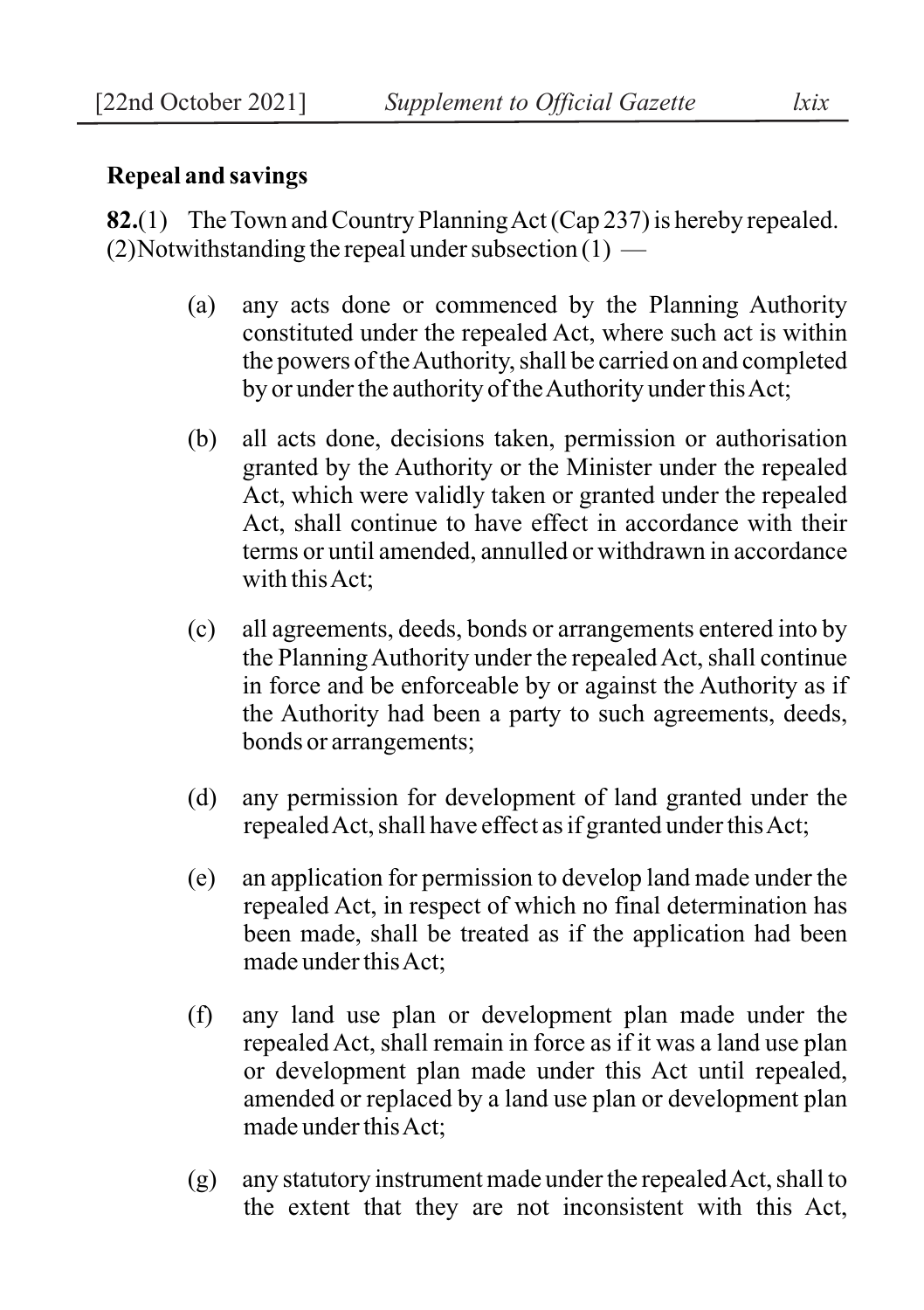**Repeal and savings**

**82.**(1) The Town and Country Planning Act (Cap 237) is hereby repealed.
(2) Notwithstanding the repeal under subsection (1) —

(a) any acts done or commenced by the Planning Authority constituted under the repealed Act, where such act is within the powers of the Authority, shall be carried on and completed by or under the authority of the Authority under this Act;

(b) all acts done, decisions taken, permission or authorisation granted by the Authority or the Minister under the repealed Act, which were validly taken or granted under the repealed Act, shall continue to have effect in accordance with their terms or until amended, annulled or withdrawn in accordance with this Act;

(c) all agreements, deeds, bonds or arrangements entered into by the Planning Authority under the repealed Act, shall continue in force and be enforceable by or against the Authority as if the Authority had been a party to such agreements, deeds, bonds or arrangements;

(d) any permission for development of land granted under the repealed Act, shall have effect as if granted under this Act;

(e) an application for permission to develop land made under the repealed Act, in respect of which no final determination has been made, shall be treated as if the application had been made under this Act;

(f) any land use plan or development plan made under the repealed Act, shall remain in force as if it was a land use plan or development plan made under this Act until repealed, amended or replaced by a land use plan or development plan made under this Act;

(g) any statutory instrument made under the repealed Act, shall to the extent that they are not inconsistent with this Act,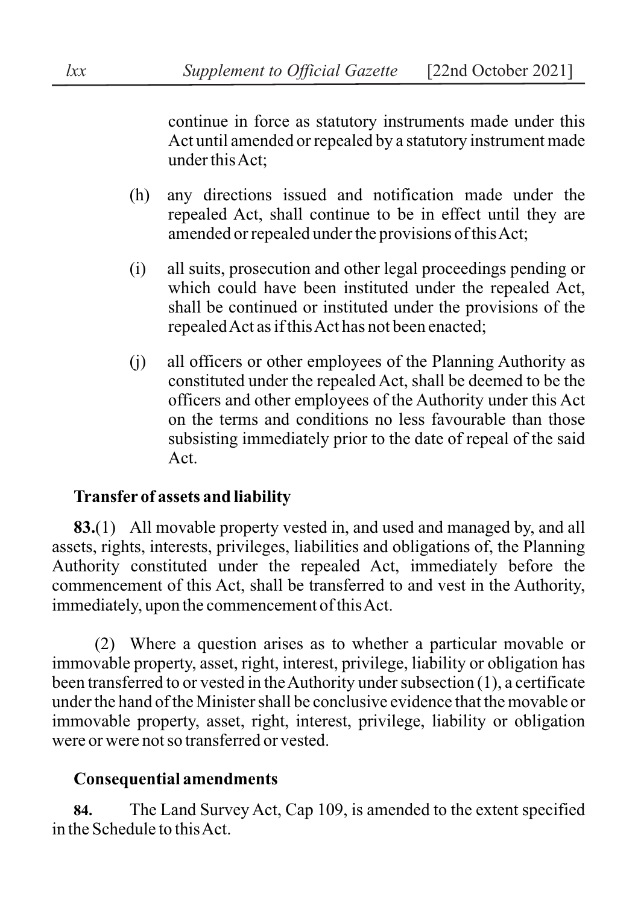continue in force as statutory instruments made under this Act until amended or repealed by a statutory instrument made under this Act;

(h) any directions issued and notification made under the repealed Act, shall continue to be in effect until they are amended or repealed under the provisions of this Act;

(i) all suits, prosecution and other legal proceedings pending or which could have been instituted under the repealed Act, shall be continued or instituted under the provisions of the repealed Act as if this Act has not been enacted;

(j) all officers or other employees of the Planning Authority as constituted under the repealed Act, shall be deemed to be the officers and other employees of the Authority under this Act on the terms and conditions no less favourable than those subsisting immediately prior to the date of repeal of the said Act.

**Transfer of assets and liability**

**83.**(1) All movable property vested in, and used and managed by, and all assets, rights, interests, privileges, liabilities and obligations of, the Planning Authority constituted under the repealed Act, immediately before the commencement of this Act, shall be transferred to and vest in the Authority, immediately, upon the commencement of this Act.

(2) Where a question arises as to whether a particular movable or immovable property, asset, right, interest, privilege, liability or obligation has been transferred to or vested in the Authority under subsection (1), a certificate under the hand of the Minister shall be conclusive evidence that the movable or immovable property, asset, right, interest, privilege, liability or obligation were or were not so transferred or vested.

**Consequential amendments**

**84.** The Land Survey Act, Cap 109, is amended to the extent specified in the Schedule to this Act.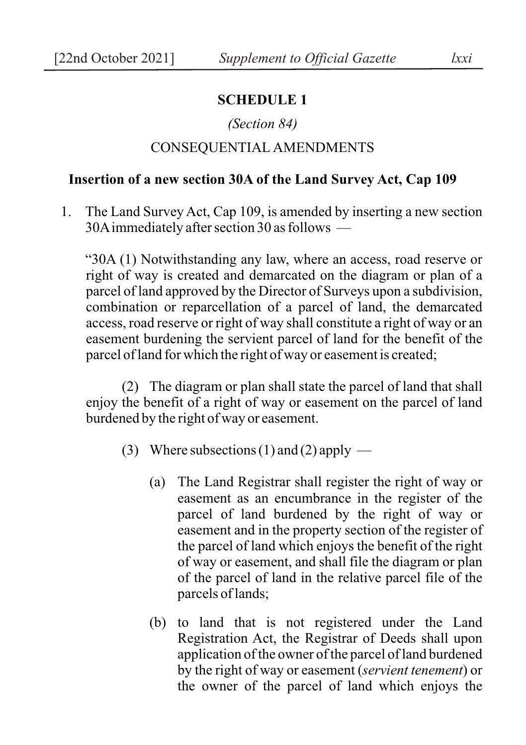## SCHEDULE 1

*(Section 84)*

CONSEQUENTIAL AMENDMENTS

**Insertion of a new section 30A of the Land Survey Act, Cap 109**

1. The Land Survey Act, Cap 109, is amended by inserting a new section 30A immediately after section 30 as follows —

"30A (1) Notwithstanding any law, where an access, road reserve or right of way is created and demarcated on the diagram or plan of a parcel of land approved by the Director of Surveys upon a subdivision, combination or reparcellation of a parcel of land, the demarcated access, road reserve or right of way shall constitute a right of way or an easement burdening the servient parcel of land for the benefit of the parcel of land for which the right of way or easement is created;

(2) The diagram or plan shall state the parcel of land that shall enjoy the benefit of a right of way or easement on the parcel of land burdened by the right of way or easement.

(3) Where subsections (1) and (2) apply —

(a) The Land Registrar shall register the right of way or easement as an encumbrance in the register of the parcel of land burdened by the right of way or easement and in the property section of the register of the parcel of land which enjoys the benefit of the right of way or easement, and shall file the diagram or plan of the parcel of land in the relative parcel file of the parcels of lands;

(b) to land that is not registered under the Land Registration Act, the Registrar of Deeds shall upon application of the owner of the parcel of land burdened by the right of way or easement (*servient tenement*) or the owner of the parcel of land which enjoys the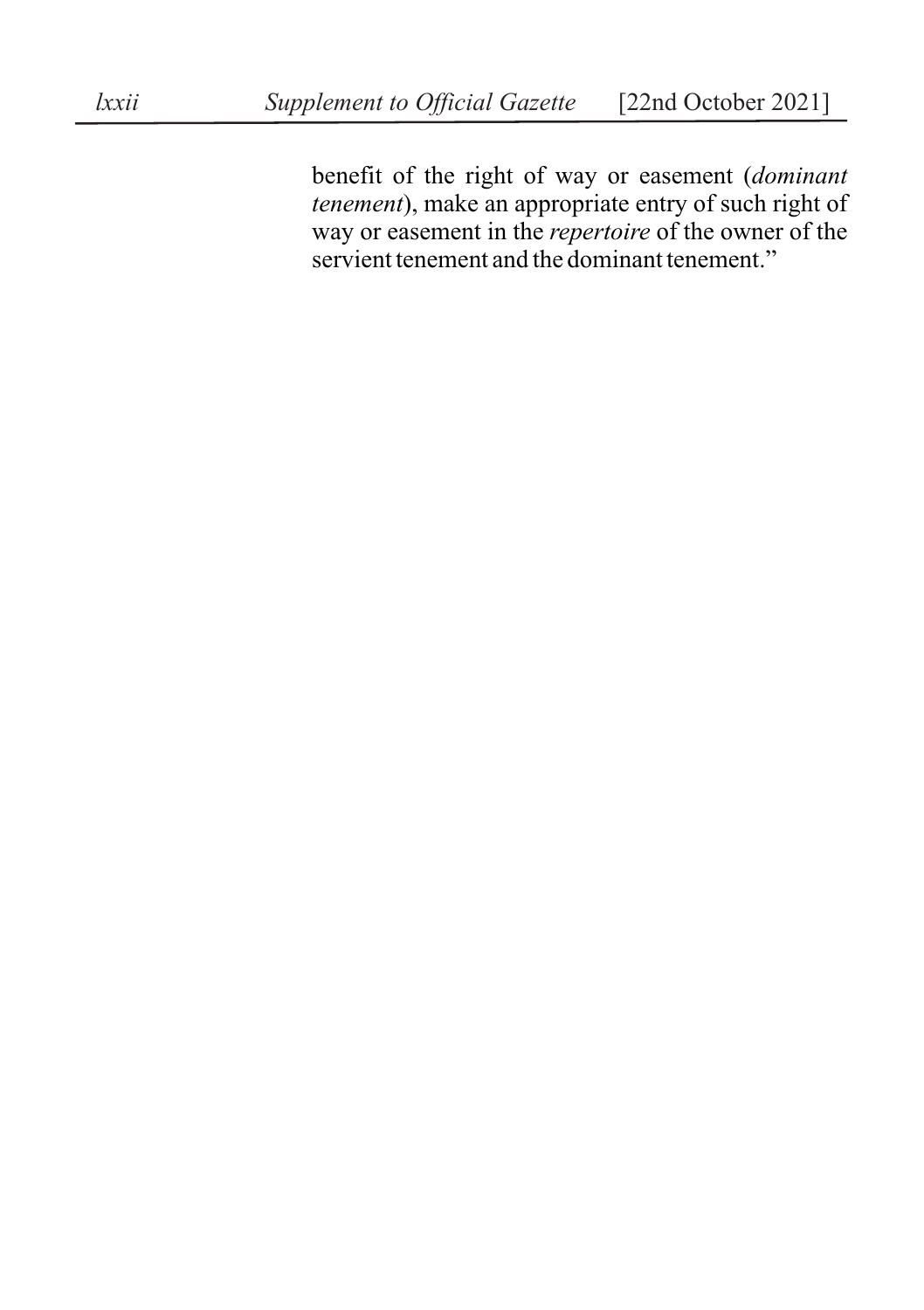benefit of the right of way or easement (*dominant tenement*), make an appropriate entry of such right of way or easement in the *repertoire* of the owner of the servient tenement and the dominant tenement."